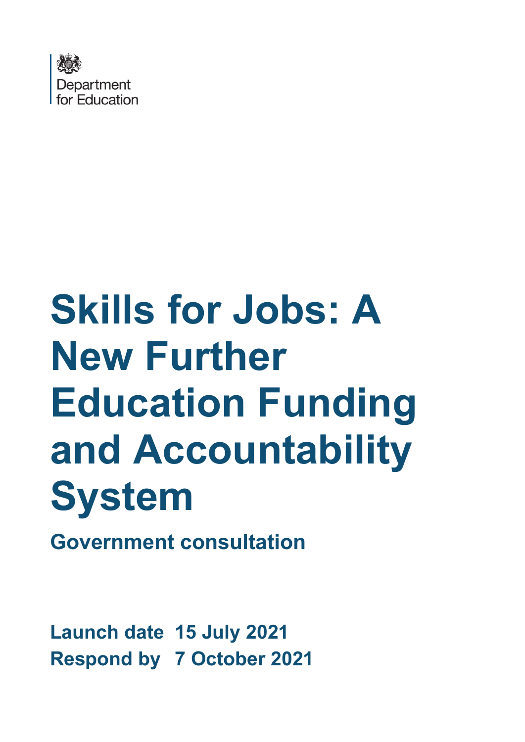Department for Education

# Skills for Jobs: A New Further Education Funding and Accountability System

## Government consultation

**Launch date** **15 July 2021**
**Respond by** **7 October 2021**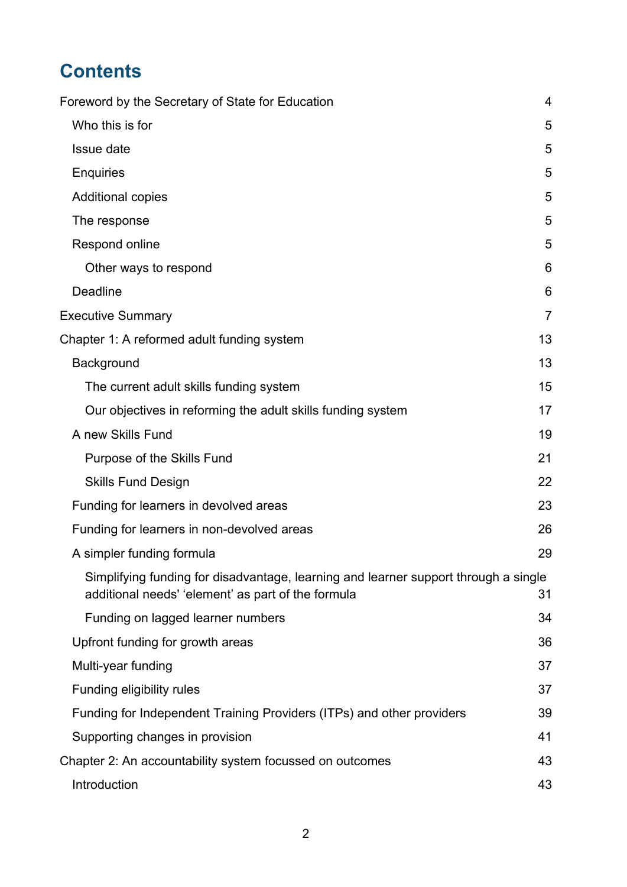# Contents

Foreword by the Secretary of State for Education 4

- Who this is for 5
- Issue date 5
- Enquiries 5
- Additional copies 5
- The response 5
- Respond online 5
  - Other ways to respond 6
- Deadline 6

Executive Summary 7

Chapter 1: A reformed adult funding system 13

- Background 13
  - The current adult skills funding system 15
  - Our objectives in reforming the adult skills funding system 17
- A new Skills Fund 19
  - Purpose of the Skills Fund 21
  - Skills Fund Design 22
- Funding for learners in devolved areas 23
- Funding for learners in non-devolved areas 26
- A simpler funding formula 29
  - Simplifying funding for disadvantage, learning and learner support through a single additional needs' 'element' as part of the formula 31
  - Funding on lagged learner numbers 34
- Upfront funding for growth areas 36
- Multi-year funding 37
- Funding eligibility rules 37
- Funding for Independent Training Providers (ITPs) and other providers 39
- Supporting changes in provision 41

Chapter 2: An accountability system focussed on outcomes 43

- Introduction 43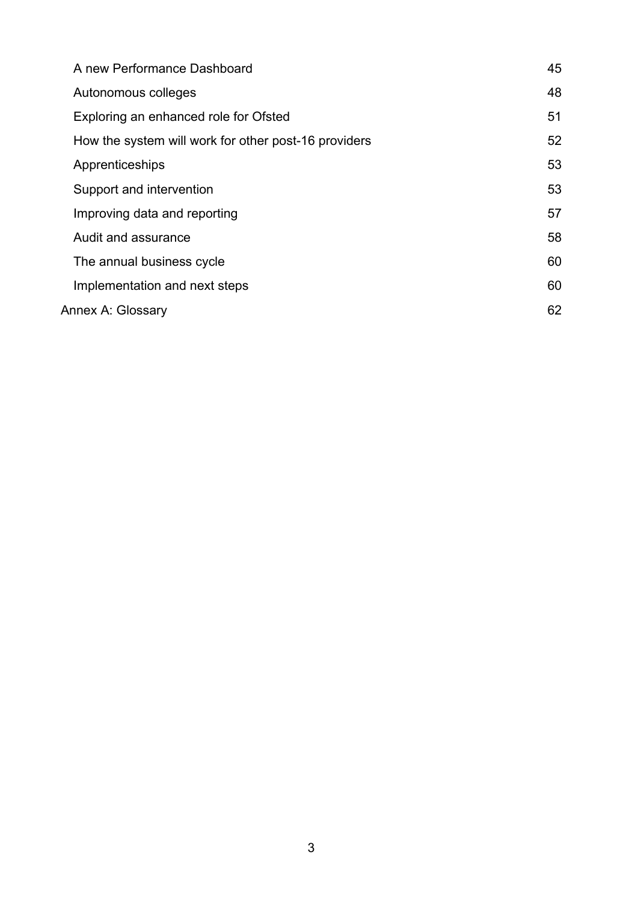| | |
|---|---|
| A new Performance Dashboard | 45 |
| Autonomous colleges | 48 |
| Exploring an enhanced role for Ofsted | 51 |
| How the system will work for other post-16 providers | 52 |
| Apprenticeships | 53 |
| Support and intervention | 53 |
| Improving data and reporting | 57 |
| Audit and assurance | 58 |
| The annual business cycle | 60 |
| Implementation and next steps | 60 |
| Annex A: Glossary | 62 |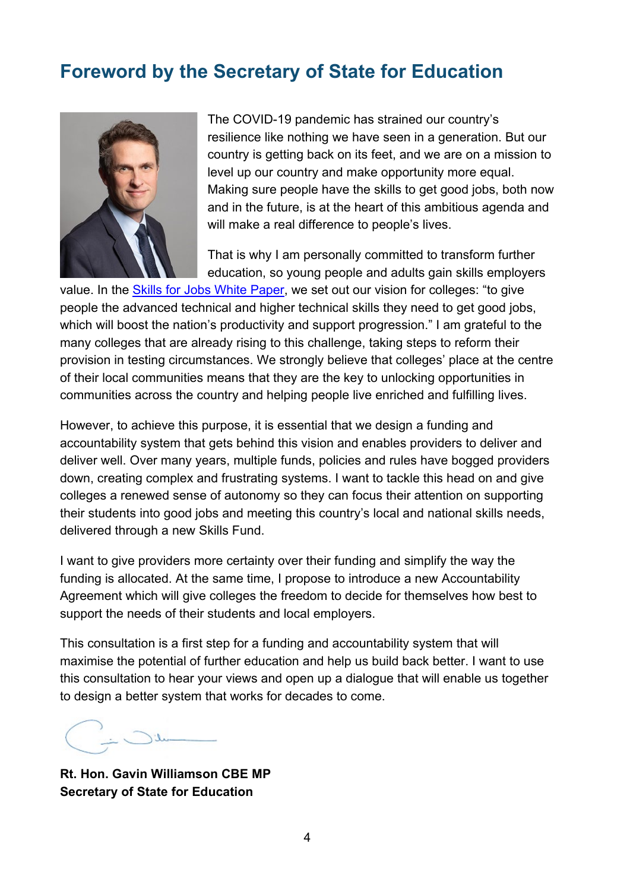## Foreword by the Secretary of State for Education

The COVID-19 pandemic has strained our country's resilience like nothing we have seen in a generation. But our country is getting back on its feet, and we are on a mission to level up our country and make opportunity more equal. Making sure people have the skills to get good jobs, both now and in the future, is at the heart of this ambitious agenda and will make a real difference to people's lives.

That is why I am personally committed to transform further education, so young people and adults gain skills employers value. In the Skills for Jobs White Paper, we set out our vision for colleges: "to give people the advanced technical and higher technical skills they need to get good jobs, which will boost the nation's productivity and support progression." I am grateful to the many colleges that are already rising to this challenge, taking steps to reform their provision in testing circumstances. We strongly believe that colleges' place at the centre of their local communities means that they are the key to unlocking opportunities in communities across the country and helping people live enriched and fulfilling lives.

However, to achieve this purpose, it is essential that we design a funding and accountability system that gets behind this vision and enables providers to deliver and deliver well. Over many years, multiple funds, policies and rules have bogged providers down, creating complex and frustrating systems. I want to tackle this head on and give colleges a renewed sense of autonomy so they can focus their attention on supporting their students into good jobs and meeting this country's local and national skills needs, delivered through a new Skills Fund.

I want to give providers more certainty over their funding and simplify the way the funding is allocated. At the same time, I propose to introduce a new Accountability Agreement which will give colleges the freedom to decide for themselves how best to support the needs of their students and local employers.

This consultation is a first step for a funding and accountability system that will maximise the potential of further education and help us build back better. I want to use this consultation to hear your views and open up a dialogue that will enable us together to design a better system that works for decades to come.

**Rt. Hon. Gavin Williamson CBE MP**
**Secretary of State for Education**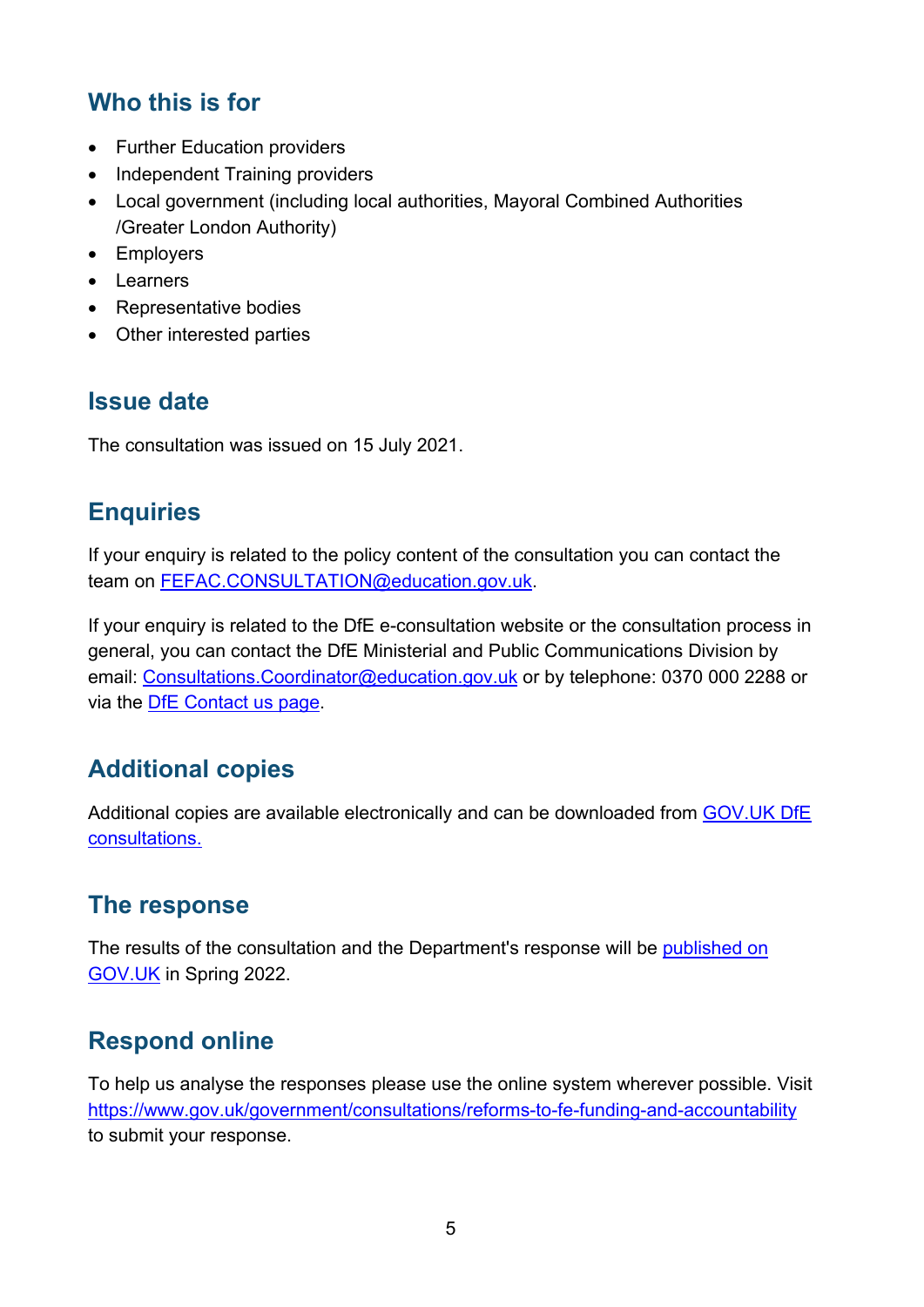## Who this is for

- Further Education providers
- Independent Training providers
- Local government (including local authorities, Mayoral Combined Authorities /Greater London Authority)
- Employers
- Learners
- Representative bodies
- Other interested parties

## Issue date

The consultation was issued on 15 July 2021.

## Enquiries

If your enquiry is related to the policy content of the consultation you can contact the team on FEFAC.CONSULTATION@education.gov.uk.

If your enquiry is related to the DfE e-consultation website or the consultation process in general, you can contact the DfE Ministerial and Public Communications Division by email: Consultations.Coordinator@education.gov.uk or by telephone: 0370 000 2288 or via the DfE Contact us page.

## Additional copies

Additional copies are available electronically and can be downloaded from GOV.UK DfE consultations.

## The response

The results of the consultation and the Department's response will be published on GOV.UK in Spring 2022.

## Respond online

To help us analyse the responses please use the online system wherever possible. Visit https://www.gov.uk/government/consultations/reforms-to-fe-funding-and-accountability to submit your response.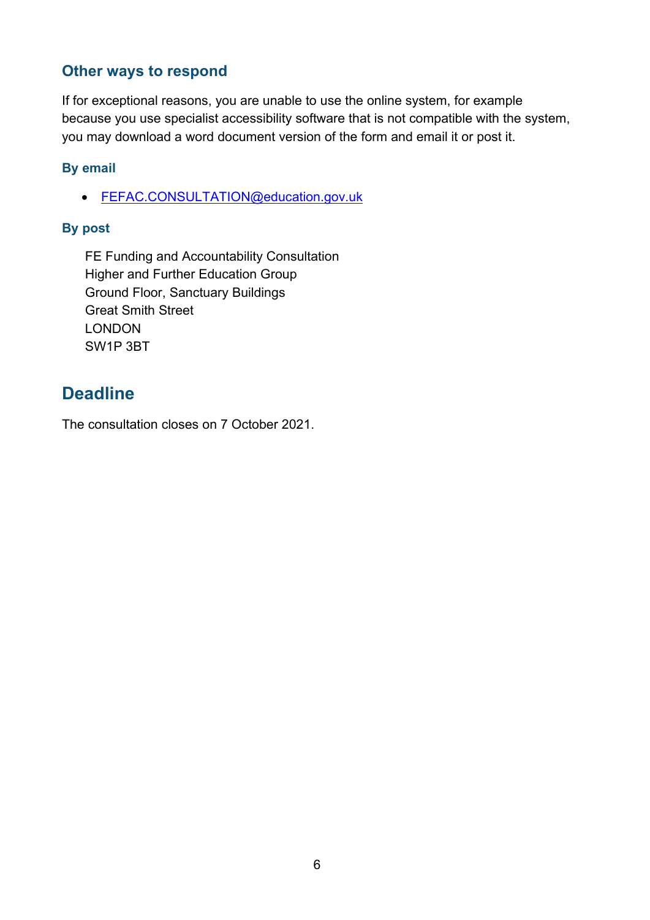### Other ways to respond

If for exceptional reasons, you are unable to use the online system, for example because you use specialist accessibility software that is not compatible with the system, you may download a word document version of the form and email it or post it.

#### By email

- FEFAC.CONSULTATION@education.gov.uk

#### By post

FE Funding and Accountability Consultation
Higher and Further Education Group
Ground Floor, Sanctuary Buildings
Great Smith Street
LONDON
SW1P 3BT

## Deadline

The consultation closes on 7 October 2021.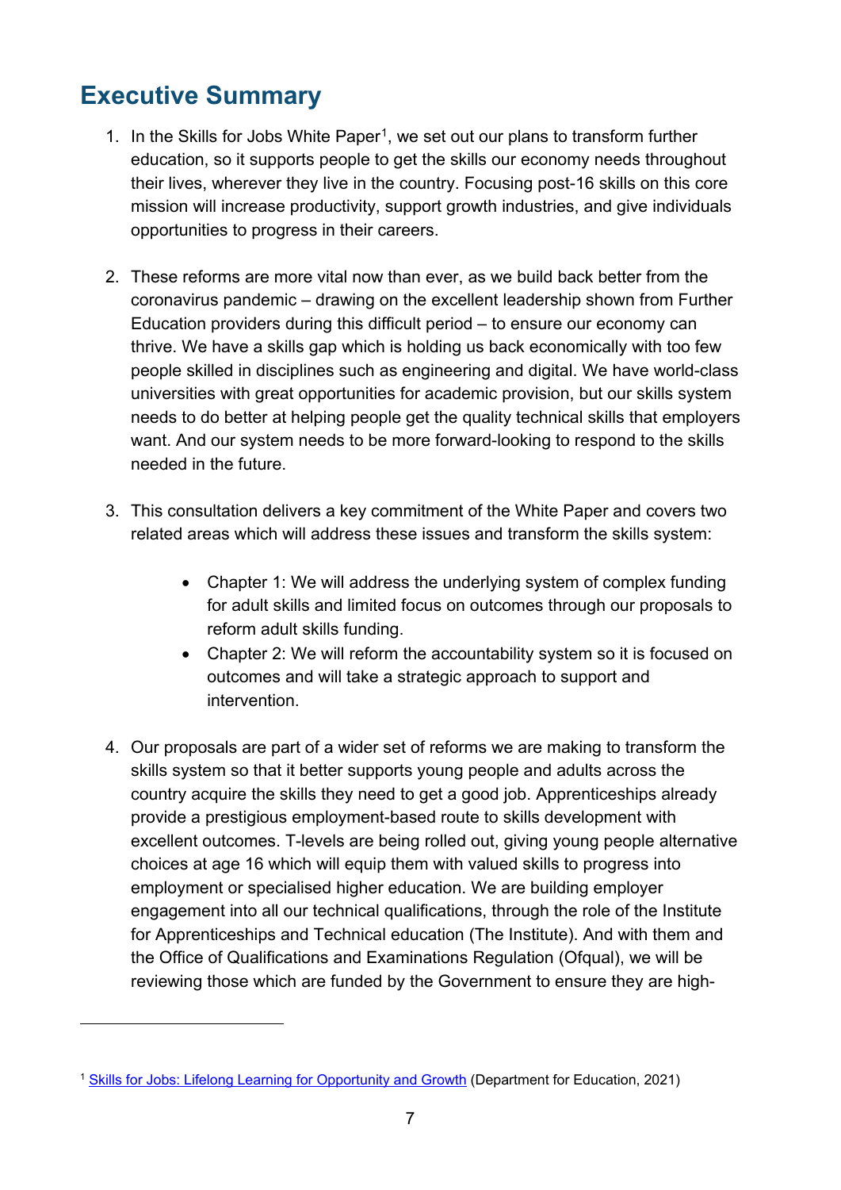## Executive Summary

1. In the Skills for Jobs White Paper[1], we set out our plans to transform further education, so it supports people to get the skills our economy needs throughout their lives, wherever they live in the country. Focusing post-16 skills on this core mission will increase productivity, support growth industries, and give individuals opportunities to progress in their careers.

2. These reforms are more vital now than ever, as we build back better from the coronavirus pandemic – drawing on the excellent leadership shown from Further Education providers during this difficult period – to ensure our economy can thrive. We have a skills gap which is holding us back economically with too few people skilled in disciplines such as engineering and digital. We have world-class universities with great opportunities for academic provision, but our skills system needs to do better at helping people get the quality technical skills that employers want. And our system needs to be more forward-looking to respond to the skills needed in the future.

3. This consultation delivers a key commitment of the White Paper and covers two related areas which will address these issues and transform the skills system:

    - Chapter 1: We will address the underlying system of complex funding for adult skills and limited focus on outcomes through our proposals to reform adult skills funding.
    - Chapter 2: We will reform the accountability system so it is focused on outcomes and will take a strategic approach to support and intervention.

4. Our proposals are part of a wider set of reforms we are making to transform the skills system so that it better supports young people and adults across the country acquire the skills they need to get a good job. Apprenticeships already provide a prestigious employment-based route to skills development with excellent outcomes. T-levels are being rolled out, giving young people alternative choices at age 16 which will equip them with valued skills to progress into employment or specialised higher education. We are building employer engagement into all our technical qualifications, through the role of the Institute for Apprenticeships and Technical education (The Institute). And with them and the Office of Qualifications and Examinations Regulation (Ofqual), we will be reviewing those which are funded by the Government to ensure they are high-

---

[1] Skills for Jobs: Lifelong Learning for Opportunity and Growth (Department for Education, 2021)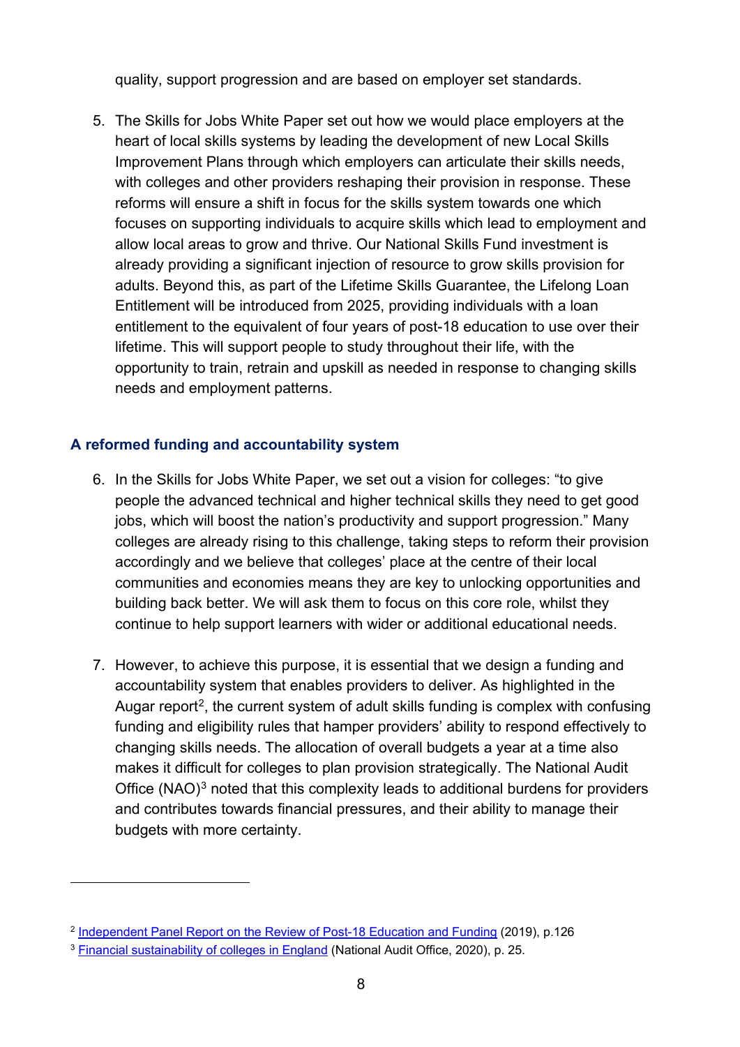quality, support progression and are based on employer set standards.

5. The Skills for Jobs White Paper set out how we would place employers at the heart of local skills systems by leading the development of new Local Skills Improvement Plans through which employers can articulate their skills needs, with colleges and other providers reshaping their provision in response. These reforms will ensure a shift in focus for the skills system towards one which focuses on supporting individuals to acquire skills which lead to employment and allow local areas to grow and thrive. Our National Skills Fund investment is already providing a significant injection of resource to grow skills provision for adults. Beyond this, as part of the Lifetime Skills Guarantee, the Lifelong Loan Entitlement will be introduced from 2025, providing individuals with a loan entitlement to the equivalent of four years of post-18 education to use over their lifetime. This will support people to study throughout their life, with the opportunity to train, retrain and upskill as needed in response to changing skills needs and employment patterns.

### A reformed funding and accountability system

6. In the Skills for Jobs White Paper, we set out a vision for colleges: "to give people the advanced technical and higher technical skills they need to get good jobs, which will boost the nation's productivity and support progression." Many colleges are already rising to this challenge, taking steps to reform their provision accordingly and we believe that colleges' place at the centre of their local communities and economies means they are key to unlocking opportunities and building back better. We will ask them to focus on this core role, whilst they continue to help support learners with wider or additional educational needs.

7. However, to achieve this purpose, it is essential that we design a funding and accountability system that enables providers to deliver. As highlighted in the Augar report[2], the current system of adult skills funding is complex with confusing funding and eligibility rules that hamper providers' ability to respond effectively to changing skills needs. The allocation of overall budgets a year at a time also makes it difficult for colleges to plan provision strategically. The National Audit Office (NAO)[3] noted that this complexity leads to additional burdens for providers and contributes towards financial pressures, and their ability to manage their budgets with more certainty.

---

[2] Independent Panel Report on the Review of Post-18 Education and Funding (2019), p.126

[3] Financial sustainability of colleges in England (National Audit Office, 2020), p. 25.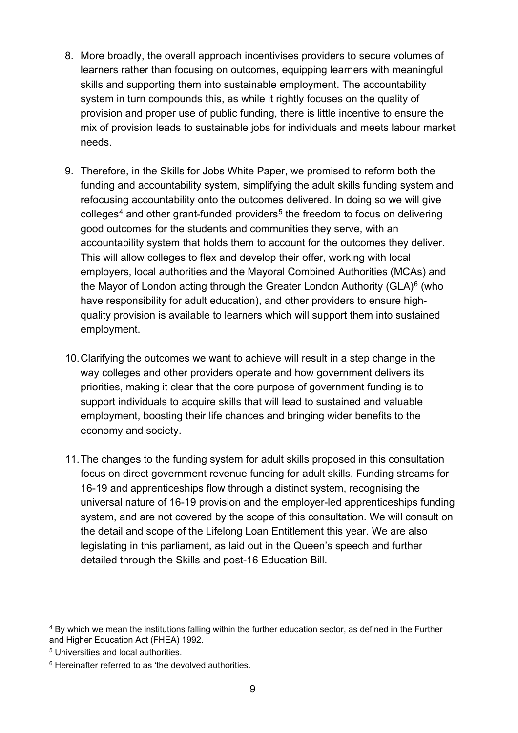8. More broadly, the overall approach incentivises providers to secure volumes of learners rather than focusing on outcomes, equipping learners with meaningful skills and supporting them into sustainable employment. The accountability system in turn compounds this, as while it rightly focuses on the quality of provision and proper use of public funding, there is little incentive to ensure the mix of provision leads to sustainable jobs for individuals and meets labour market needs.

9. Therefore, in the Skills for Jobs White Paper, we promised to reform both the funding and accountability system, simplifying the adult skills funding system and refocusing accountability onto the outcomes delivered. In doing so we will give colleges[4] and other grant-funded providers[5] the freedom to focus on delivering good outcomes for the students and communities they serve, with an accountability system that holds them to account for the outcomes they deliver. This will allow colleges to flex and develop their offer, working with local employers, local authorities and the Mayoral Combined Authorities (MCAs) and the Mayor of London acting through the Greater London Authority (GLA)[6] (who have responsibility for adult education), and other providers to ensure high-quality provision is available to learners which will support them into sustained employment.

10. Clarifying the outcomes we want to achieve will result in a step change in the way colleges and other providers operate and how government delivers its priorities, making it clear that the core purpose of government funding is to support individuals to acquire skills that will lead to sustained and valuable employment, boosting their life chances and bringing wider benefits to the economy and society.

11. The changes to the funding system for adult skills proposed in this consultation focus on direct government revenue funding for adult skills. Funding streams for 16-19 and apprenticeships flow through a distinct system, recognising the universal nature of 16-19 provision and the employer-led apprenticeships funding system, and are not covered by the scope of this consultation. We will consult on the detail and scope of the Lifelong Loan Entitlement this year. We are also legislating in this parliament, as laid out in the Queen's speech and further detailed through the Skills and post-16 Education Bill.

---

[4] By which we mean the institutions falling within the further education sector, as defined in the Further and Higher Education Act (FHEA) 1992.

[5] Universities and local authorities.

[6] Hereinafter referred to as 'the devolved authorities.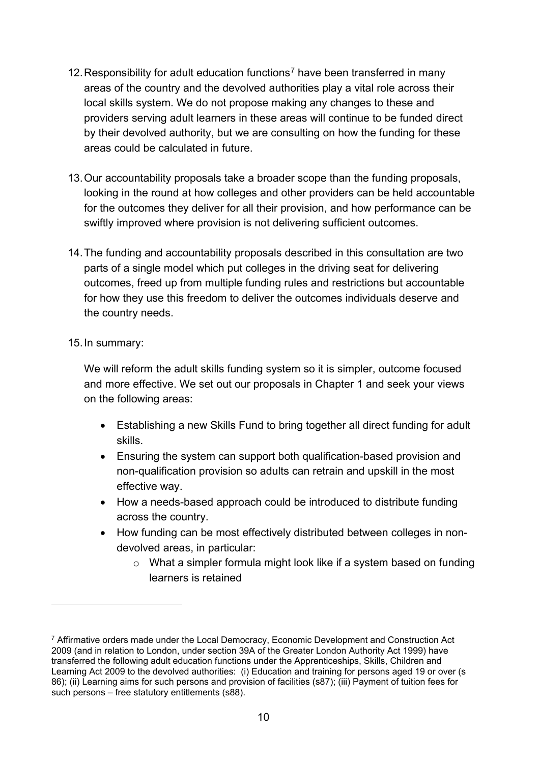12. Responsibility for adult education functions[7] have been transferred in many areas of the country and the devolved authorities play a vital role across their local skills system. We do not propose making any changes to these and providers serving adult learners in these areas will continue to be funded direct by their devolved authority, but we are consulting on how the funding for these areas could be calculated in future.

13. Our accountability proposals take a broader scope than the funding proposals, looking in the round at how colleges and other providers can be held accountable for the outcomes they deliver for all their provision, and how performance can be swiftly improved where provision is not delivering sufficient outcomes.

14. The funding and accountability proposals described in this consultation are two parts of a single model which put colleges in the driving seat for delivering outcomes, freed up from multiple funding rules and restrictions but accountable for how they use this freedom to deliver the outcomes individuals deserve and the country needs.

15. In summary:

    We will reform the adult skills funding system so it is simpler, outcome focused and more effective. We set out our proposals in Chapter 1 and seek your views on the following areas:

    - Establishing a new Skills Fund to bring together all direct funding for adult skills.
    - Ensuring the system can support both qualification-based provision and non-qualification provision so adults can retrain and upskill in the most effective way.
    - How a needs-based approach could be introduced to distribute funding across the country.
    - How funding can be most effectively distributed between colleges in non-devolved areas, in particular:
        - What a simpler formula might look like if a system based on funding learners is retained

---

[7] Affirmative orders made under the Local Democracy, Economic Development and Construction Act 2009 (and in relation to London, under section 39A of the Greater London Authority Act 1999) have transferred the following adult education functions under the Apprenticeships, Skills, Children and Learning Act 2009 to the devolved authorities: (i) Education and training for persons aged 19 or over (s 86); (ii) Learning aims for such persons and provision of facilities (s87); (iii) Payment of tuition fees for such persons – free statutory entitlements (s88).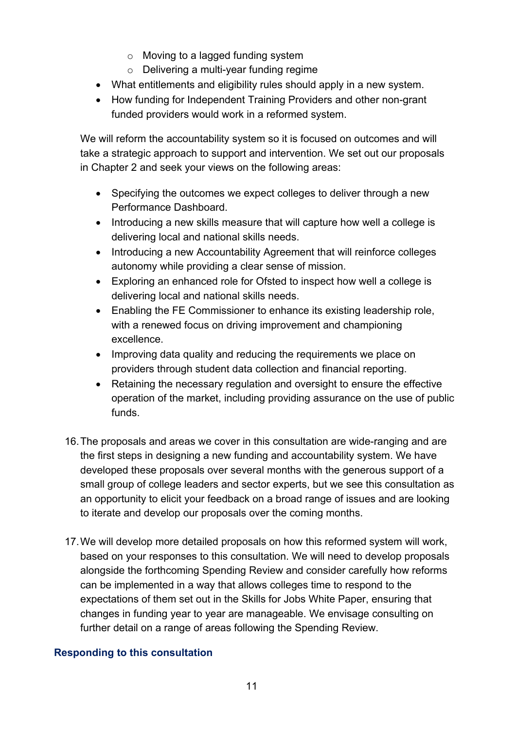- Moving to a lagged funding system
  - Delivering a multi-year funding regime
- What entitlements and eligibility rules should apply in a new system.
- How funding for Independent Training Providers and other non-grant funded providers would work in a reformed system.

We will reform the accountability system so it is focused on outcomes and will take a strategic approach to support and intervention. We set out our proposals in Chapter 2 and seek your views on the following areas:

- Specifying the outcomes we expect colleges to deliver through a new Performance Dashboard.
- Introducing a new skills measure that will capture how well a college is delivering local and national skills needs.
- Introducing a new Accountability Agreement that will reinforce colleges autonomy while providing a clear sense of mission.
- Exploring an enhanced role for Ofsted to inspect how well a college is delivering local and national skills needs.
- Enabling the FE Commissioner to enhance its existing leadership role, with a renewed focus on driving improvement and championing excellence.
- Improving data quality and reducing the requirements we place on providers through student data collection and financial reporting.
- Retaining the necessary regulation and oversight to ensure the effective operation of the market, including providing assurance on the use of public funds.

16. The proposals and areas we cover in this consultation are wide-ranging and are the first steps in designing a new funding and accountability system. We have developed these proposals over several months with the generous support of a small group of college leaders and sector experts, but we see this consultation as an opportunity to elicit your feedback on a broad range of issues and are looking to iterate and develop our proposals over the coming months.

17. We will develop more detailed proposals on how this reformed system will work, based on your responses to this consultation. We will need to develop proposals alongside the forthcoming Spending Review and consider carefully how reforms can be implemented in a way that allows colleges time to respond to the expectations of them set out in the Skills for Jobs White Paper, ensuring that changes in funding year to year are manageable. We envisage consulting on further detail on a range of areas following the Spending Review.

### Responding to this consultation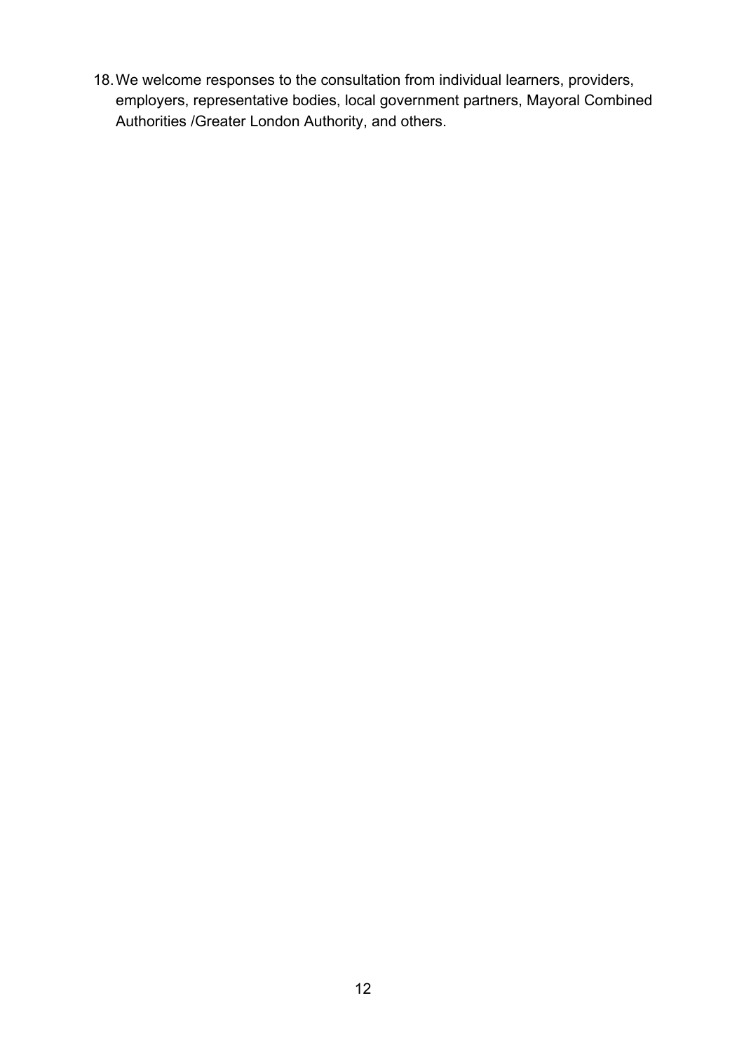18. We welcome responses to the consultation from individual learners, providers, employers, representative bodies, local government partners, Mayoral Combined Authorities /Greater London Authority, and others.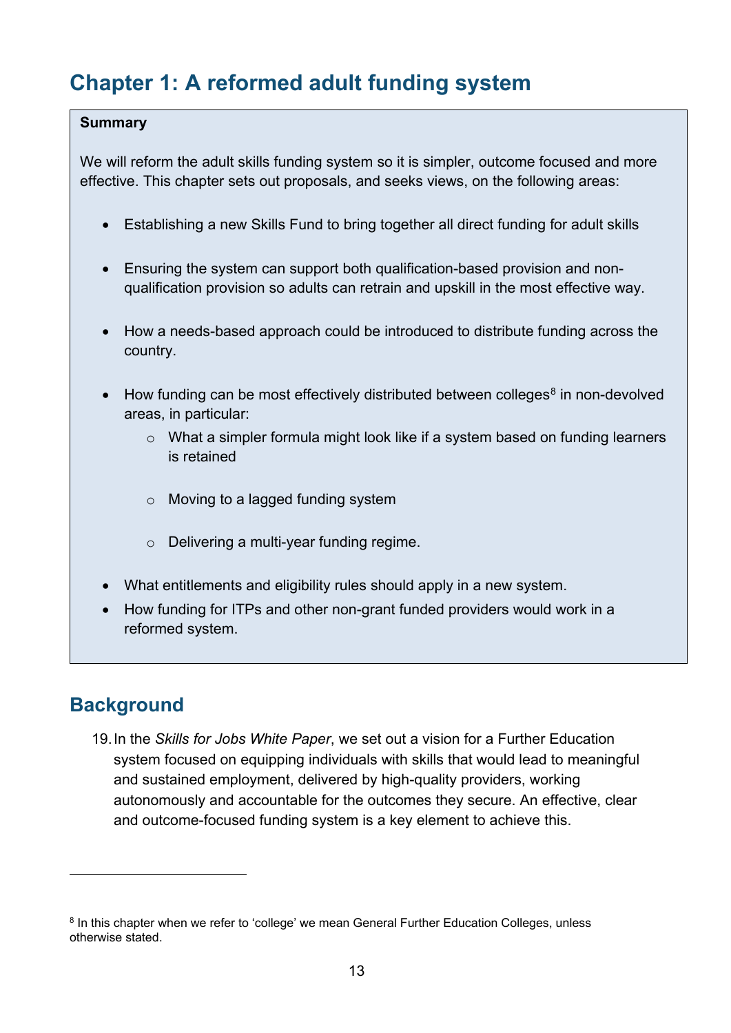# Chapter 1: A reformed adult funding system

**Summary**

We will reform the adult skills funding system so it is simpler, outcome focused and more effective. This chapter sets out proposals, and seeks views, on the following areas:

- Establishing a new Skills Fund to bring together all direct funding for adult skills
- Ensuring the system can support both qualification-based provision and non-qualification provision so adults can retrain and upskill in the most effective way.
- How a needs-based approach could be introduced to distribute funding across the country.
- How funding can be most effectively distributed between colleges[8] in non-devolved areas, in particular:
    - What a simpler formula might look like if a system based on funding learners is retained
    - Moving to a lagged funding system
    - Delivering a multi-year funding regime.
- What entitlements and eligibility rules should apply in a new system.
- How funding for ITPs and other non-grant funded providers would work in a reformed system.

## Background

19. In the *Skills for Jobs White Paper*, we set out a vision for a Further Education system focused on equipping individuals with skills that would lead to meaningful and sustained employment, delivered by high-quality providers, working autonomously and accountable for the outcomes they secure. An effective, clear and outcome-focused funding system is a key element to achieve this.

[8] In this chapter when we refer to 'college' we mean General Further Education Colleges, unless otherwise stated.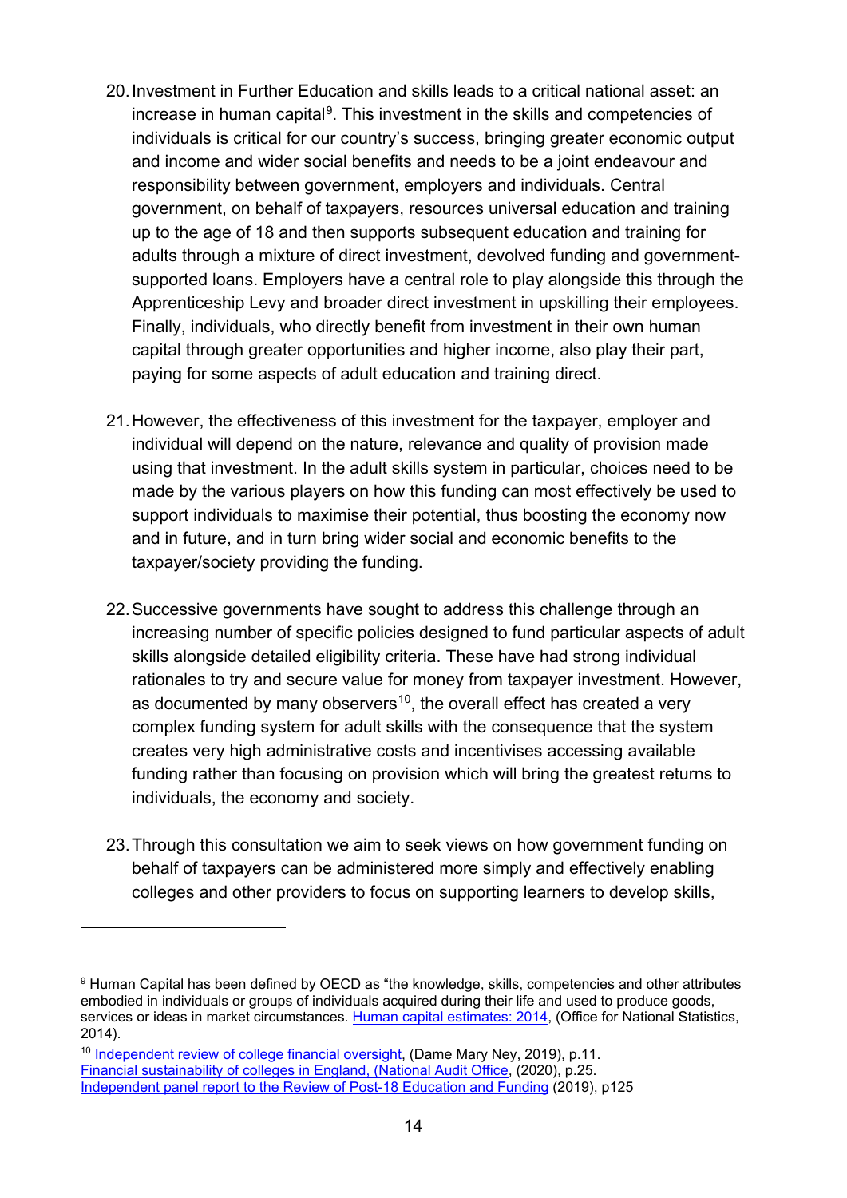20. Investment in Further Education and skills leads to a critical national asset: an increase in human capital[9]. This investment in the skills and competencies of individuals is critical for our country's success, bringing greater economic output and income and wider social benefits and needs to be a joint endeavour and responsibility between government, employers and individuals. Central government, on behalf of taxpayers, resources universal education and training up to the age of 18 and then supports subsequent education and training for adults through a mixture of direct investment, devolved funding and government-supported loans. Employers have a central role to play alongside this through the Apprenticeship Levy and broader direct investment in upskilling their employees. Finally, individuals, who directly benefit from investment in their own human capital through greater opportunities and higher income, also play their part, paying for some aspects of adult education and training direct.

21. However, the effectiveness of this investment for the taxpayer, employer and individual will depend on the nature, relevance and quality of provision made using that investment. In the adult skills system in particular, choices need to be made by the various players on how this funding can most effectively be used to support individuals to maximise their potential, thus boosting the economy now and in future, and in turn bring wider social and economic benefits to the taxpayer/society providing the funding.

22. Successive governments have sought to address this challenge through an increasing number of specific policies designed to fund particular aspects of adult skills alongside detailed eligibility criteria. These have had strong individual rationales to try and secure value for money from taxpayer investment. However, as documented by many observers[10], the overall effect has created a very complex funding system for adult skills with the consequence that the system creates very high administrative costs and incentivises accessing available funding rather than focusing on provision which will bring the greatest returns to individuals, the economy and society.

23. Through this consultation we aim to seek views on how government funding on behalf of taxpayers can be administered more simply and effectively enabling colleges and other providers to focus on supporting learners to develop skills,

---

[9] Human Capital has been defined by OECD as "the knowledge, skills, competencies and other attributes embodied in individuals or groups of individuals acquired during their life and used to produce goods, services or ideas in market circumstances. [Human capital estimates: 2014](), (Office for National Statistics, 2014).

[10] [Independent review of college financial oversight](), (Dame Mary Ney, 2019), p.11.
[Financial sustainability of colleges in England, (National Audit Office](), (2020), p.25.
[Independent panel report to the Review of Post-18 Education and Funding]() (2019), p125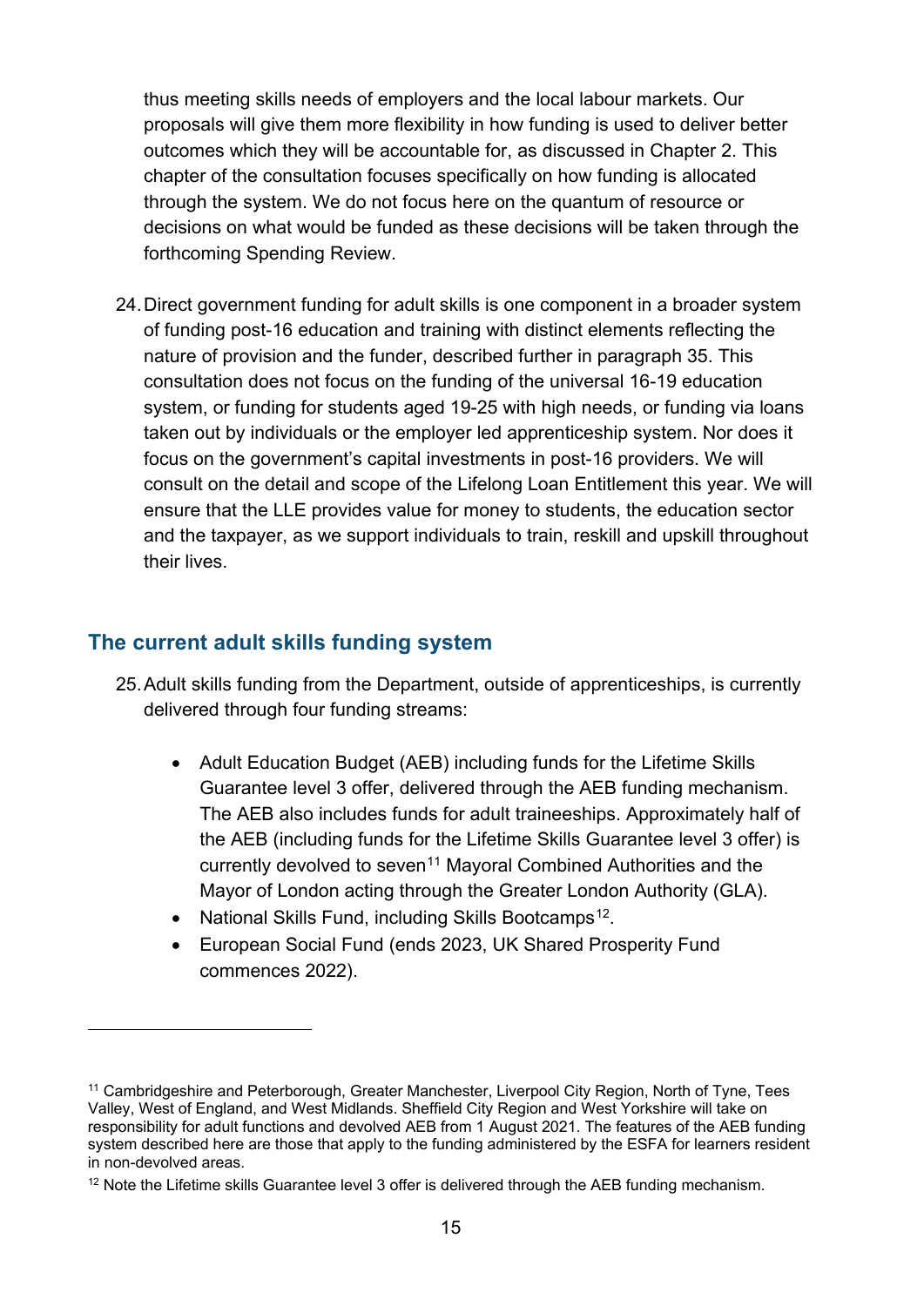thus meeting skills needs of employers and the local labour markets. Our proposals will give them more flexibility in how funding is used to deliver better outcomes which they will be accountable for, as discussed in Chapter 2. This chapter of the consultation focuses specifically on how funding is allocated through the system. We do not focus here on the quantum of resource or decisions on what would be funded as these decisions will be taken through the forthcoming Spending Review.

24. Direct government funding for adult skills is one component in a broader system of funding post-16 education and training with distinct elements reflecting the nature of provision and the funder, described further in paragraph 35. This consultation does not focus on the funding of the universal 16-19 education system, or funding for students aged 19-25 with high needs, or funding via loans taken out by individuals or the employer led apprenticeship system. Nor does it focus on the government's capital investments in post-16 providers. We will consult on the detail and scope of the Lifelong Loan Entitlement this year. We will ensure that the LLE provides value for money to students, the education sector and the taxpayer, as we support individuals to train, reskill and upskill throughout their lives.

## The current adult skills funding system

25. Adult skills funding from the Department, outside of apprenticeships, is currently delivered through four funding streams:

    - Adult Education Budget (AEB) including funds for the Lifetime Skills Guarantee level 3 offer, delivered through the AEB funding mechanism. The AEB also includes funds for adult traineeships. Approximately half of the AEB (including funds for the Lifetime Skills Guarantee level 3 offer) is currently devolved to seven[11] Mayoral Combined Authorities and the Mayor of London acting through the Greater London Authority (GLA).
    - National Skills Fund, including Skills Bootcamps[12].
    - European Social Fund (ends 2023, UK Shared Prosperity Fund commences 2022).

---

[11] Cambridgeshire and Peterborough, Greater Manchester, Liverpool City Region, North of Tyne, Tees Valley, West of England, and West Midlands. Sheffield City Region and West Yorkshire will take on responsibility for adult functions and devolved AEB from 1 August 2021. The features of the AEB funding system described here are those that apply to the funding administered by the ESFA for learners resident in non-devolved areas.

[12] Note the Lifetime skills Guarantee level 3 offer is delivered through the AEB funding mechanism.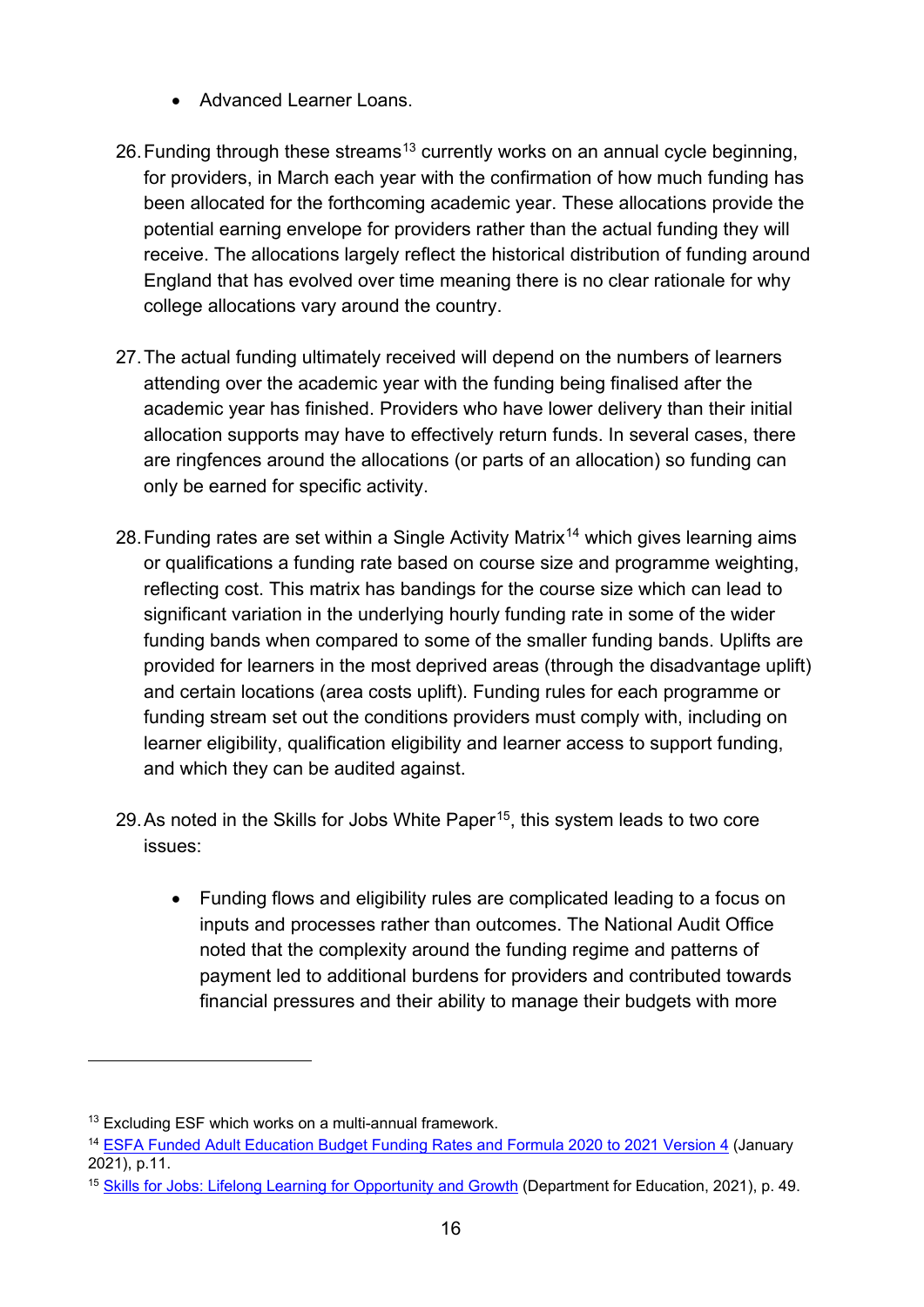- Advanced Learner Loans.

26. Funding through these streams[13] currently works on an annual cycle beginning, for providers, in March each year with the confirmation of how much funding has been allocated for the forthcoming academic year. These allocations provide the potential earning envelope for providers rather than the actual funding they will receive. The allocations largely reflect the historical distribution of funding around England that has evolved over time meaning there is no clear rationale for why college allocations vary around the country.

27. The actual funding ultimately received will depend on the numbers of learners attending over the academic year with the funding being finalised after the academic year has finished. Providers who have lower delivery than their initial allocation supports may have to effectively return funds. In several cases, there are ringfences around the allocations (or parts of an allocation) so funding can only be earned for specific activity.

28. Funding rates are set within a Single Activity Matrix[14] which gives learning aims or qualifications a funding rate based on course size and programme weighting, reflecting cost. This matrix has bandings for the course size which can lead to significant variation in the underlying hourly funding rate in some of the wider funding bands when compared to some of the smaller funding bands. Uplifts are provided for learners in the most deprived areas (through the disadvantage uplift) and certain locations (area costs uplift). Funding rules for each programme or funding stream set out the conditions providers must comply with, including on learner eligibility, qualification eligibility and learner access to support funding, and which they can be audited against.

29. As noted in the Skills for Jobs White Paper[15], this system leads to two core issues:

    - Funding flows and eligibility rules are complicated leading to a focus on inputs and processes rather than outcomes. The National Audit Office noted that the complexity around the funding regime and patterns of payment led to additional burdens for providers and contributed towards financial pressures and their ability to manage their budgets with more

---

[13] Excluding ESF which works on a multi-annual framework.

[14] ESFA Funded Adult Education Budget Funding Rates and Formula 2020 to 2021 Version 4 (January 2021), p.11.

[15] Skills for Jobs: Lifelong Learning for Opportunity and Growth (Department for Education, 2021), p. 49.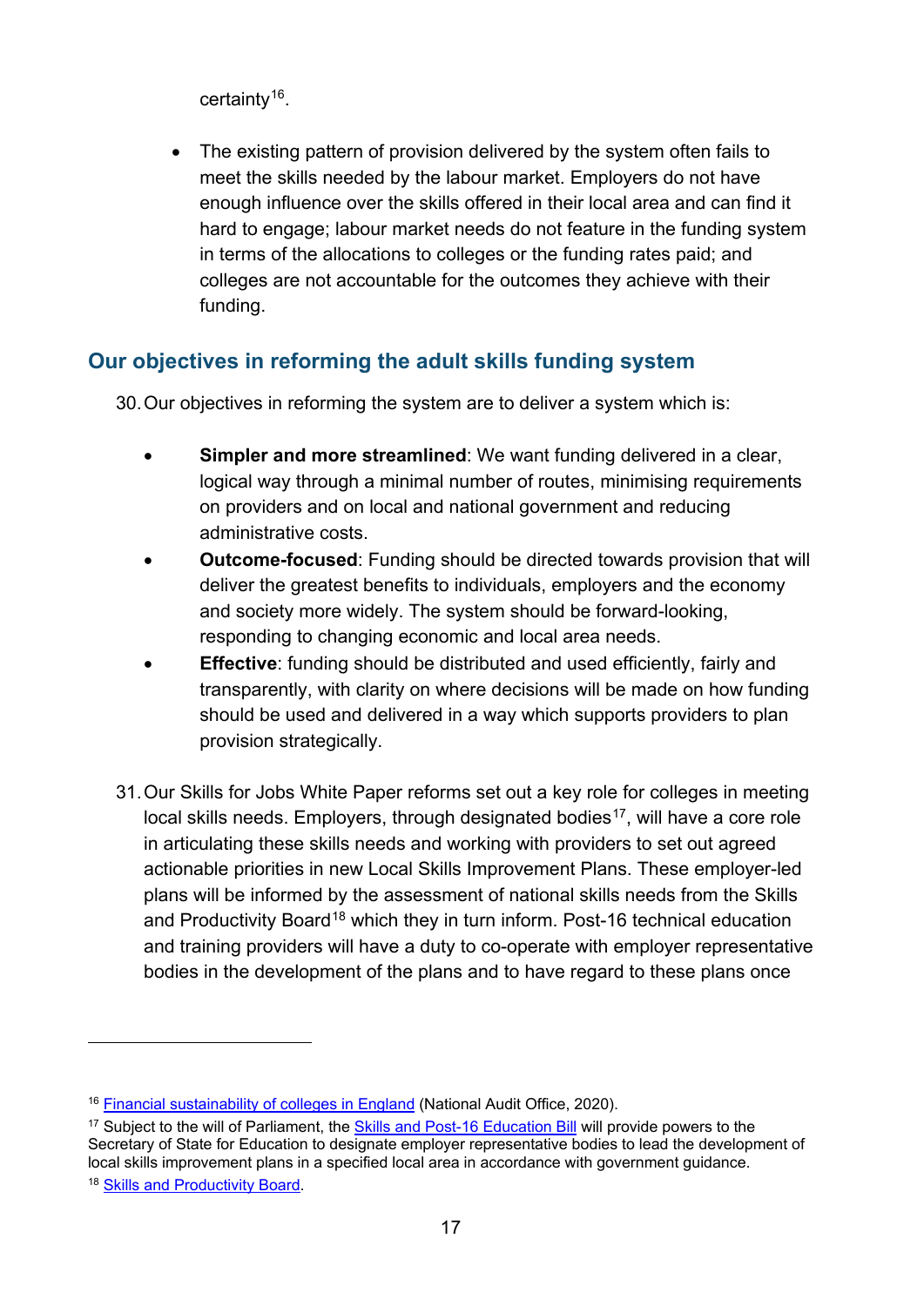certainty[16].

- The existing pattern of provision delivered by the system often fails to meet the skills needed by the labour market. Employers do not have enough influence over the skills offered in their local area and can find it hard to engage; labour market needs do not feature in the funding system in terms of the allocations to colleges or the funding rates paid; and colleges are not accountable for the outcomes they achieve with their funding.

## Our objectives in reforming the adult skills funding system

30. Our objectives in reforming the system are to deliver a system which is:

- **Simpler and more streamlined**: We want funding delivered in a clear, logical way through a minimal number of routes, minimising requirements on providers and on local and national government and reducing administrative costs.
- **Outcome-focused**: Funding should be directed towards provision that will deliver the greatest benefits to individuals, employers and the economy and society more widely. The system should be forward-looking, responding to changing economic and local area needs.
- **Effective**: funding should be distributed and used efficiently, fairly and transparently, with clarity on where decisions will be made on how funding should be used and delivered in a way which supports providers to plan provision strategically.

31. Our Skills for Jobs White Paper reforms set out a key role for colleges in meeting local skills needs. Employers, through designated bodies[17], will have a core role in articulating these skills needs and working with providers to set out agreed actionable priorities in new Local Skills Improvement Plans. These employer-led plans will be informed by the assessment of national skills needs from the Skills and Productivity Board[18] which they in turn inform. Post-16 technical education and training providers will have a duty to co-operate with employer representative bodies in the development of the plans and to have regard to these plans once

---

[16] Financial sustainability of colleges in England (National Audit Office, 2020).

[17] Subject to the will of Parliament, the Skills and Post-16 Education Bill will provide powers to the Secretary of State for Education to designate employer representative bodies to lead the development of local skills improvement plans in a specified local area in accordance with government guidance.

[18] Skills and Productivity Board.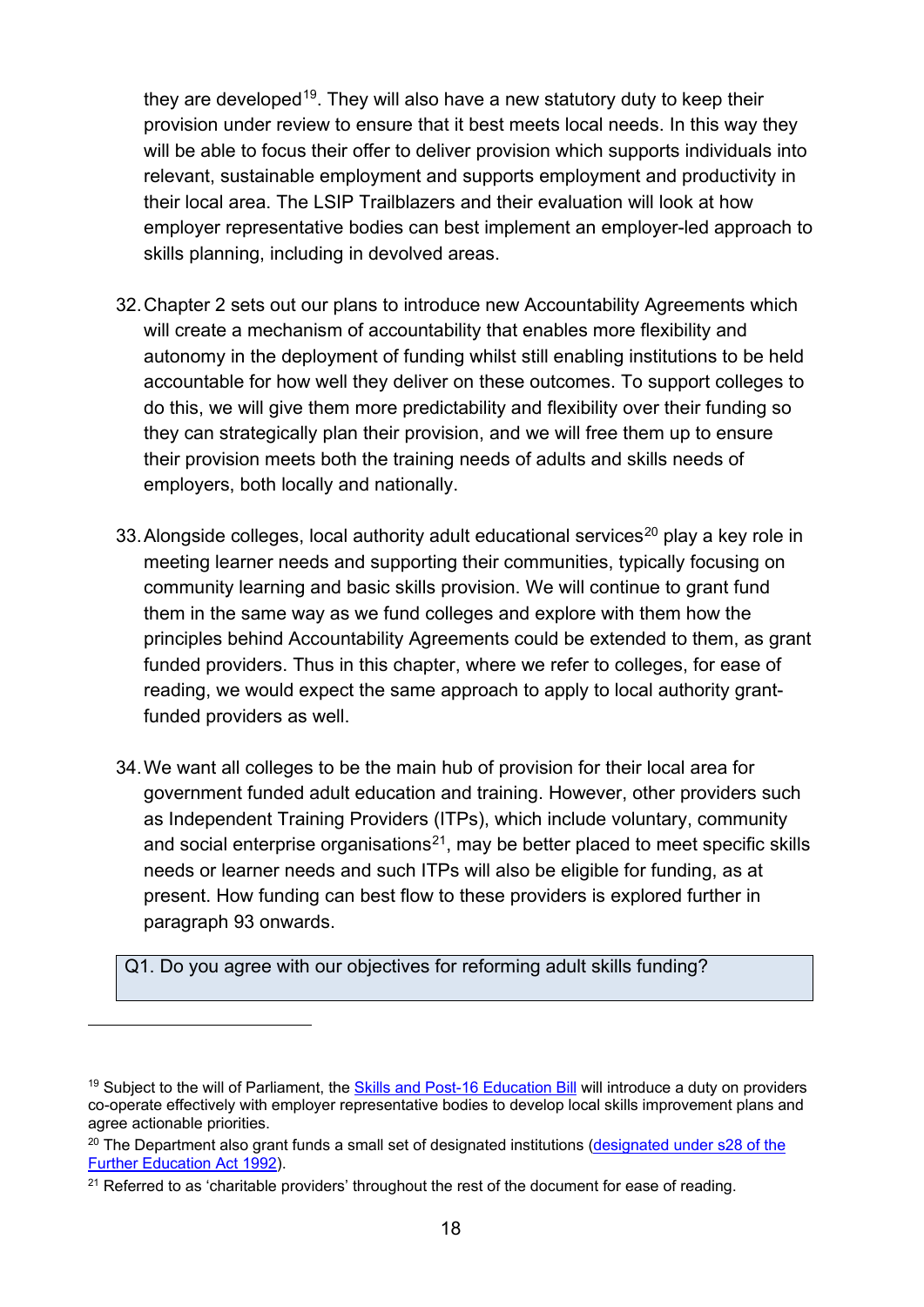they are developed[19]. They will also have a new statutory duty to keep their provision under review to ensure that it best meets local needs. In this way they will be able to focus their offer to deliver provision which supports individuals into relevant, sustainable employment and supports employment and productivity in their local area. The LSIP Trailblazers and their evaluation will look at how employer representative bodies can best implement an employer-led approach to skills planning, including in devolved areas.

32. Chapter 2 sets out our plans to introduce new Accountability Agreements which will create a mechanism of accountability that enables more flexibility and autonomy in the deployment of funding whilst still enabling institutions to be held accountable for how well they deliver on these outcomes. To support colleges to do this, we will give them more predictability and flexibility over their funding so they can strategically plan their provision, and we will free them up to ensure their provision meets both the training needs of adults and skills needs of employers, both locally and nationally.

33. Alongside colleges, local authority adult educational services[20] play a key role in meeting learner needs and supporting their communities, typically focusing on community learning and basic skills provision. We will continue to grant fund them in the same way as we fund colleges and explore with them how the principles behind Accountability Agreements could be extended to them, as grant funded providers. Thus in this chapter, where we refer to colleges, for ease of reading, we would expect the same approach to apply to local authority grant-funded providers as well.

34. We want all colleges to be the main hub of provision for their local area for government funded adult education and training. However, other providers such as Independent Training Providers (ITPs), which include voluntary, community and social enterprise organisations[21], may be better placed to meet specific skills needs or learner needs and such ITPs will also be eligible for funding, as at present. How funding can best flow to these providers is explored further in paragraph 93 onwards.

| Q1. Do you agree with our objectives for reforming adult skills funding? |
|---|

---

[19] Subject to the will of Parliament, the [Skills and Post-16 Education Bill]() will introduce a duty on providers co-operate effectively with employer representative bodies to develop local skills improvement plans and agree actionable priorities.

[20] The Department also grant funds a small set of designated institutions ([designated under s28 of the Further Education Act 1992]()).

[21] Referred to as 'charitable providers' throughout the rest of the document for ease of reading.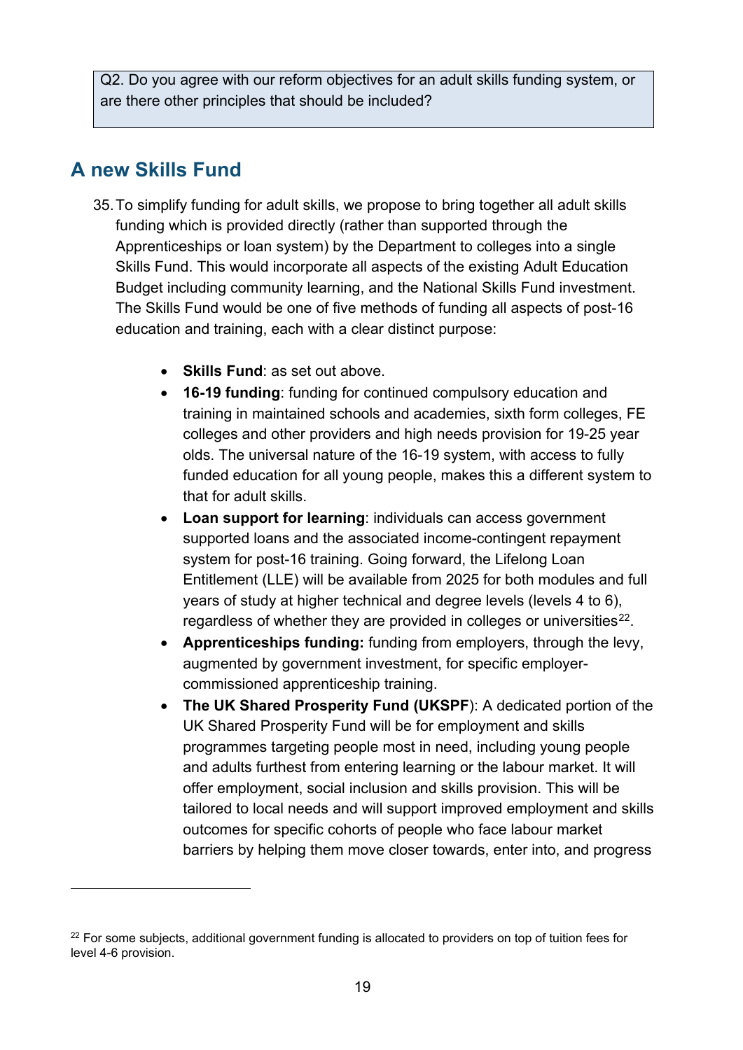Q2. Do you agree with our reform objectives for an adult skills funding system, or are there other principles that should be included?

## A new Skills Fund

35. To simplify funding for adult skills, we propose to bring together all adult skills funding which is provided directly (rather than supported through the Apprenticeships or loan system) by the Department to colleges into a single Skills Fund. This would incorporate all aspects of the existing Adult Education Budget including community learning, and the National Skills Fund investment. The Skills Fund would be one of five methods of funding all aspects of post-16 education and training, each with a clear distinct purpose:

    - **Skills Fund**: as set out above.
    - **16-19 funding**: funding for continued compulsory education and training in maintained schools and academies, sixth form colleges, FE colleges and other providers and high needs provision for 19-25 year olds. The universal nature of the 16-19 system, with access to fully funded education for all young people, makes this a different system to that for adult skills.
    - **Loan support for learning**: individuals can access government supported loans and the associated income-contingent repayment system for post-16 training. Going forward, the Lifelong Loan Entitlement (LLE) will be available from 2025 for both modules and full years of study at higher technical and degree levels (levels 4 to 6), regardless of whether they are provided in colleges or universities[22].
    - **Apprenticeships funding:** funding from employers, through the levy, augmented by government investment, for specific employer-commissioned apprenticeship training.
    - **The UK Shared Prosperity Fund (UKSPF)**: A dedicated portion of the UK Shared Prosperity Fund will be for employment and skills programmes targeting people most in need, including young people and adults furthest from entering learning or the labour market. It will offer employment, social inclusion and skills provision. This will be tailored to local needs and will support improved employment and skills outcomes for specific cohorts of people who face labour market barriers by helping them move closer towards, enter into, and progress

---

[22] For some subjects, additional government funding is allocated to providers on top of tuition fees for level 4-6 provision.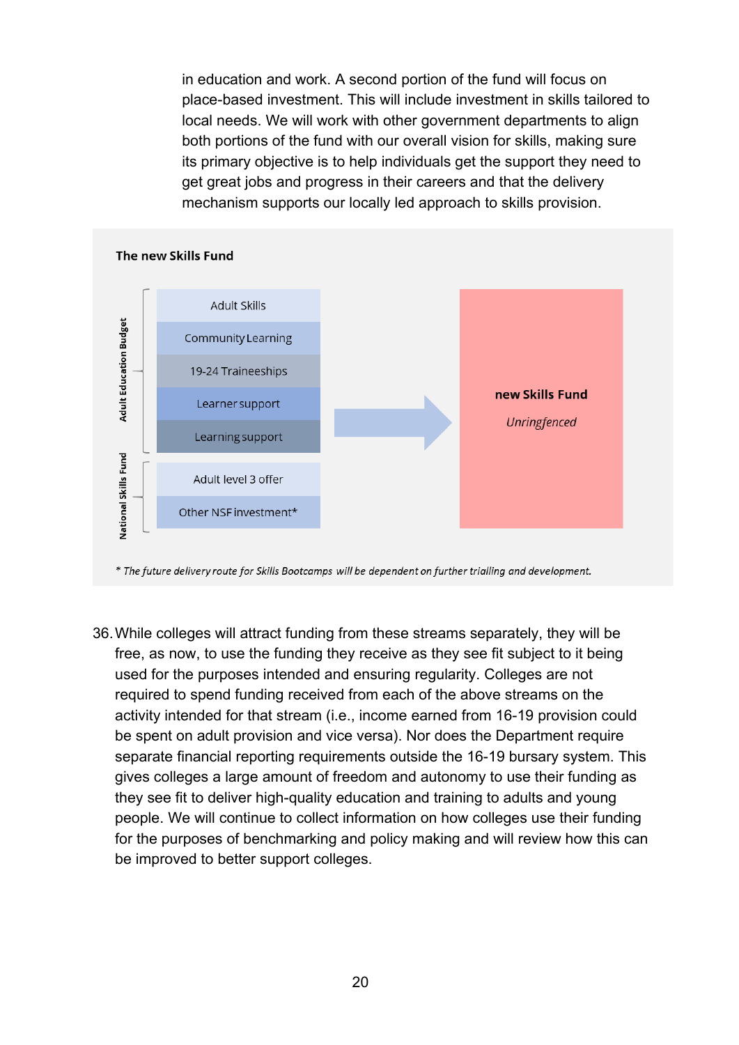in education and work. A second portion of the fund will focus on place-based investment. This will include investment in skills tailored to local needs. We will work with other government departments to align both portions of the fund with our overall vision for skills, making sure its primary objective is to help individuals get the support they need to get great jobs and progress in their careers and that the delivery mechanism supports our locally led approach to skills provision.

**The new Skills Fund**

Adult Education Budget:
- Adult Skills
- Community Learning
- 19-24 Traineeships
- Learner support
- Learning support

National Skills Fund:
- Adult level 3 offer
- Other NSF investment*

→ **new Skills Fund**
*Unringfenced*

*\* The future delivery route for Skills Bootcamps will be dependent on further trialling and development.*

36. While colleges will attract funding from these streams separately, they will be free, as now, to use the funding they receive as they see fit subject to it being used for the purposes intended and ensuring regularity. Colleges are not required to spend funding received from each of the above streams on the activity intended for that stream (i.e., income earned from 16-19 provision could be spent on adult provision and vice versa). Nor does the Department require separate financial reporting requirements outside the 16-19 bursary system. This gives colleges a large amount of freedom and autonomy to use their funding as they see fit to deliver high-quality education and training to adults and young people. We will continue to collect information on how colleges use their funding for the purposes of benchmarking and policy making and will review how this can be improved to better support colleges.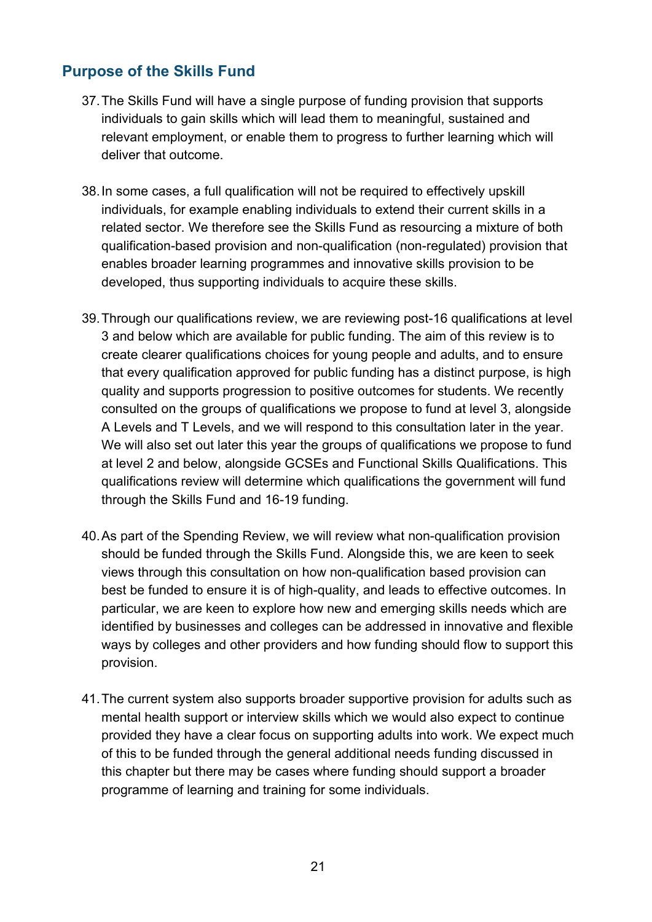## Purpose of the Skills Fund

37. The Skills Fund will have a single purpose of funding provision that supports individuals to gain skills which will lead them to meaningful, sustained and relevant employment, or enable them to progress to further learning which will deliver that outcome.

38. In some cases, a full qualification will not be required to effectively upskill individuals, for example enabling individuals to extend their current skills in a related sector. We therefore see the Skills Fund as resourcing a mixture of both qualification-based provision and non-qualification (non-regulated) provision that enables broader learning programmes and innovative skills provision to be developed, thus supporting individuals to acquire these skills.

39. Through our qualifications review, we are reviewing post-16 qualifications at level 3 and below which are available for public funding. The aim of this review is to create clearer qualifications choices for young people and adults, and to ensure that every qualification approved for public funding has a distinct purpose, is high quality and supports progression to positive outcomes for students. We recently consulted on the groups of qualifications we propose to fund at level 3, alongside A Levels and T Levels, and we will respond to this consultation later in the year. We will also set out later this year the groups of qualifications we propose to fund at level 2 and below, alongside GCSEs and Functional Skills Qualifications. This qualifications review will determine which qualifications the government will fund through the Skills Fund and 16-19 funding.

40. As part of the Spending Review, we will review what non-qualification provision should be funded through the Skills Fund. Alongside this, we are keen to seek views through this consultation on how non-qualification based provision can best be funded to ensure it is of high-quality, and leads to effective outcomes. In particular, we are keen to explore how new and emerging skills needs which are identified by businesses and colleges can be addressed in innovative and flexible ways by colleges and other providers and how funding should flow to support this provision.

41. The current system also supports broader supportive provision for adults such as mental health support or interview skills which we would also expect to continue provided they have a clear focus on supporting adults into work. We expect much of this to be funded through the general additional needs funding discussed in this chapter but there may be cases where funding should support a broader programme of learning and training for some individuals.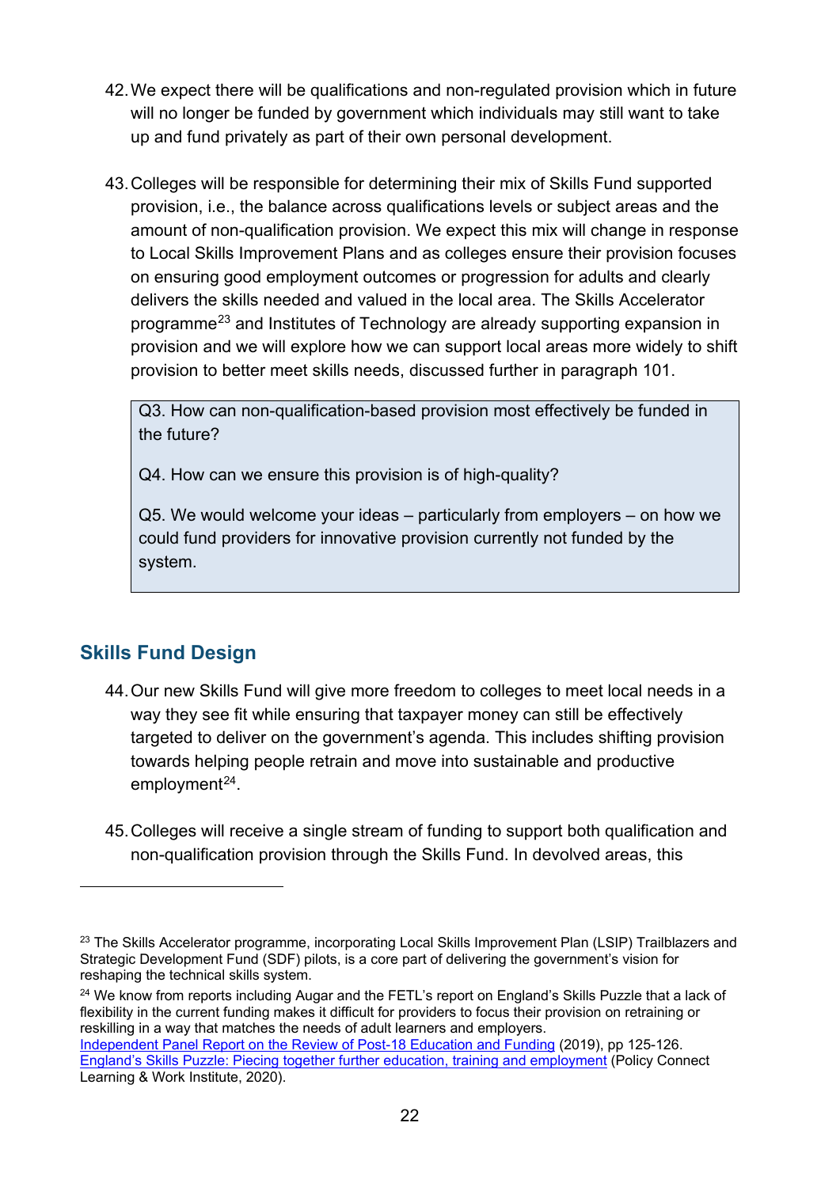42. We expect there will be qualifications and non-regulated provision which in future will no longer be funded by government which individuals may still want to take up and fund privately as part of their own personal development.

43. Colleges will be responsible for determining their mix of Skills Fund supported provision, i.e., the balance across qualifications levels or subject areas and the amount of non-qualification provision. We expect this mix will change in response to Local Skills Improvement Plans and as colleges ensure their provision focuses on ensuring good employment outcomes or progression for adults and clearly delivers the skills needed and valued in the local area. The Skills Accelerator programme[23] and Institutes of Technology are already supporting expansion in provision and we will explore how we can support local areas more widely to shift provision to better meet skills needs, discussed further in paragraph 101.

> Q3. How can non-qualification-based provision most effectively be funded in the future?
>
> Q4. How can we ensure this provision is of high-quality?
>
> Q5. We would welcome your ideas – particularly from employers – on how we could fund providers for innovative provision currently not funded by the system.

## Skills Fund Design

44. Our new Skills Fund will give more freedom to colleges to meet local needs in a way they see fit while ensuring that taxpayer money can still be effectively targeted to deliver on the government's agenda. This includes shifting provision towards helping people retrain and move into sustainable and productive employment[24].

45. Colleges will receive a single stream of funding to support both qualification and non-qualification provision through the Skills Fund. In devolved areas, this

---

[23] The Skills Accelerator programme, incorporating Local Skills Improvement Plan (LSIP) Trailblazers and Strategic Development Fund (SDF) pilots, is a core part of delivering the government's vision for reshaping the technical skills system.

[24] We know from reports including Augar and the FETL's report on England's Skills Puzzle that a lack of flexibility in the current funding makes it difficult for providers to focus their provision on retraining or reskilling in a way that matches the needs of adult learners and employers. Independent Panel Report on the Review of Post-18 Education and Funding (2019), pp 125-126. England's Skills Puzzle: Piecing together further education, training and employment (Policy Connect Learning & Work Institute, 2020).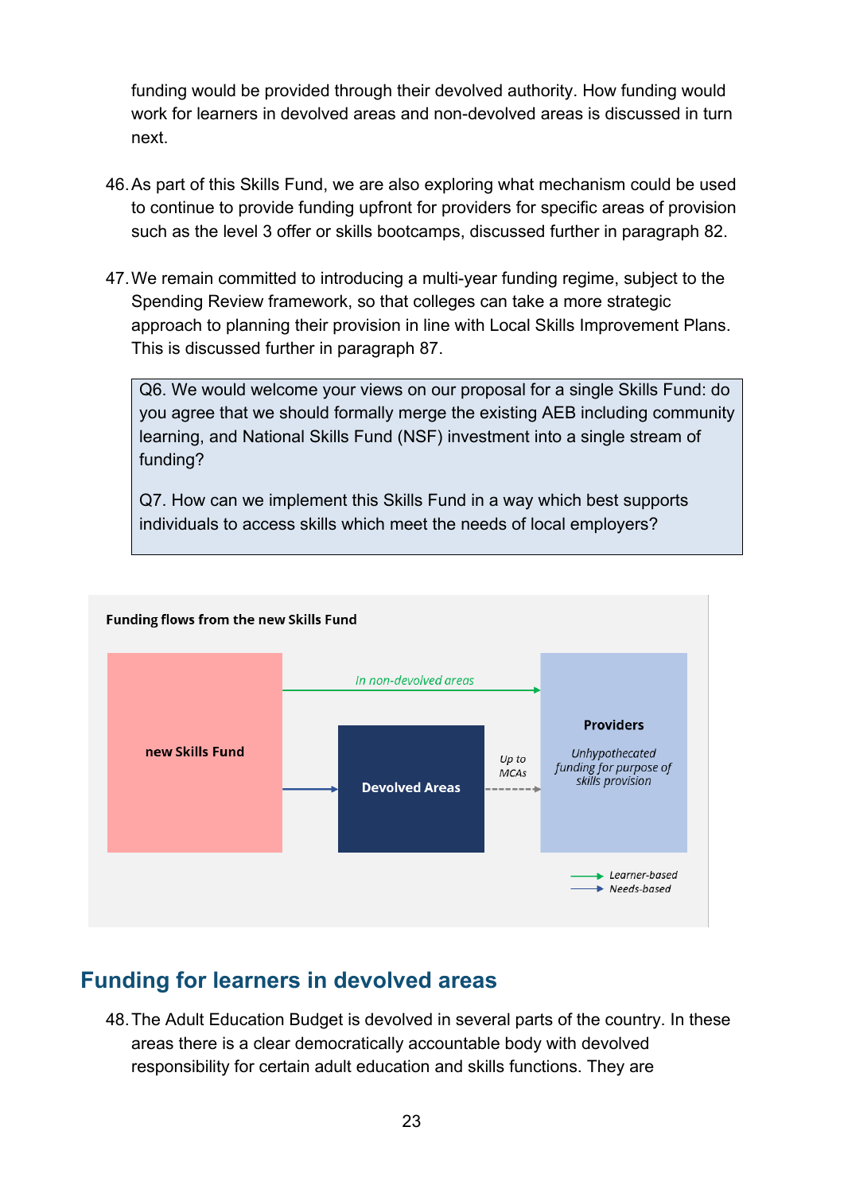funding would be provided through their devolved authority. How funding would work for learners in devolved areas and non-devolved areas is discussed in turn next.

46. As part of this Skills Fund, we are also exploring what mechanism could be used to continue to provide funding upfront for providers for specific areas of provision such as the level 3 offer or skills bootcamps, discussed further in paragraph 82.

47. We remain committed to introducing a multi-year funding regime, subject to the Spending Review framework, so that colleges can take a more strategic approach to planning their provision in line with Local Skills Improvement Plans. This is discussed further in paragraph 87.

> Q6. We would welcome your views on our proposal for a single Skills Fund: do you agree that we should formally merge the existing AEB including community learning, and National Skills Fund (NSF) investment into a single stream of funding?
>
> Q7. How can we implement this Skills Fund in a way which best supports individuals to access skills which meet the needs of local employers?

**Funding flows from the new Skills Fund**

new Skills Fund

*In non-devolved areas*

Devolved Areas

*Up to MCAs*

**Providers**

*Unhypothecated funding for purpose of skills provision*

*Learner-based*

*Needs-based*

## Funding for learners in devolved areas

48. The Adult Education Budget is devolved in several parts of the country. In these areas there is a clear democratically accountable body with devolved responsibility for certain adult education and skills functions. They are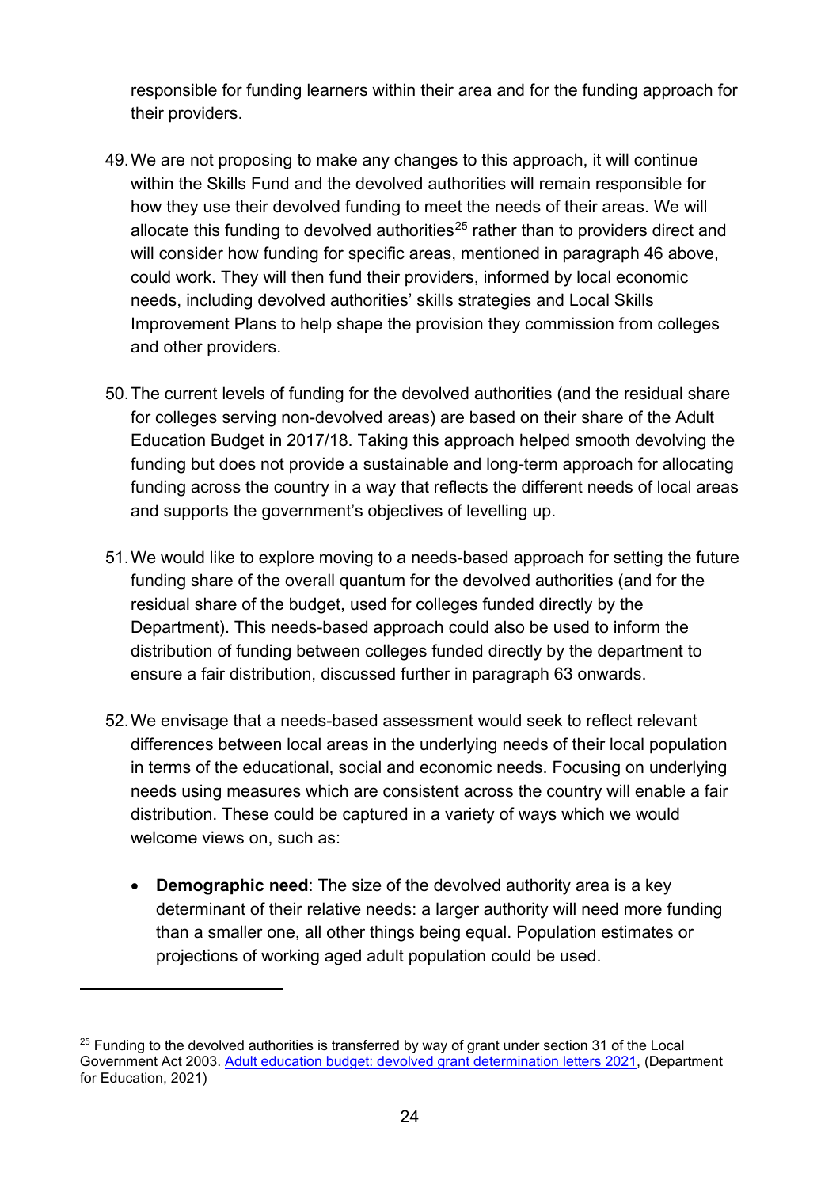responsible for funding learners within their area and for the funding approach for their providers.

49. We are not proposing to make any changes to this approach, it will continue within the Skills Fund and the devolved authorities will remain responsible for how they use their devolved funding to meet the needs of their areas. We will allocate this funding to devolved authorities[25] rather than to providers direct and will consider how funding for specific areas, mentioned in paragraph 46 above, could work. They will then fund their providers, informed by local economic needs, including devolved authorities' skills strategies and Local Skills Improvement Plans to help shape the provision they commission from colleges and other providers.

50. The current levels of funding for the devolved authorities (and the residual share for colleges serving non-devolved areas) are based on their share of the Adult Education Budget in 2017/18. Taking this approach helped smooth devolving the funding but does not provide a sustainable and long-term approach for allocating funding across the country in a way that reflects the different needs of local areas and supports the government's objectives of levelling up.

51. We would like to explore moving to a needs-based approach for setting the future funding share of the overall quantum for the devolved authorities (and for the residual share of the budget, used for colleges funded directly by the Department). This needs-based approach could also be used to inform the distribution of funding between colleges funded directly by the department to ensure a fair distribution, discussed further in paragraph 63 onwards.

52. We envisage that a needs-based assessment would seek to reflect relevant differences between local areas in the underlying needs of their local population in terms of the educational, social and economic needs. Focusing on underlying needs using measures which are consistent across the country will enable a fair distribution. These could be captured in a variety of ways which we would welcome views on, such as:

   - **Demographic need**: The size of the devolved authority area is a key determinant of their relative needs: a larger authority will need more funding than a smaller one, all other things being equal. Population estimates or projections of working aged adult population could be used.

---

[25] Funding to the devolved authorities is transferred by way of grant under section 31 of the Local Government Act 2003. [Adult education budget: devolved grant determination letters 2021](), (Department for Education, 2021)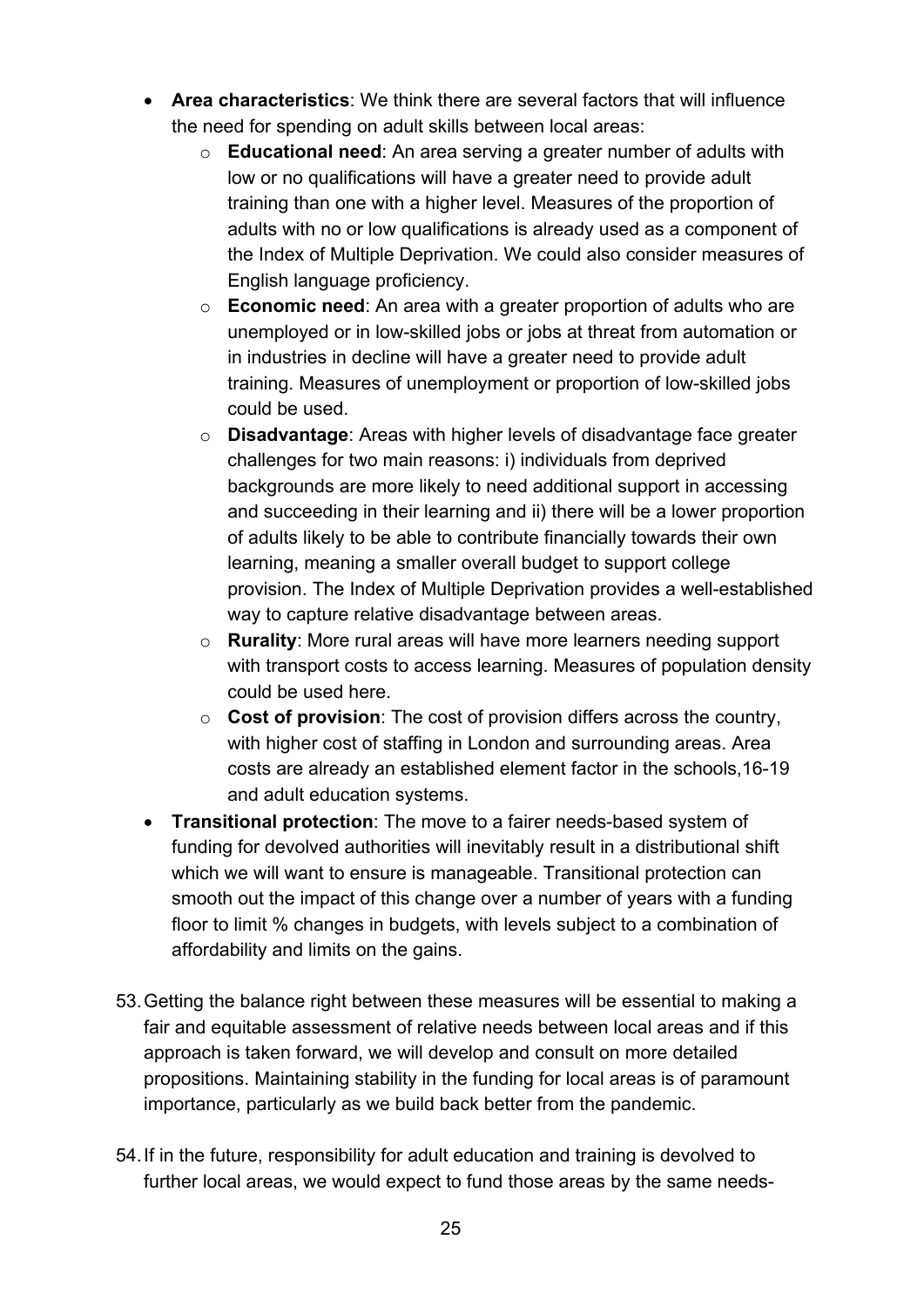- **Area characteristics**: We think there are several factors that will influence the need for spending on adult skills between local areas:
  - **Educational need**: An area serving a greater number of adults with low or no qualifications will have a greater need to provide adult training than one with a higher level. Measures of the proportion of adults with no or low qualifications is already used as a component of the Index of Multiple Deprivation. We could also consider measures of English language proficiency.
  - **Economic need**: An area with a greater proportion of adults who are unemployed or in low-skilled jobs or jobs at threat from automation or in industries in decline will have a greater need to provide adult training. Measures of unemployment or proportion of low-skilled jobs could be used.
  - **Disadvantage**: Areas with higher levels of disadvantage face greater challenges for two main reasons: i) individuals from deprived backgrounds are more likely to need additional support in accessing and succeeding in their learning and ii) there will be a lower proportion of adults likely to be able to contribute financially towards their own learning, meaning a smaller overall budget to support college provision. The Index of Multiple Deprivation provides a well-established way to capture relative disadvantage between areas.
  - **Rurality**: More rural areas will have more learners needing support with transport costs to access learning. Measures of population density could be used here.
  - **Cost of provision**: The cost of provision differs across the country, with higher cost of staffing in London and surrounding areas. Area costs are already an established element factor in the schools,16-19 and adult education systems.
- **Transitional protection**: The move to a fairer needs-based system of funding for devolved authorities will inevitably result in a distributional shift which we will want to ensure is manageable. Transitional protection can smooth out the impact of this change over a number of years with a funding floor to limit % changes in budgets, with levels subject to a combination of affordability and limits on the gains.

53. Getting the balance right between these measures will be essential to making a fair and equitable assessment of relative needs between local areas and if this approach is taken forward, we will develop and consult on more detailed propositions. Maintaining stability in the funding for local areas is of paramount importance, particularly as we build back better from the pandemic.

54. If in the future, responsibility for adult education and training is devolved to further local areas, we would expect to fund those areas by the same needs-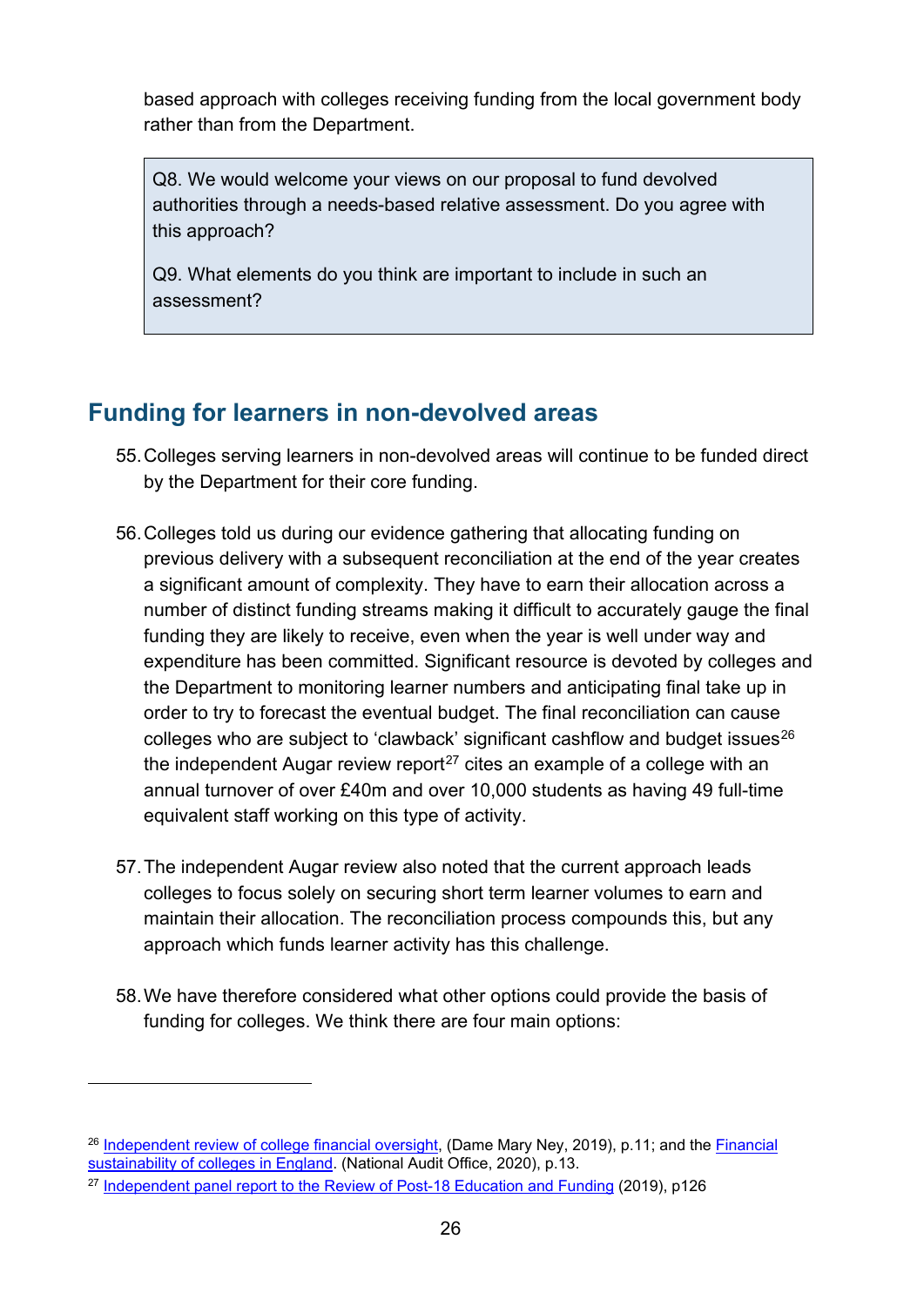based approach with colleges receiving funding from the local government body rather than from the Department.

> Q8. We would welcome your views on our proposal to fund devolved authorities through a needs-based relative assessment. Do you agree with this approach?
>
> Q9. What elements do you think are important to include in such an assessment?

## Funding for learners in non-devolved areas

55. Colleges serving learners in non-devolved areas will continue to be funded direct by the Department for their core funding.

56. Colleges told us during our evidence gathering that allocating funding on previous delivery with a subsequent reconciliation at the end of the year creates a significant amount of complexity. They have to earn their allocation across a number of distinct funding streams making it difficult to accurately gauge the final funding they are likely to receive, even when the year is well under way and expenditure has been committed. Significant resource is devoted by colleges and the Department to monitoring learner numbers and anticipating final take up in order to try to forecast the eventual budget. The final reconciliation can cause colleges who are subject to 'clawback' significant cashflow and budget issues[26] the independent Augar review report[27] cites an example of a college with an annual turnover of over £40m and over 10,000 students as having 49 full-time equivalent staff working on this type of activity.

57. The independent Augar review also noted that the current approach leads colleges to focus solely on securing short term learner volumes to earn and maintain their allocation. The reconciliation process compounds this, but any approach which funds learner activity has this challenge.

58. We have therefore considered what other options could provide the basis of funding for colleges. We think there are four main options:

---

[26] Independent review of college financial oversight, (Dame Mary Ney, 2019), p.11; and the Financial sustainability of colleges in England. (National Audit Office, 2020), p.13.

[27] Independent panel report to the Review of Post-18 Education and Funding (2019), p126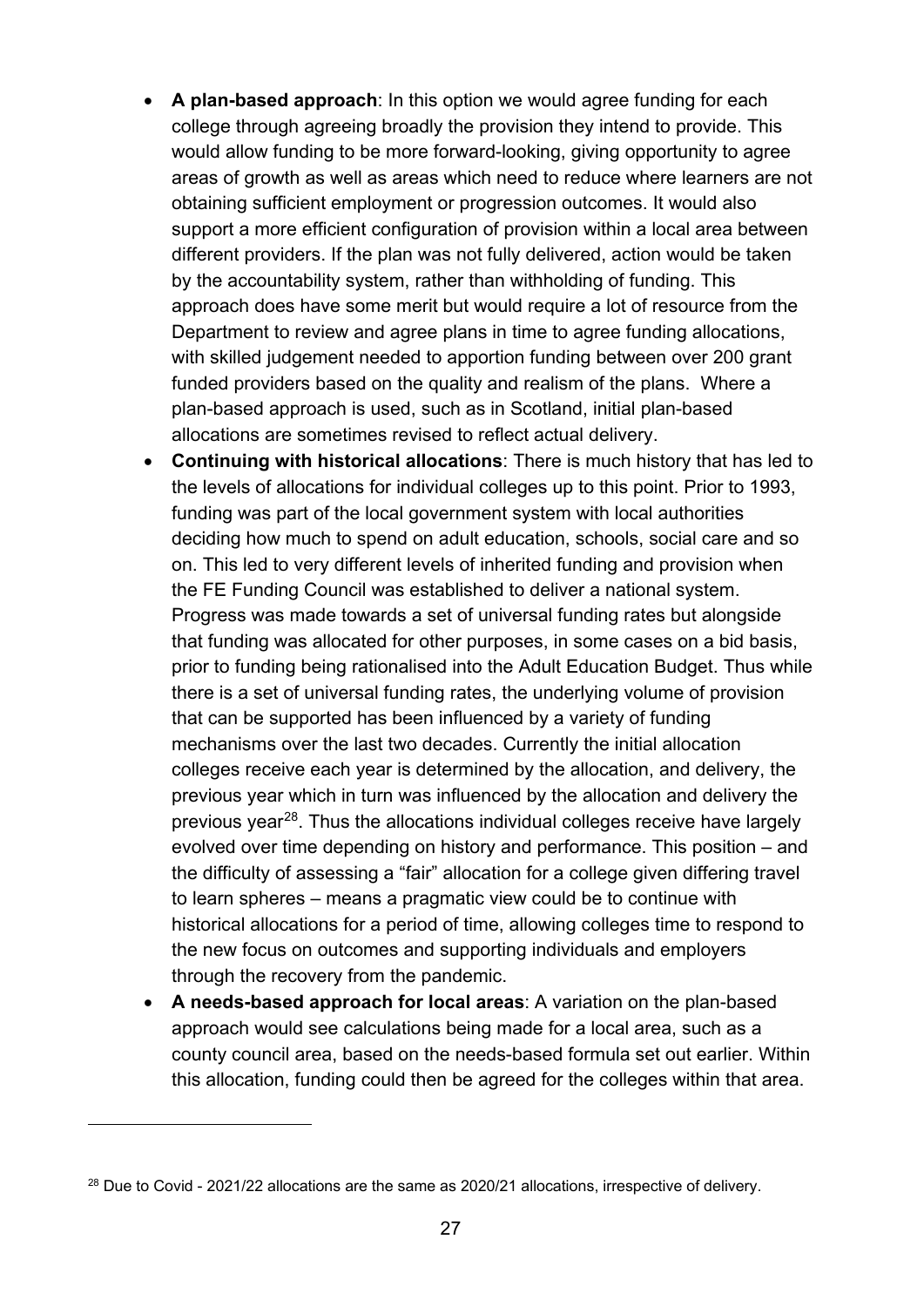- **A plan-based approach**: In this option we would agree funding for each college through agreeing broadly the provision they intend to provide. This would allow funding to be more forward-looking, giving opportunity to agree areas of growth as well as areas which need to reduce where learners are not obtaining sufficient employment or progression outcomes. It would also support a more efficient configuration of provision within a local area between different providers. If the plan was not fully delivered, action would be taken by the accountability system, rather than withholding of funding. This approach does have some merit but would require a lot of resource from the Department to review and agree plans in time to agree funding allocations, with skilled judgement needed to apportion funding between over 200 grant funded providers based on the quality and realism of the plans. Where a plan-based approach is used, such as in Scotland, initial plan-based allocations are sometimes revised to reflect actual delivery.
- **Continuing with historical allocations**: There is much history that has led to the levels of allocations for individual colleges up to this point. Prior to 1993, funding was part of the local government system with local authorities deciding how much to spend on adult education, schools, social care and so on. This led to very different levels of inherited funding and provision when the FE Funding Council was established to deliver a national system. Progress was made towards a set of universal funding rates but alongside that funding was allocated for other purposes, in some cases on a bid basis, prior to funding being rationalised into the Adult Education Budget. Thus while there is a set of universal funding rates, the underlying volume of provision that can be supported has been influenced by a variety of funding mechanisms over the last two decades. Currently the initial allocation colleges receive each year is determined by the allocation, and delivery, the previous year which in turn was influenced by the allocation and delivery the previous year[28]. Thus the allocations individual colleges receive have largely evolved over time depending on history and performance. This position – and the difficulty of assessing a "fair" allocation for a college given differing travel to learn spheres – means a pragmatic view could be to continue with historical allocations for a period of time, allowing colleges time to respond to the new focus on outcomes and supporting individuals and employers through the recovery from the pandemic.
- **A needs-based approach for local areas**: A variation on the plan-based approach would see calculations being made for a local area, such as a county council area, based on the needs-based formula set out earlier. Within this allocation, funding could then be agreed for the colleges within that area.

[28] Due to Covid - 2021/22 allocations are the same as 2020/21 allocations, irrespective of delivery.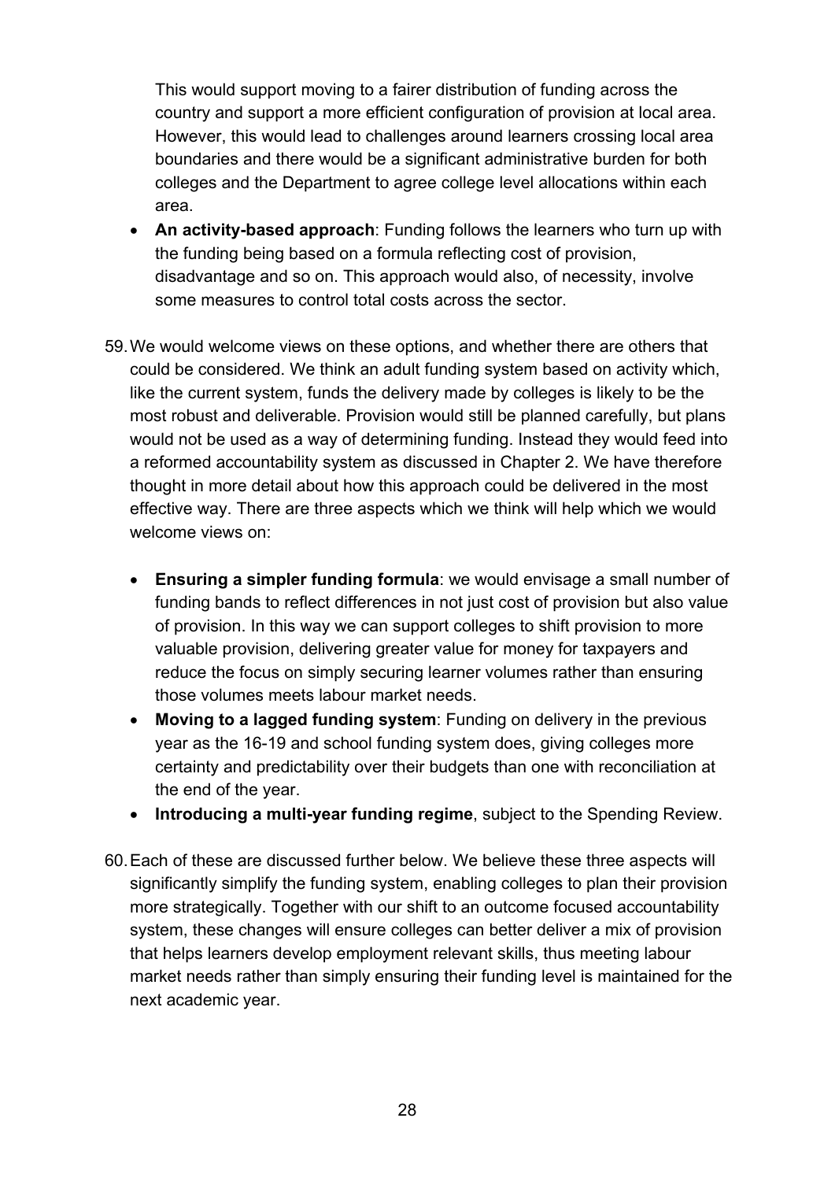This would support moving to a fairer distribution of funding across the country and support a more efficient configuration of provision at local area. However, this would lead to challenges around learners crossing local area boundaries and there would be a significant administrative burden for both colleges and the Department to agree college level allocations within each area.

- **An activity-based approach**: Funding follows the learners who turn up with the funding being based on a formula reflecting cost of provision, disadvantage and so on. This approach would also, of necessity, involve some measures to control total costs across the sector.

59. We would welcome views on these options, and whether there are others that could be considered. We think an adult funding system based on activity which, like the current system, funds the delivery made by colleges is likely to be the most robust and deliverable. Provision would still be planned carefully, but plans would not be used as a way of determining funding. Instead they would feed into a reformed accountability system as discussed in Chapter 2. We have therefore thought in more detail about how this approach could be delivered in the most effective way. There are three aspects which we think will help which we would welcome views on:

    - **Ensuring a simpler funding formula**: we would envisage a small number of funding bands to reflect differences in not just cost of provision but also value of provision. In this way we can support colleges to shift provision to more valuable provision, delivering greater value for money for taxpayers and reduce the focus on simply securing learner volumes rather than ensuring those volumes meets labour market needs.
    - **Moving to a lagged funding system**: Funding on delivery in the previous year as the 16-19 and school funding system does, giving colleges more certainty and predictability over their budgets than one with reconciliation at the end of the year.
    - **Introducing a multi-year funding regime**, subject to the Spending Review.

60. Each of these are discussed further below. We believe these three aspects will significantly simplify the funding system, enabling colleges to plan their provision more strategically. Together with our shift to an outcome focused accountability system, these changes will ensure colleges can better deliver a mix of provision that helps learners develop employment relevant skills, thus meeting labour market needs rather than simply ensuring their funding level is maintained for the next academic year.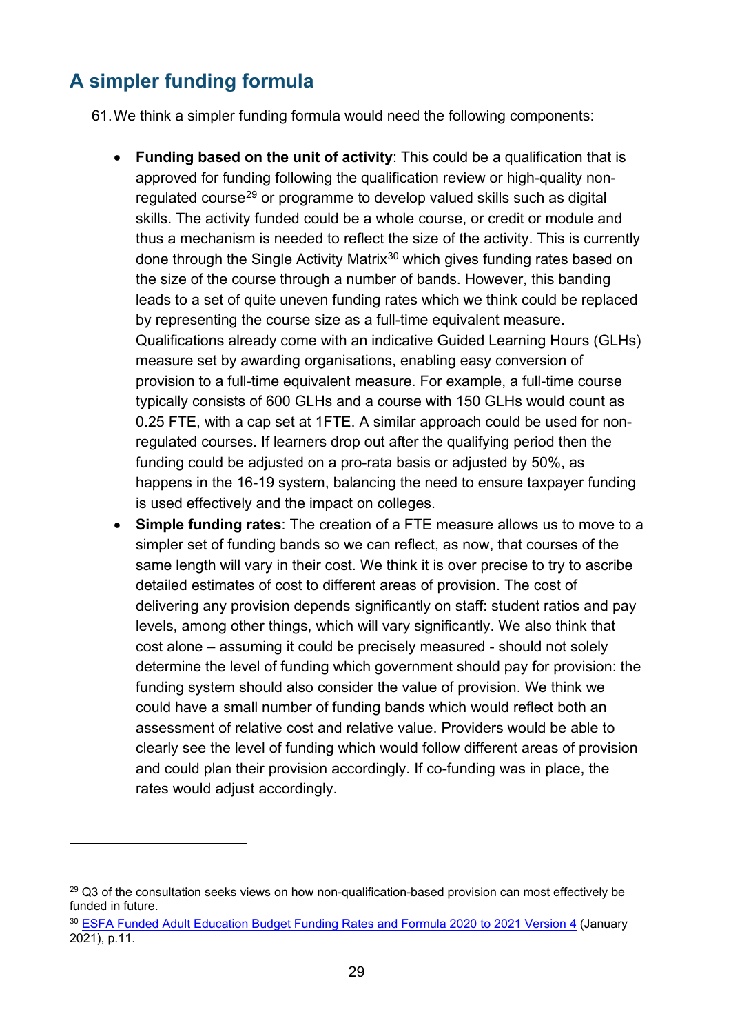## A simpler funding formula

61. We think a simpler funding formula would need the following components:

- **Funding based on the unit of activity**: This could be a qualification that is approved for funding following the qualification review or high-quality non-regulated course[29] or programme to develop valued skills such as digital skills. The activity funded could be a whole course, or credit or module and thus a mechanism is needed to reflect the size of the activity. This is currently done through the Single Activity Matrix[30] which gives funding rates based on the size of the course through a number of bands. However, this banding leads to a set of quite uneven funding rates which we think could be replaced by representing the course size as a full-time equivalent measure. Qualifications already come with an indicative Guided Learning Hours (GLHs) measure set by awarding organisations, enabling easy conversion of provision to a full-time equivalent measure. For example, a full-time course typically consists of 600 GLHs and a course with 150 GLHs would count as 0.25 FTE, with a cap set at 1FTE. A similar approach could be used for non-regulated courses. If learners drop out after the qualifying period then the funding could be adjusted on a pro-rata basis or adjusted by 50%, as happens in the 16-19 system, balancing the need to ensure taxpayer funding is used effectively and the impact on colleges.
- **Simple funding rates**: The creation of a FTE measure allows us to move to a simpler set of funding bands so we can reflect, as now, that courses of the same length will vary in their cost. We think it is over precise to try to ascribe detailed estimates of cost to different areas of provision. The cost of delivering any provision depends significantly on staff: student ratios and pay levels, among other things, which will vary significantly. We also think that cost alone – assuming it could be precisely measured - should not solely determine the level of funding which government should pay for provision: the funding system should also consider the value of provision. We think we could have a small number of funding bands which would reflect both an assessment of relative cost and relative value. Providers would be able to clearly see the level of funding which would follow different areas of provision and could plan their provision accordingly. If co-funding was in place, the rates would adjust accordingly.

---

[29] Q3 of the consultation seeks views on how non-qualification-based provision can most effectively be funded in future.

[30] ESFA Funded Adult Education Budget Funding Rates and Formula 2020 to 2021 Version 4 (January 2021), p.11.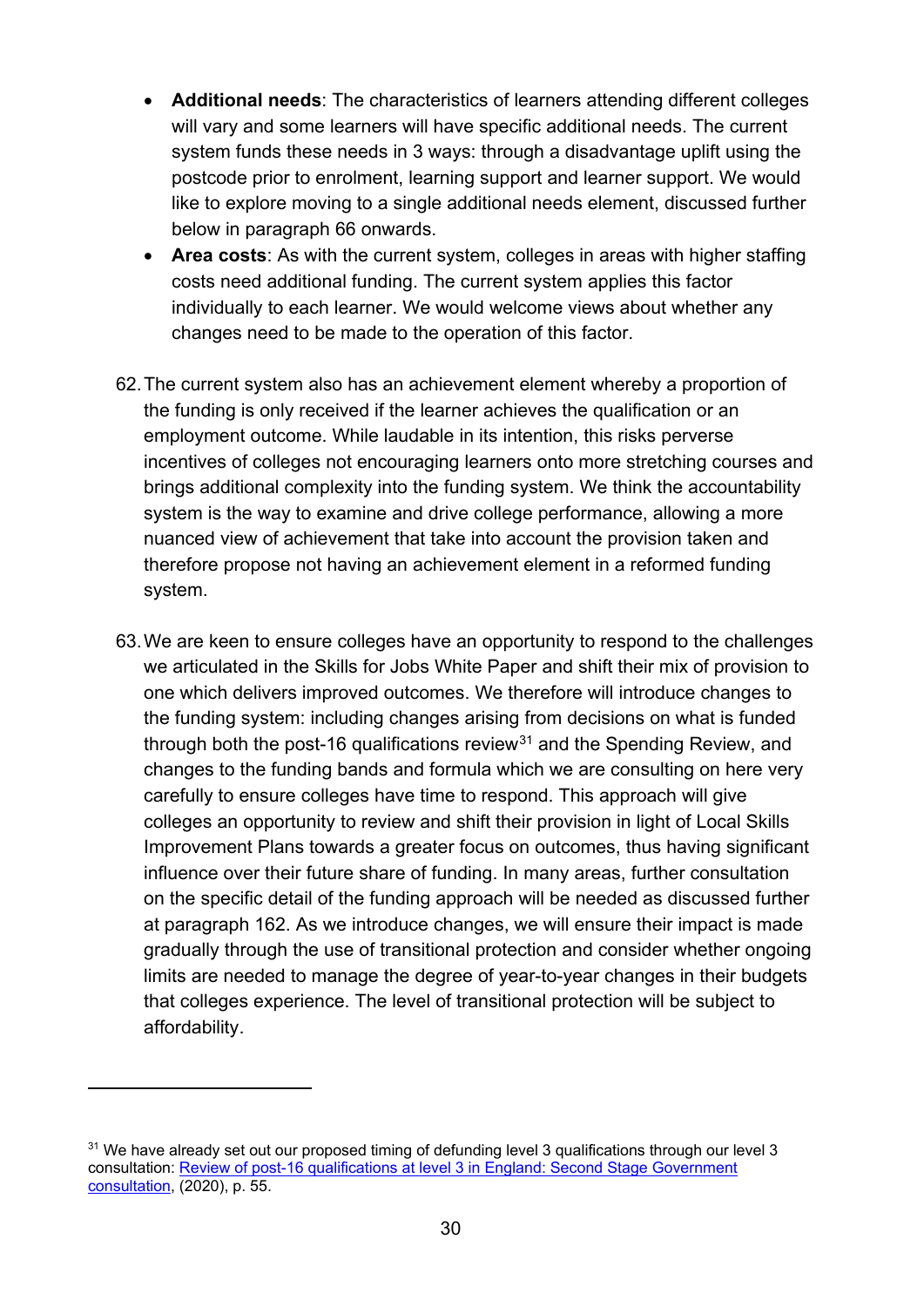- **Additional needs**: The characteristics of learners attending different colleges will vary and some learners will have specific additional needs. The current system funds these needs in 3 ways: through a disadvantage uplift using the postcode prior to enrolment, learning support and learner support. We would like to explore moving to a single additional needs element, discussed further below in paragraph 66 onwards.
- **Area costs**: As with the current system, colleges in areas with higher staffing costs need additional funding. The current system applies this factor individually to each learner. We would welcome views about whether any changes need to be made to the operation of this factor.

62. The current system also has an achievement element whereby a proportion of the funding is only received if the learner achieves the qualification or an employment outcome. While laudable in its intention, this risks perverse incentives of colleges not encouraging learners onto more stretching courses and brings additional complexity into the funding system. We think the accountability system is the way to examine and drive college performance, allowing a more nuanced view of achievement that take into account the provision taken and therefore propose not having an achievement element in a reformed funding system.

63. We are keen to ensure colleges have an opportunity to respond to the challenges we articulated in the Skills for Jobs White Paper and shift their mix of provision to one which delivers improved outcomes. We therefore will introduce changes to the funding system: including changes arising from decisions on what is funded through both the post-16 qualifications review[31] and the Spending Review, and changes to the funding bands and formula which we are consulting on here very carefully to ensure colleges have time to respond. This approach will give colleges an opportunity to review and shift their provision in light of Local Skills Improvement Plans towards a greater focus on outcomes, thus having significant influence over their future share of funding. In many areas, further consultation on the specific detail of the funding approach will be needed as discussed further at paragraph 162. As we introduce changes, we will ensure their impact is made gradually through the use of transitional protection and consider whether ongoing limits are needed to manage the degree of year-to-year changes in their budgets that colleges experience. The level of transitional protection will be subject to affordability.

[31] We have already set out our proposed timing of defunding level 3 qualifications through our level 3 consultation: [Review of post-16 qualifications at level 3 in England: Second Stage Government consultation](), (2020), p. 55.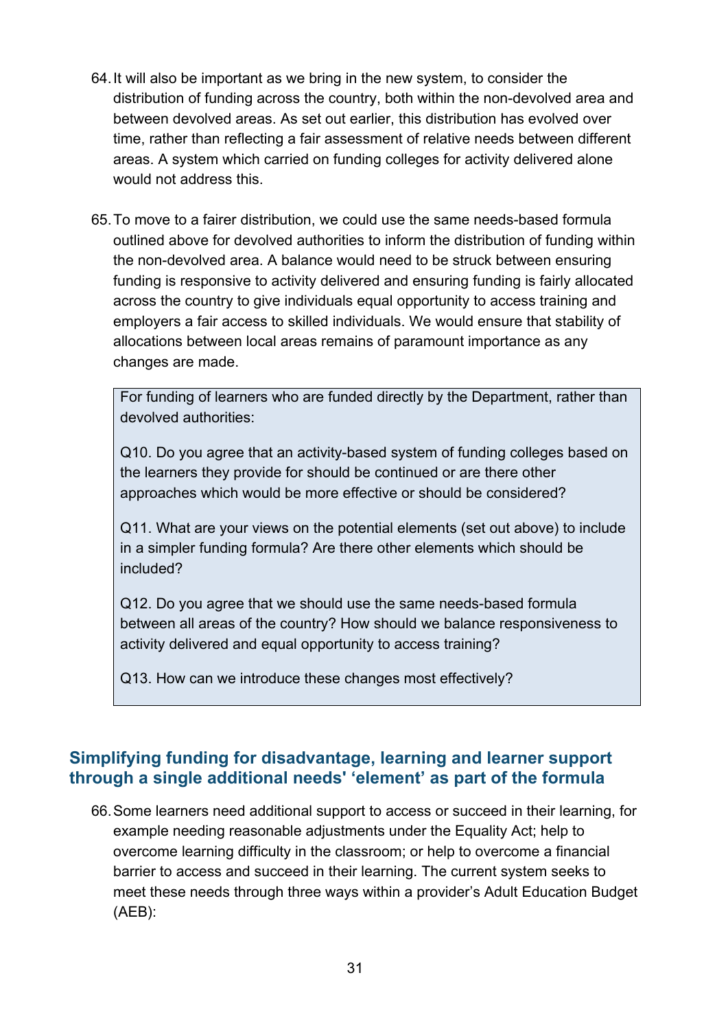64. It will also be important as we bring in the new system, to consider the distribution of funding across the country, both within the non-devolved area and between devolved areas. As set out earlier, this distribution has evolved over time, rather than reflecting a fair assessment of relative needs between different areas. A system which carried on funding colleges for activity delivered alone would not address this.

65. To move to a fairer distribution, we could use the same needs-based formula outlined above for devolved authorities to inform the distribution of funding within the non-devolved area. A balance would need to be struck between ensuring funding is responsive to activity delivered and ensuring funding is fairly allocated across the country to give individuals equal opportunity to access training and employers a fair access to skilled individuals. We would ensure that stability of allocations between local areas remains of paramount importance as any changes are made.

> For funding of learners who are funded directly by the Department, rather than devolved authorities:
>
> Q10. Do you agree that an activity-based system of funding colleges based on the learners they provide for should be continued or are there other approaches which would be more effective or should be considered?
>
> Q11. What are your views on the potential elements (set out above) to include in a simpler funding formula? Are there other elements which should be included?
>
> Q12. Do you agree that we should use the same needs-based formula between all areas of the country? How should we balance responsiveness to activity delivered and equal opportunity to access training?
>
> Q13. How can we introduce these changes most effectively?

## Simplifying funding for disadvantage, learning and learner support through a single additional needs' 'element' as part of the formula

66. Some learners need additional support to access or succeed in their learning, for example needing reasonable adjustments under the Equality Act; help to overcome learning difficulty in the classroom; or help to overcome a financial barrier to access and succeed in their learning. The current system seeks to meet these needs through three ways within a provider's Adult Education Budget (AEB):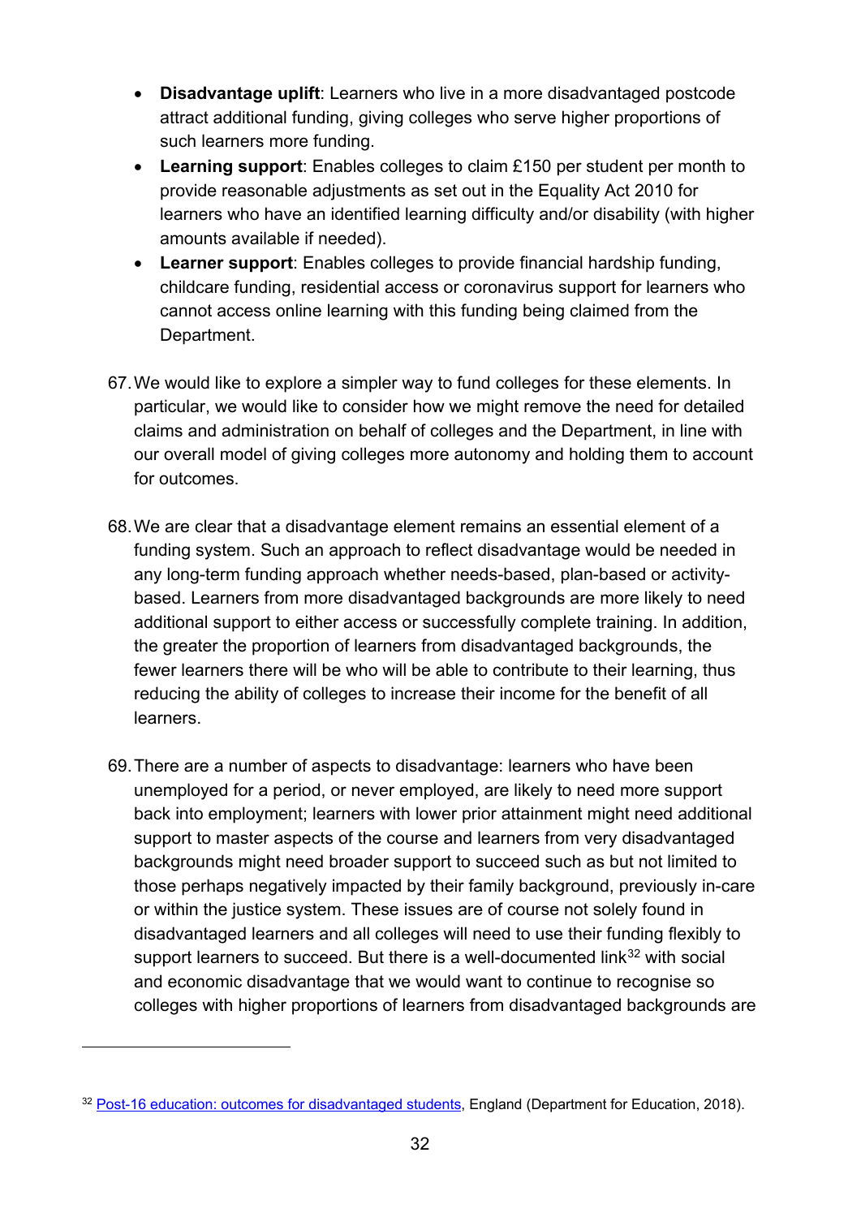- **Disadvantage uplift**: Learners who live in a more disadvantaged postcode attract additional funding, giving colleges who serve higher proportions of such learners more funding.
- **Learning support**: Enables colleges to claim £150 per student per month to provide reasonable adjustments as set out in the Equality Act 2010 for learners who have an identified learning difficulty and/or disability (with higher amounts available if needed).
- **Learner support**: Enables colleges to provide financial hardship funding, childcare funding, residential access or coronavirus support for learners who cannot access online learning with this funding being claimed from the Department.

67. We would like to explore a simpler way to fund colleges for these elements. In particular, we would like to consider how we might remove the need for detailed claims and administration on behalf of colleges and the Department, in line with our overall model of giving colleges more autonomy and holding them to account for outcomes.

68. We are clear that a disadvantage element remains an essential element of a funding system. Such an approach to reflect disadvantage would be needed in any long-term funding approach whether needs-based, plan-based or activity-based. Learners from more disadvantaged backgrounds are more likely to need additional support to either access or successfully complete training. In addition, the greater the proportion of learners from disadvantaged backgrounds, the fewer learners there will be who will be able to contribute to their learning, thus reducing the ability of colleges to increase their income for the benefit of all learners.

69. There are a number of aspects to disadvantage: learners who have been unemployed for a period, or never employed, are likely to need more support back into employment; learners with lower prior attainment might need additional support to master aspects of the course and learners from very disadvantaged backgrounds might need broader support to succeed such as but not limited to those perhaps negatively impacted by their family background, previously in-care or within the justice system. These issues are of course not solely found in disadvantaged learners and all colleges will need to use their funding flexibly to support learners to succeed. But there is a well-documented link[32] with social and economic disadvantage that we would want to continue to recognise so colleges with higher proportions of learners from disadvantaged backgrounds are

[32] Post-16 education: outcomes for disadvantaged students, England (Department for Education, 2018).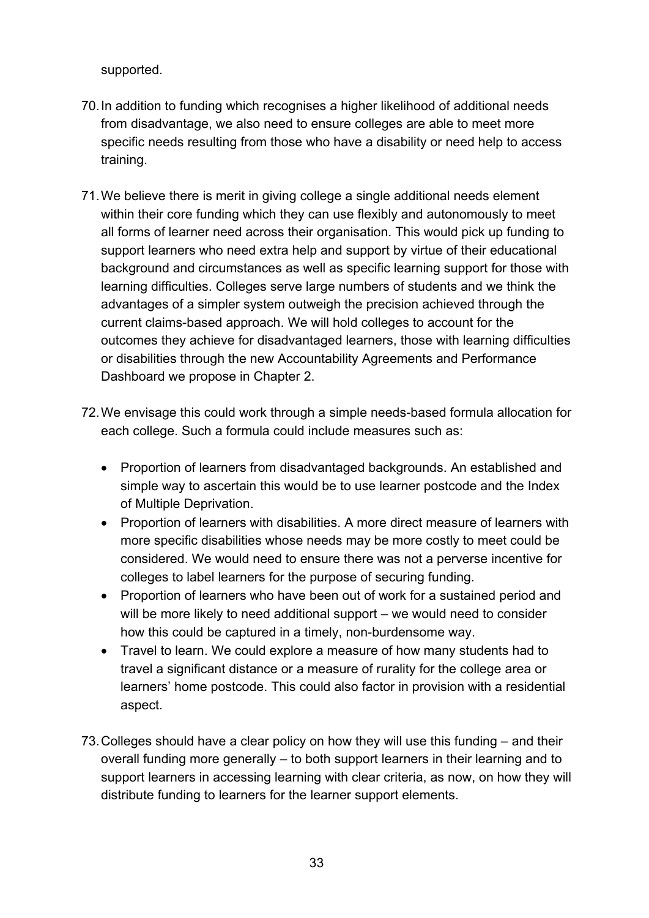supported.

70. In addition to funding which recognises a higher likelihood of additional needs from disadvantage, we also need to ensure colleges are able to meet more specific needs resulting from those who have a disability or need help to access training.

71. We believe there is merit in giving college a single additional needs element within their core funding which they can use flexibly and autonomously to meet all forms of learner need across their organisation. This would pick up funding to support learners who need extra help and support by virtue of their educational background and circumstances as well as specific learning support for those with learning difficulties. Colleges serve large numbers of students and we think the advantages of a simpler system outweigh the precision achieved through the current claims-based approach. We will hold colleges to account for the outcomes they achieve for disadvantaged learners, those with learning difficulties or disabilities through the new Accountability Agreements and Performance Dashboard we propose in Chapter 2.

72. We envisage this could work through a simple needs-based formula allocation for each college. Such a formula could include measures such as:

    - Proportion of learners from disadvantaged backgrounds. An established and simple way to ascertain this would be to use learner postcode and the Index of Multiple Deprivation.
    - Proportion of learners with disabilities. A more direct measure of learners with more specific disabilities whose needs may be more costly to meet could be considered. We would need to ensure there was not a perverse incentive for colleges to label learners for the purpose of securing funding.
    - Proportion of learners who have been out of work for a sustained period and will be more likely to need additional support – we would need to consider how this could be captured in a timely, non-burdensome way.
    - Travel to learn. We could explore a measure of how many students had to travel a significant distance or a measure of rurality for the college area or learners' home postcode. This could also factor in provision with a residential aspect.

73. Colleges should have a clear policy on how they will use this funding – and their overall funding more generally – to both support learners in their learning and to support learners in accessing learning with clear criteria, as now, on how they will distribute funding to learners for the learner support elements.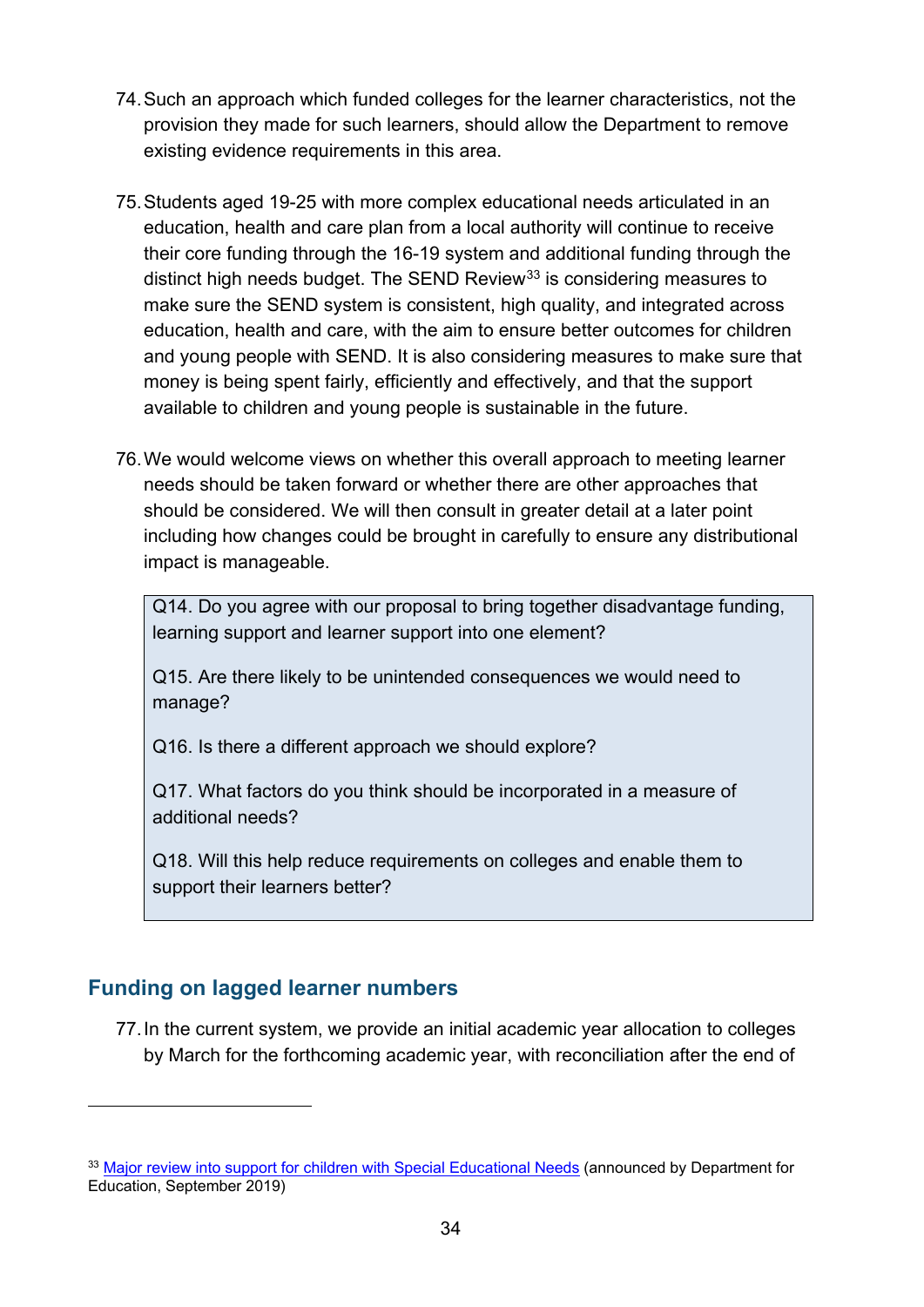74. Such an approach which funded colleges for the learner characteristics, not the provision they made for such learners, should allow the Department to remove existing evidence requirements in this area.

75. Students aged 19-25 with more complex educational needs articulated in an education, health and care plan from a local authority will continue to receive their core funding through the 16-19 system and additional funding through the distinct high needs budget. The SEND Review[33] is considering measures to make sure the SEND system is consistent, high quality, and integrated across education, health and care, with the aim to ensure better outcomes for children and young people with SEND. It is also considering measures to make sure that money is being spent fairly, efficiently and effectively, and that the support available to children and young people is sustainable in the future.

76. We would welcome views on whether this overall approach to meeting learner needs should be taken forward or whether there are other approaches that should be considered. We will then consult in greater detail at a later point including how changes could be brought in carefully to ensure any distributional impact is manageable.

> Q14. Do you agree with our proposal to bring together disadvantage funding, learning support and learner support into one element?
>
> Q15. Are there likely to be unintended consequences we would need to manage?
>
> Q16. Is there a different approach we should explore?
>
> Q17. What factors do you think should be incorporated in a measure of additional needs?
>
> Q18. Will this help reduce requirements on colleges and enable them to support their learners better?

## Funding on lagged learner numbers

77. In the current system, we provide an initial academic year allocation to colleges by March for the forthcoming academic year, with reconciliation after the end of

---

[33] Major review into support for children with Special Educational Needs (announced by Department for Education, September 2019)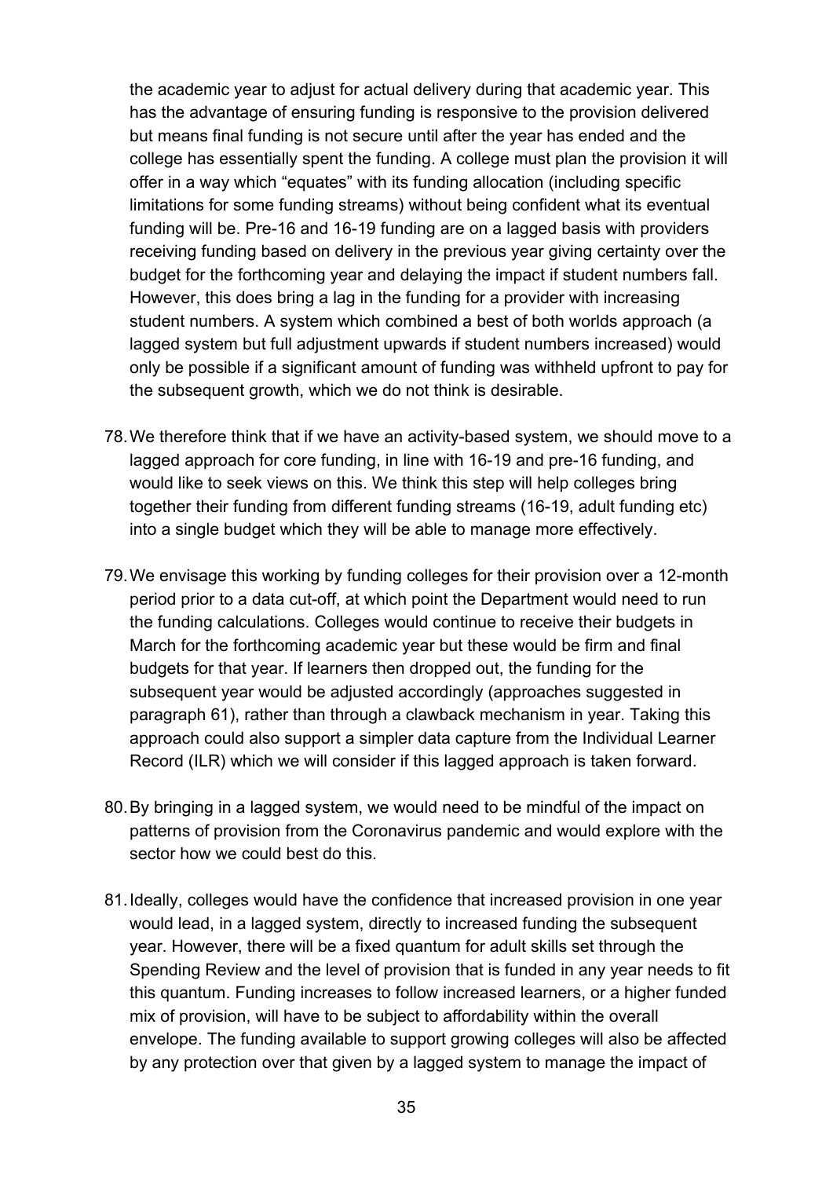the academic year to adjust for actual delivery during that academic year. This has the advantage of ensuring funding is responsive to the provision delivered but means final funding is not secure until after the year has ended and the college has essentially spent the funding. A college must plan the provision it will offer in a way which "equates" with its funding allocation (including specific limitations for some funding streams) without being confident what its eventual funding will be. Pre-16 and 16-19 funding are on a lagged basis with providers receiving funding based on delivery in the previous year giving certainty over the budget for the forthcoming year and delaying the impact if student numbers fall. However, this does bring a lag in the funding for a provider with increasing student numbers. A system which combined a best of both worlds approach (a lagged system but full adjustment upwards if student numbers increased) would only be possible if a significant amount of funding was withheld upfront to pay for the subsequent growth, which we do not think is desirable.

78. We therefore think that if we have an activity-based system, we should move to a lagged approach for core funding, in line with 16-19 and pre-16 funding, and would like to seek views on this. We think this step will help colleges bring together their funding from different funding streams (16-19, adult funding etc) into a single budget which they will be able to manage more effectively.

79. We envisage this working by funding colleges for their provision over a 12-month period prior to a data cut-off, at which point the Department would need to run the funding calculations. Colleges would continue to receive their budgets in March for the forthcoming academic year but these would be firm and final budgets for that year. If learners then dropped out, the funding for the subsequent year would be adjusted accordingly (approaches suggested in paragraph 61), rather than through a clawback mechanism in year. Taking this approach could also support a simpler data capture from the Individual Learner Record (ILR) which we will consider if this lagged approach is taken forward.

80. By bringing in a lagged system, we would need to be mindful of the impact on patterns of provision from the Coronavirus pandemic and would explore with the sector how we could best do this.

81. Ideally, colleges would have the confidence that increased provision in one year would lead, in a lagged system, directly to increased funding the subsequent year. However, there will be a fixed quantum for adult skills set through the Spending Review and the level of provision that is funded in any year needs to fit this quantum. Funding increases to follow increased learners, or a higher funded mix of provision, will have to be subject to affordability within the overall envelope. The funding available to support growing colleges will also be affected by any protection over that given by a lagged system to manage the impact of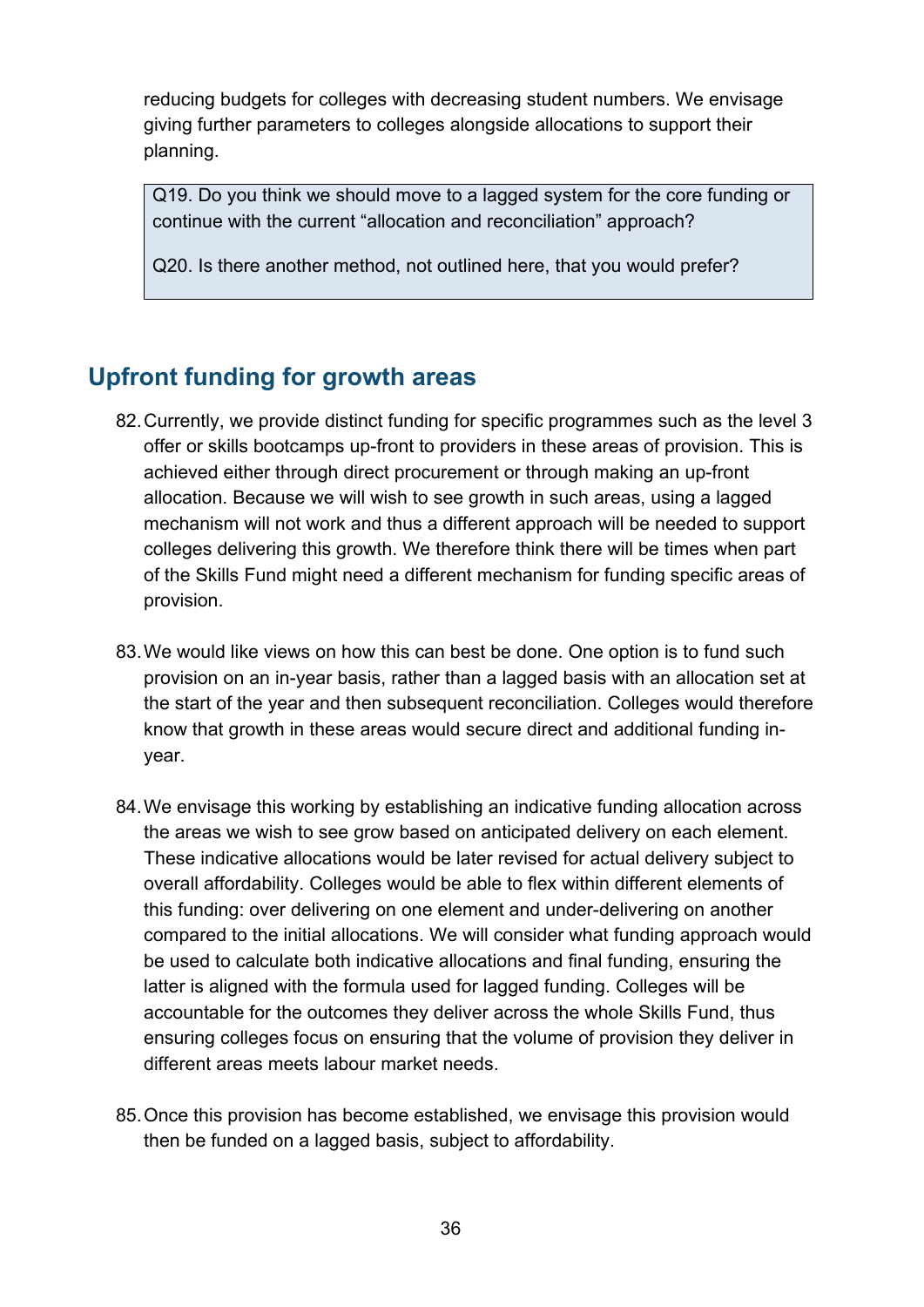reducing budgets for colleges with decreasing student numbers. We envisage giving further parameters to colleges alongside allocations to support their planning.

> Q19. Do you think we should move to a lagged system for the core funding or continue with the current "allocation and reconciliation" approach?
>
> Q20. Is there another method, not outlined here, that you would prefer?

## Upfront funding for growth areas

82. Currently, we provide distinct funding for specific programmes such as the level 3 offer or skills bootcamps up-front to providers in these areas of provision. This is achieved either through direct procurement or through making an up-front allocation. Because we will wish to see growth in such areas, using a lagged mechanism will not work and thus a different approach will be needed to support colleges delivering this growth. We therefore think there will be times when part of the Skills Fund might need a different mechanism for funding specific areas of provision.

83. We would like views on how this can best be done. One option is to fund such provision on an in-year basis, rather than a lagged basis with an allocation set at the start of the year and then subsequent reconciliation. Colleges would therefore know that growth in these areas would secure direct and additional funding in-year.

84. We envisage this working by establishing an indicative funding allocation across the areas we wish to see grow based on anticipated delivery on each element. These indicative allocations would be later revised for actual delivery subject to overall affordability. Colleges would be able to flex within different elements of this funding: over delivering on one element and under-delivering on another compared to the initial allocations. We will consider what funding approach would be used to calculate both indicative allocations and final funding, ensuring the latter is aligned with the formula used for lagged funding. Colleges will be accountable for the outcomes they deliver across the whole Skills Fund, thus ensuring colleges focus on ensuring that the volume of provision they deliver in different areas meets labour market needs.

85. Once this provision has become established, we envisage this provision would then be funded on a lagged basis, subject to affordability.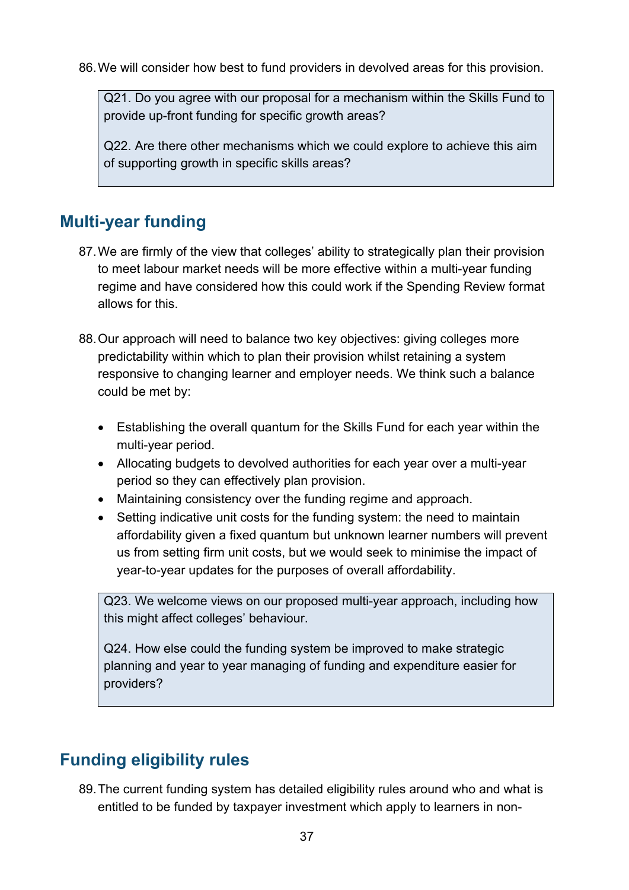86. We will consider how best to fund providers in devolved areas for this provision.

> Q21. Do you agree with our proposal for a mechanism within the Skills Fund to provide up-front funding for specific growth areas?
>
> Q22. Are there other mechanisms which we could explore to achieve this aim of supporting growth in specific skills areas?

## Multi-year funding

87. We are firmly of the view that colleges' ability to strategically plan their provision to meet labour market needs will be more effective within a multi-year funding regime and have considered how this could work if the Spending Review format allows for this.

88. Our approach will need to balance two key objectives: giving colleges more predictability within which to plan their provision whilst retaining a system responsive to changing learner and employer needs. We think such a balance could be met by:

    - Establishing the overall quantum for the Skills Fund for each year within the multi-year period.
    - Allocating budgets to devolved authorities for each year over a multi-year period so they can effectively plan provision.
    - Maintaining consistency over the funding regime and approach.
    - Setting indicative unit costs for the funding system: the need to maintain affordability given a fixed quantum but unknown learner numbers will prevent us from setting firm unit costs, but we would seek to minimise the impact of year-to-year updates for the purposes of overall affordability.

> Q23. We welcome views on our proposed multi-year approach, including how this might affect colleges' behaviour.
>
> Q24. How else could the funding system be improved to make strategic planning and year to year managing of funding and expenditure easier for providers?

## Funding eligibility rules

89. The current funding system has detailed eligibility rules around who and what is entitled to be funded by taxpayer investment which apply to learners in non-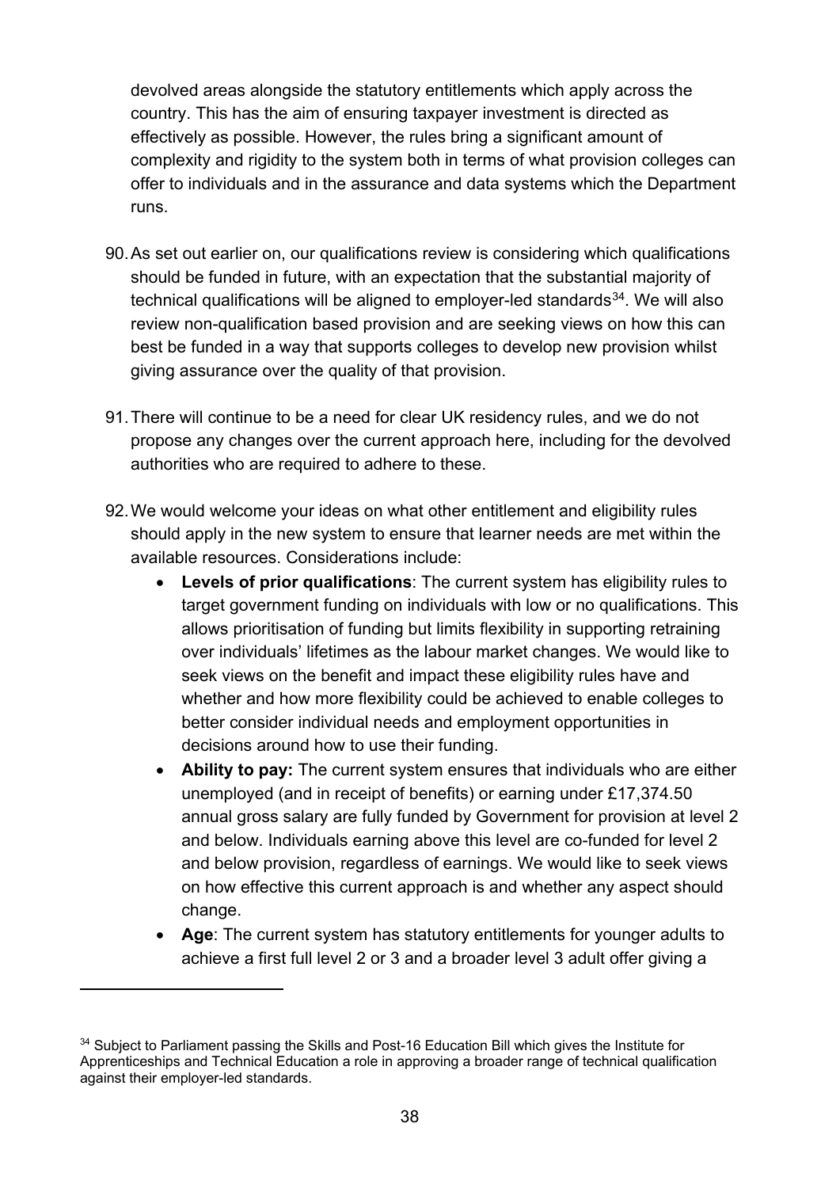devolved areas alongside the statutory entitlements which apply across the country. This has the aim of ensuring taxpayer investment is directed as effectively as possible. However, the rules bring a significant amount of complexity and rigidity to the system both in terms of what provision colleges can offer to individuals and in the assurance and data systems which the Department runs.

90. As set out earlier on, our qualifications review is considering which qualifications should be funded in future, with an expectation that the substantial majority of technical qualifications will be aligned to employer-led standards[34]. We will also review non-qualification based provision and are seeking views on how this can best be funded in a way that supports colleges to develop new provision whilst giving assurance over the quality of that provision.

91. There will continue to be a need for clear UK residency rules, and we do not propose any changes over the current approach here, including for the devolved authorities who are required to adhere to these.

92. We would welcome your ideas on what other entitlement and eligibility rules should apply in the new system to ensure that learner needs are met within the available resources. Considerations include:
    - **Levels of prior qualifications**: The current system has eligibility rules to target government funding on individuals with low or no qualifications. This allows prioritisation of funding but limits flexibility in supporting retraining over individuals' lifetimes as the labour market changes. We would like to seek views on the benefit and impact these eligibility rules have and whether and how more flexibility could be achieved to enable colleges to better consider individual needs and employment opportunities in decisions around how to use their funding.
    - **Ability to pay:** The current system ensures that individuals who are either unemployed (and in receipt of benefits) or earning under £17,374.50 annual gross salary are fully funded by Government for provision at level 2 and below. Individuals earning above this level are co-funded for level 2 and below provision, regardless of earnings. We would like to seek views on how effective this current approach is and whether any aspect should change.
    - **Age**: The current system has statutory entitlements for younger adults to achieve a first full level 2 or 3 and a broader level 3 adult offer giving a

[34] Subject to Parliament passing the Skills and Post-16 Education Bill which gives the Institute for Apprenticeships and Technical Education a role in approving a broader range of technical qualification against their employer-led standards.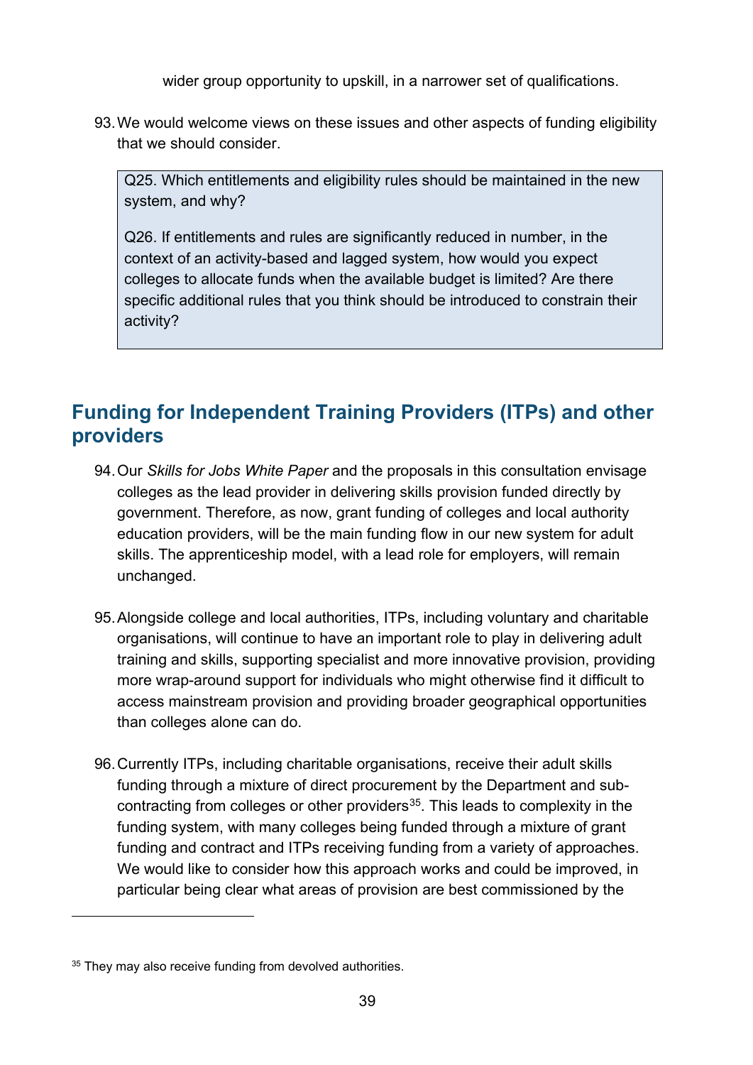wider group opportunity to upskill, in a narrower set of qualifications.

93. We would welcome views on these issues and other aspects of funding eligibility that we should consider.

> Q25. Which entitlements and eligibility rules should be maintained in the new system, and why?
>
> Q26. If entitlements and rules are significantly reduced in number, in the context of an activity-based and lagged system, how would you expect colleges to allocate funds when the available budget is limited? Are there specific additional rules that you think should be introduced to constrain their activity?

## Funding for Independent Training Providers (ITPs) and other providers

94. Our *Skills for Jobs White Paper* and the proposals in this consultation envisage colleges as the lead provider in delivering skills provision funded directly by government. Therefore, as now, grant funding of colleges and local authority education providers, will be the main funding flow in our new system for adult skills. The apprenticeship model, with a lead role for employers, will remain unchanged.

95. Alongside college and local authorities, ITPs, including voluntary and charitable organisations, will continue to have an important role to play in delivering adult training and skills, supporting specialist and more innovative provision, providing more wrap-around support for individuals who might otherwise find it difficult to access mainstream provision and providing broader geographical opportunities than colleges alone can do.

96. Currently ITPs, including charitable organisations, receive their adult skills funding through a mixture of direct procurement by the Department and sub-contracting from colleges or other providers[35]. This leads to complexity in the funding system, with many colleges being funded through a mixture of grant funding and contract and ITPs receiving funding from a variety of approaches. We would like to consider how this approach works and could be improved, in particular being clear what areas of provision are best commissioned by the

[35] They may also receive funding from devolved authorities.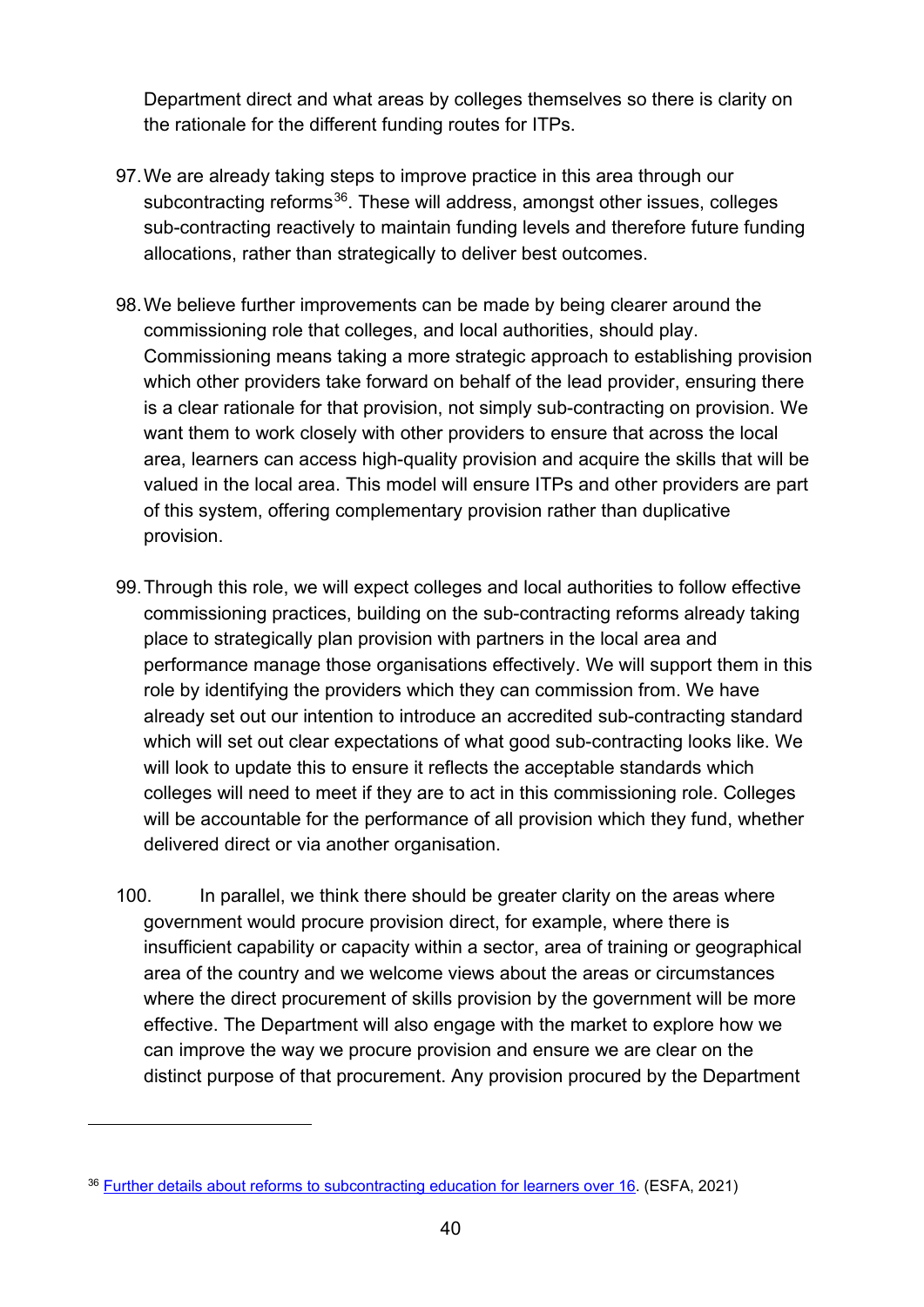Department direct and what areas by colleges themselves so there is clarity on the rationale for the different funding routes for ITPs.

97. We are already taking steps to improve practice in this area through our subcontracting reforms[36]. These will address, amongst other issues, colleges sub-contracting reactively to maintain funding levels and therefore future funding allocations, rather than strategically to deliver best outcomes.

98. We believe further improvements can be made by being clearer around the commissioning role that colleges, and local authorities, should play. Commissioning means taking a more strategic approach to establishing provision which other providers take forward on behalf of the lead provider, ensuring there is a clear rationale for that provision, not simply sub-contracting on provision. We want them to work closely with other providers to ensure that across the local area, learners can access high-quality provision and acquire the skills that will be valued in the local area. This model will ensure ITPs and other providers are part of this system, offering complementary provision rather than duplicative provision.

99. Through this role, we will expect colleges and local authorities to follow effective commissioning practices, building on the sub-contracting reforms already taking place to strategically plan provision with partners in the local area and performance manage those organisations effectively. We will support them in this role by identifying the providers which they can commission from. We have already set out our intention to introduce an accredited sub-contracting standard which will set out clear expectations of what good sub-contracting looks like. We will look to update this to ensure it reflects the acceptable standards which colleges will need to meet if they are to act in this commissioning role. Colleges will be accountable for the performance of all provision which they fund, whether delivered direct or via another organisation.

100. In parallel, we think there should be greater clarity on the areas where government would procure provision direct, for example, where there is insufficient capability or capacity within a sector, area of training or geographical area of the country and we welcome views about the areas or circumstances where the direct procurement of skills provision by the government will be more effective. The Department will also engage with the market to explore how we can improve the way we procure provision and ensure we are clear on the distinct purpose of that procurement. Any provision procured by the Department

---

[36] Further details about reforms to subcontracting education for learners over 16. (ESFA, 2021)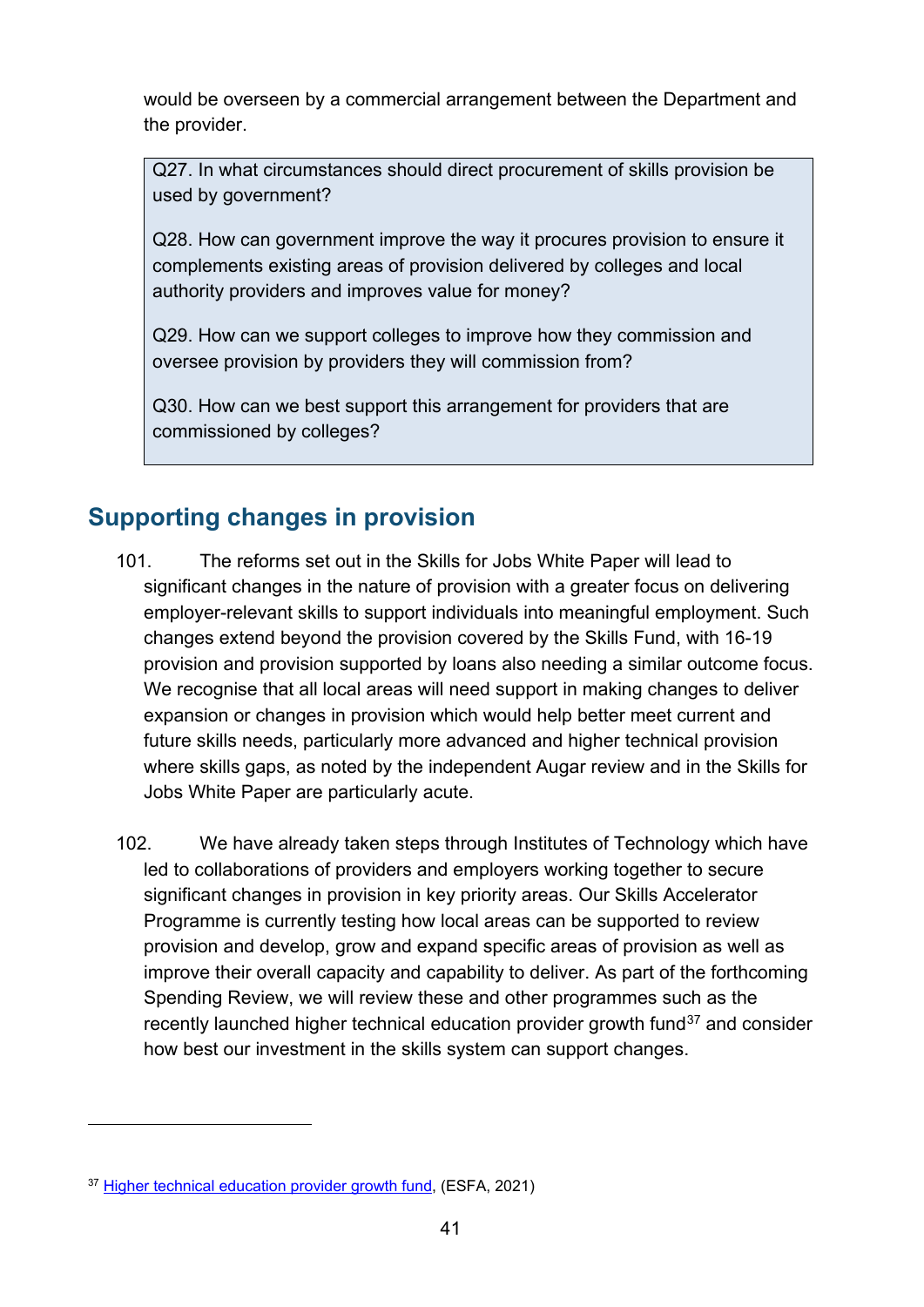would be overseen by a commercial arrangement between the Department and the provider.

> Q27. In what circumstances should direct procurement of skills provision be used by government?
>
> Q28. How can government improve the way it procures provision to ensure it complements existing areas of provision delivered by colleges and local authority providers and improves value for money?
>
> Q29. How can we support colleges to improve how they commission and oversee provision by providers they will commission from?
>
> Q30. How can we best support this arrangement for providers that are commissioned by colleges?

## Supporting changes in provision

101. The reforms set out in the Skills for Jobs White Paper will lead to significant changes in the nature of provision with a greater focus on delivering employer-relevant skills to support individuals into meaningful employment. Such changes extend beyond the provision covered by the Skills Fund, with 16-19 provision and provision supported by loans also needing a similar outcome focus. We recognise that all local areas will need support in making changes to deliver expansion or changes in provision which would help better meet current and future skills needs, particularly more advanced and higher technical provision where skills gaps, as noted by the independent Augar review and in the Skills for Jobs White Paper are particularly acute.

102. We have already taken steps through Institutes of Technology which have led to collaborations of providers and employers working together to secure significant changes in provision in key priority areas. Our Skills Accelerator Programme is currently testing how local areas can be supported to review provision and develop, grow and expand specific areas of provision as well as improve their overall capacity and capability to deliver. As part of the forthcoming Spending Review, we will review these and other programmes such as the recently launched higher technical education provider growth fund[37] and consider how best our investment in the skills system can support changes.

[37] Higher technical education provider growth fund, (ESFA, 2021)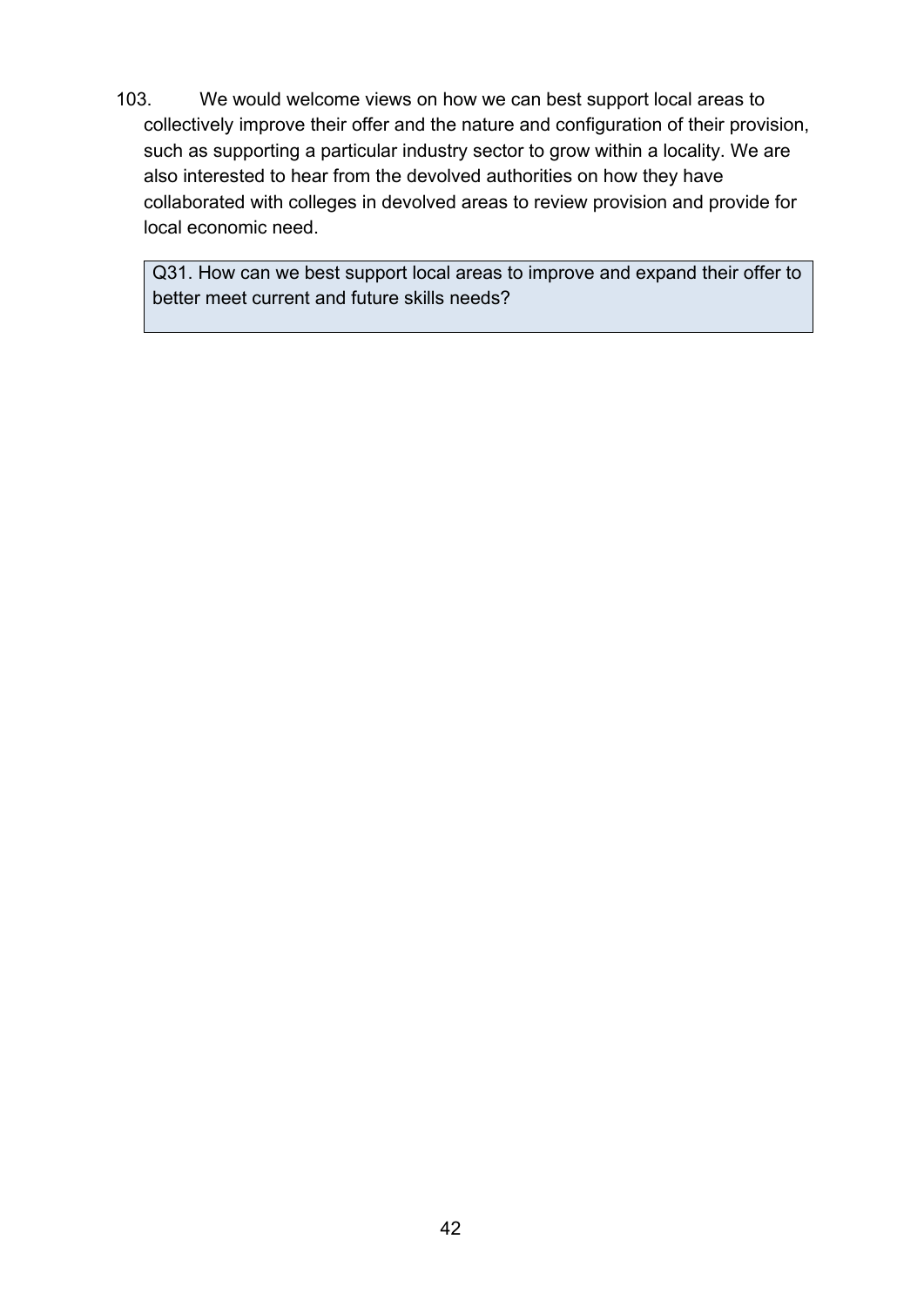103. We would welcome views on how we can best support local areas to collectively improve their offer and the nature and configuration of their provision, such as supporting a particular industry sector to grow within a locality. We are also interested to hear from the devolved authorities on how they have collaborated with colleges in devolved areas to review provision and provide for local economic need.

> Q31. How can we best support local areas to improve and expand their offer to better meet current and future skills needs?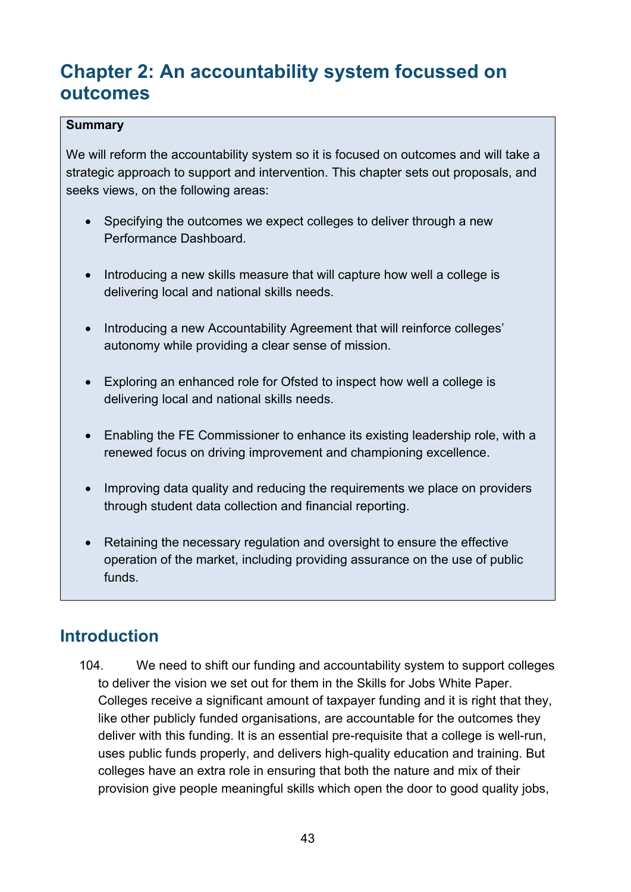## Chapter 2: An accountability system focussed on outcomes

**Summary**

We will reform the accountability system so it is focused on outcomes and will take a strategic approach to support and intervention. This chapter sets out proposals, and seeks views, on the following areas:

- Specifying the outcomes we expect colleges to deliver through a new Performance Dashboard.
- Introducing a new skills measure that will capture how well a college is delivering local and national skills needs.
- Introducing a new Accountability Agreement that will reinforce colleges' autonomy while providing a clear sense of mission.
- Exploring an enhanced role for Ofsted to inspect how well a college is delivering local and national skills needs.
- Enabling the FE Commissioner to enhance its existing leadership role, with a renewed focus on driving improvement and championing excellence.
- Improving data quality and reducing the requirements we place on providers through student data collection and financial reporting.
- Retaining the necessary regulation and oversight to ensure the effective operation of the market, including providing assurance on the use of public funds.

### Introduction

104. We need to shift our funding and accountability system to support colleges to deliver the vision we set out for them in the Skills for Jobs White Paper. Colleges receive a significant amount of taxpayer funding and it is right that they, like other publicly funded organisations, are accountable for the outcomes they deliver with this funding. It is an essential pre-requisite that a college is well-run, uses public funds properly, and delivers high-quality education and training. But colleges have an extra role in ensuring that both the nature and mix of their provision give people meaningful skills which open the door to good quality jobs,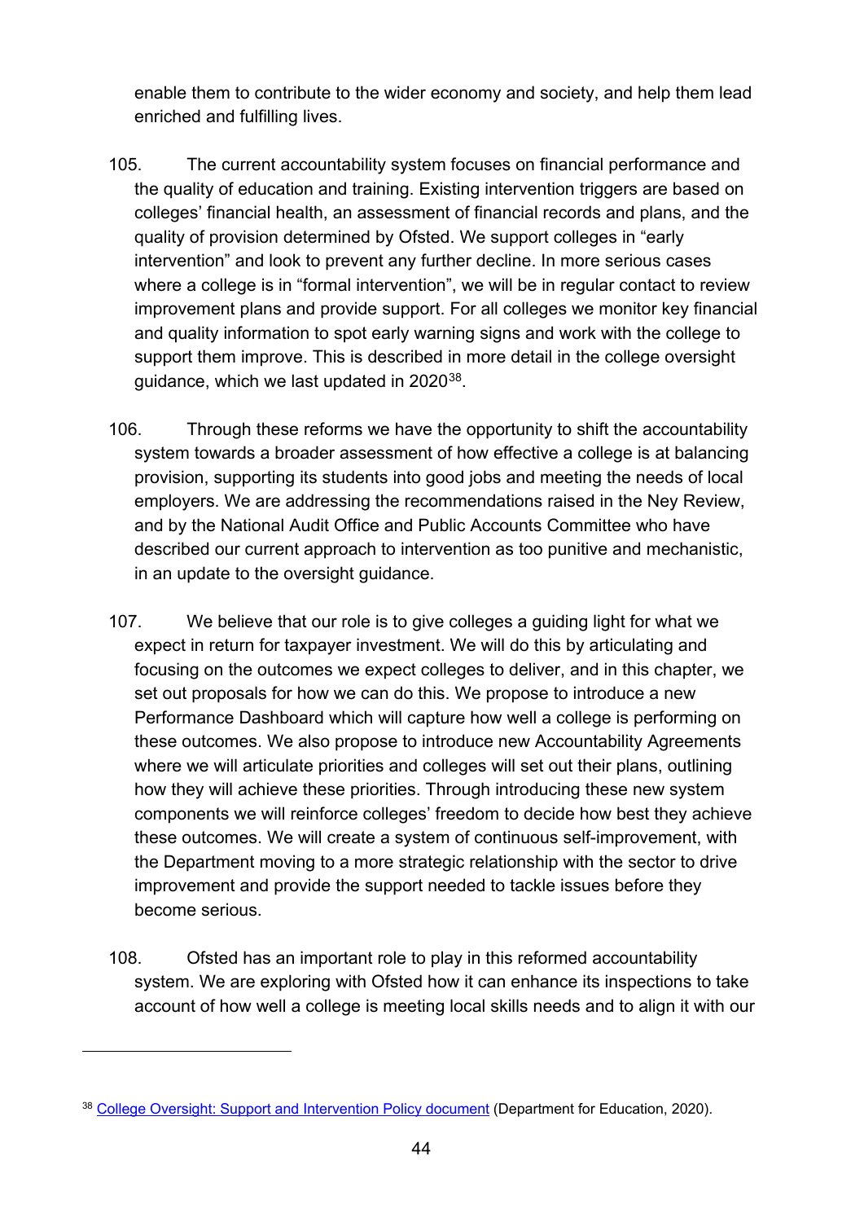enable them to contribute to the wider economy and society, and help them lead enriched and fulfilling lives.

105. The current accountability system focuses on financial performance and the quality of education and training. Existing intervention triggers are based on colleges' financial health, an assessment of financial records and plans, and the quality of provision determined by Ofsted. We support colleges in "early intervention" and look to prevent any further decline. In more serious cases where a college is in "formal intervention", we will be in regular contact to review improvement plans and provide support. For all colleges we monitor key financial and quality information to spot early warning signs and work with the college to support them improve. This is described in more detail in the college oversight guidance, which we last updated in 2020[38].

106. Through these reforms we have the opportunity to shift the accountability system towards a broader assessment of how effective a college is at balancing provision, supporting its students into good jobs and meeting the needs of local employers. We are addressing the recommendations raised in the Ney Review, and by the National Audit Office and Public Accounts Committee who have described our current approach to intervention as too punitive and mechanistic, in an update to the oversight guidance.

107. We believe that our role is to give colleges a guiding light for what we expect in return for taxpayer investment. We will do this by articulating and focusing on the outcomes we expect colleges to deliver, and in this chapter, we set out proposals for how we can do this. We propose to introduce a new Performance Dashboard which will capture how well a college is performing on these outcomes. We also propose to introduce new Accountability Agreements where we will articulate priorities and colleges will set out their plans, outlining how they will achieve these priorities. Through introducing these new system components we will reinforce colleges' freedom to decide how best they achieve these outcomes. We will create a system of continuous self-improvement, with the Department moving to a more strategic relationship with the sector to drive improvement and provide the support needed to tackle issues before they become serious.

108. Ofsted has an important role to play in this reformed accountability system. We are exploring with Ofsted how it can enhance its inspections to take account of how well a college is meeting local skills needs and to align it with our

---

[38] College Oversight: Support and Intervention Policy document (Department for Education, 2020).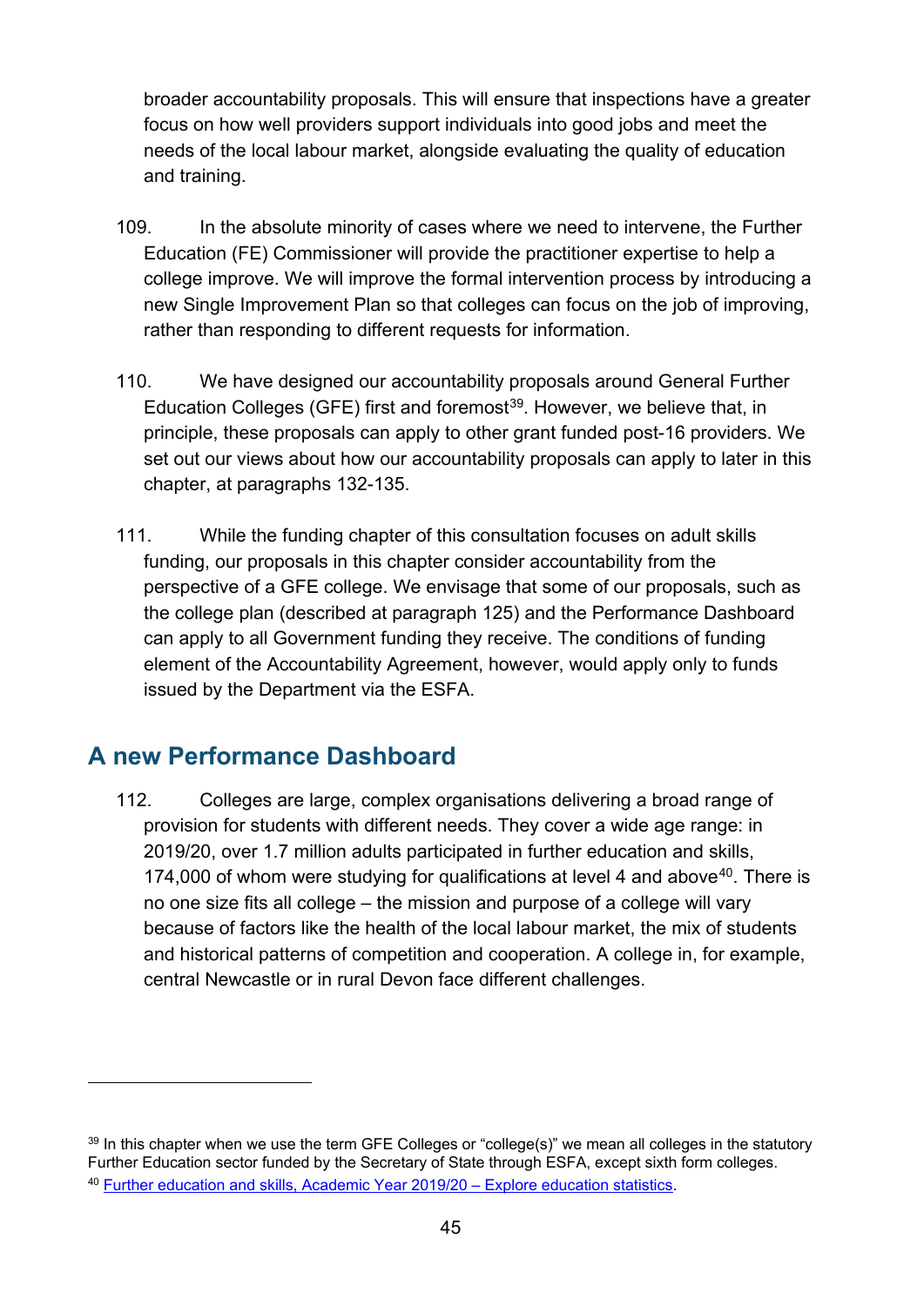broader accountability proposals. This will ensure that inspections have a greater focus on how well providers support individuals into good jobs and meet the needs of the local labour market, alongside evaluating the quality of education and training.

109. In the absolute minority of cases where we need to intervene, the Further Education (FE) Commissioner will provide the practitioner expertise to help a college improve. We will improve the formal intervention process by introducing a new Single Improvement Plan so that colleges can focus on the job of improving, rather than responding to different requests for information.

110. We have designed our accountability proposals around General Further Education Colleges (GFE) first and foremost[39]. However, we believe that, in principle, these proposals can apply to other grant funded post-16 providers. We set out our views about how our accountability proposals can apply to later in this chapter, at paragraphs 132-135.

111. While the funding chapter of this consultation focuses on adult skills funding, our proposals in this chapter consider accountability from the perspective of a GFE college. We envisage that some of our proposals, such as the college plan (described at paragraph 125) and the Performance Dashboard can apply to all Government funding they receive. The conditions of funding element of the Accountability Agreement, however, would apply only to funds issued by the Department via the ESFA.

## A new Performance Dashboard

112. Colleges are large, complex organisations delivering a broad range of provision for students with different needs. They cover a wide age range: in 2019/20, over 1.7 million adults participated in further education and skills, 174,000 of whom were studying for qualifications at level 4 and above[40]. There is no one size fits all college – the mission and purpose of a college will vary because of factors like the health of the local labour market, the mix of students and historical patterns of competition and cooperation. A college in, for example, central Newcastle or in rural Devon face different challenges.

---

[39] In this chapter when we use the term GFE Colleges or "college(s)" we mean all colleges in the statutory Further Education sector funded by the Secretary of State through ESFA, except sixth form colleges.

[40] Further education and skills, Academic Year 2019/20 – Explore education statistics.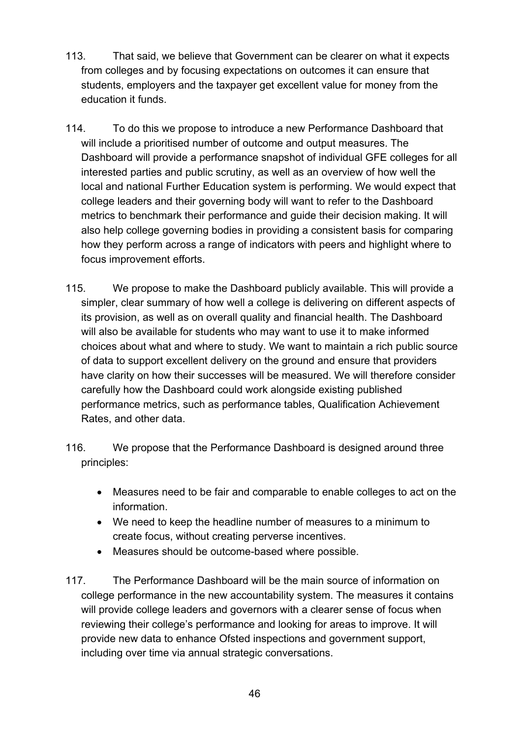113. That said, we believe that Government can be clearer on what it expects from colleges and by focusing expectations on outcomes it can ensure that students, employers and the taxpayer get excellent value for money from the education it funds.

114. To do this we propose to introduce a new Performance Dashboard that will include a prioritised number of outcome and output measures. The Dashboard will provide a performance snapshot of individual GFE colleges for all interested parties and public scrutiny, as well as an overview of how well the local and national Further Education system is performing. We would expect that college leaders and their governing body will want to refer to the Dashboard metrics to benchmark their performance and guide their decision making. It will also help college governing bodies in providing a consistent basis for comparing how they perform across a range of indicators with peers and highlight where to focus improvement efforts.

115. We propose to make the Dashboard publicly available. This will provide a simpler, clear summary of how well a college is delivering on different aspects of its provision, as well as on overall quality and financial health. The Dashboard will also be available for students who may want to use it to make informed choices about what and where to study. We want to maintain a rich public source of data to support excellent delivery on the ground and ensure that providers have clarity on how their successes will be measured. We will therefore consider carefully how the Dashboard could work alongside existing published performance metrics, such as performance tables, Qualification Achievement Rates, and other data.

116. We propose that the Performance Dashboard is designed around three principles:

- Measures need to be fair and comparable to enable colleges to act on the information.
- We need to keep the headline number of measures to a minimum to create focus, without creating perverse incentives.
- Measures should be outcome-based where possible.

117. The Performance Dashboard will be the main source of information on college performance in the new accountability system. The measures it contains will provide college leaders and governors with a clearer sense of focus when reviewing their college's performance and looking for areas to improve. It will provide new data to enhance Ofsted inspections and government support, including over time via annual strategic conversations.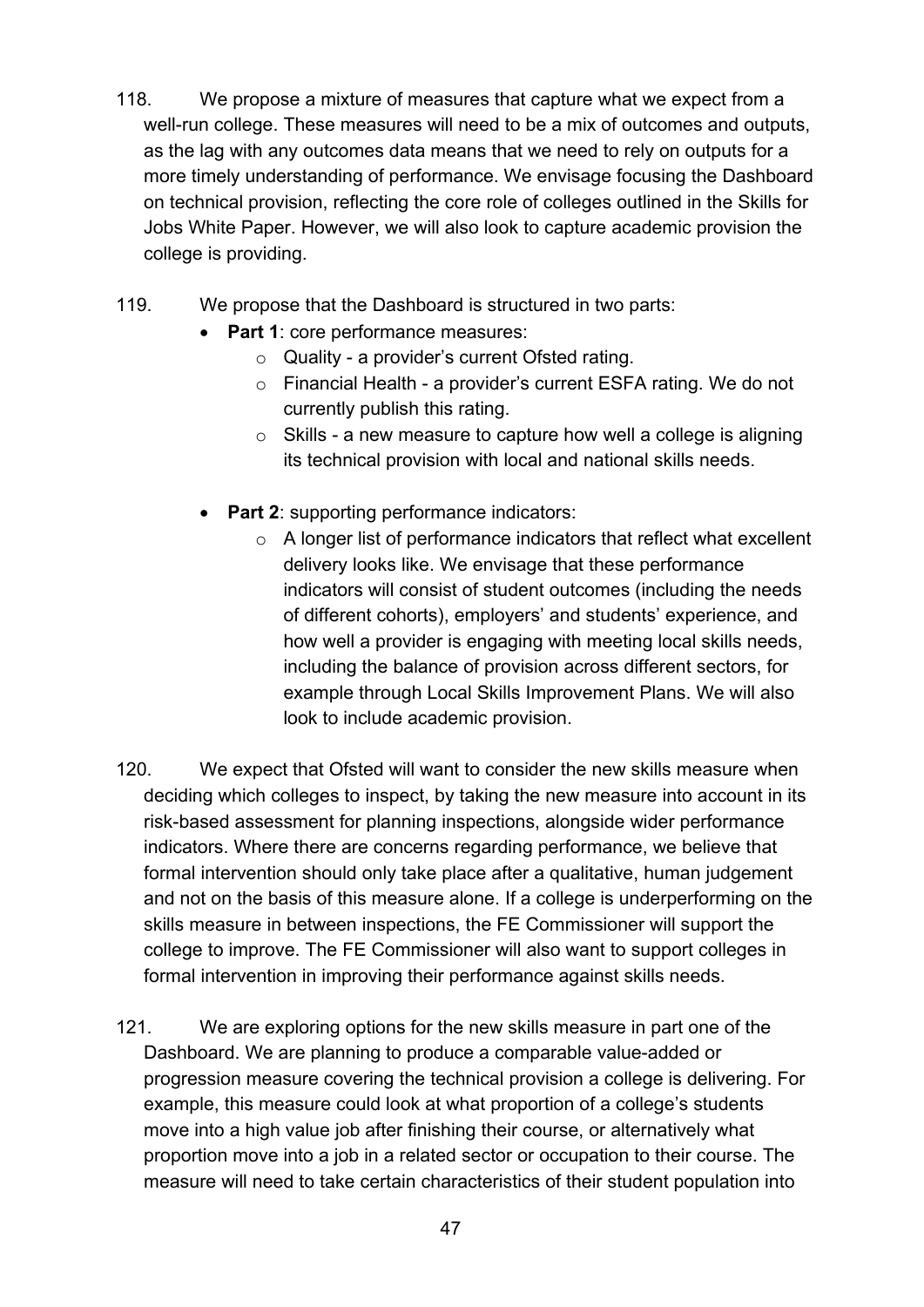118. We propose a mixture of measures that capture what we expect from a well-run college. These measures will need to be a mix of outcomes and outputs, as the lag with any outcomes data means that we need to rely on outputs for a more timely understanding of performance. We envisage focusing the Dashboard on technical provision, reflecting the core role of colleges outlined in the Skills for Jobs White Paper. However, we will also look to capture academic provision the college is providing.

119. We propose that the Dashboard is structured in two parts:

- **Part 1**: core performance measures:
  - Quality - a provider's current Ofsted rating.
  - Financial Health - a provider's current ESFA rating. We do not currently publish this rating.
  - Skills - a new measure to capture how well a college is aligning its technical provision with local and national skills needs.
- **Part 2**: supporting performance indicators:
  - A longer list of performance indicators that reflect what excellent delivery looks like. We envisage that these performance indicators will consist of student outcomes (including the needs of different cohorts), employers' and students' experience, and how well a provider is engaging with meeting local skills needs, including the balance of provision across different sectors, for example through Local Skills Improvement Plans. We will also look to include academic provision.

120. We expect that Ofsted will want to consider the new skills measure when deciding which colleges to inspect, by taking the new measure into account in its risk-based assessment for planning inspections, alongside wider performance indicators. Where there are concerns regarding performance, we believe that formal intervention should only take place after a qualitative, human judgement and not on the basis of this measure alone. If a college is underperforming on the skills measure in between inspections, the FE Commissioner will support the college to improve. The FE Commissioner will also want to support colleges in formal intervention in improving their performance against skills needs.

121. We are exploring options for the new skills measure in part one of the Dashboard. We are planning to produce a comparable value-added or progression measure covering the technical provision a college is delivering. For example, this measure could look at what proportion of a college's students move into a high value job after finishing their course, or alternatively what proportion move into a job in a related sector or occupation to their course. The measure will need to take certain characteristics of their student population into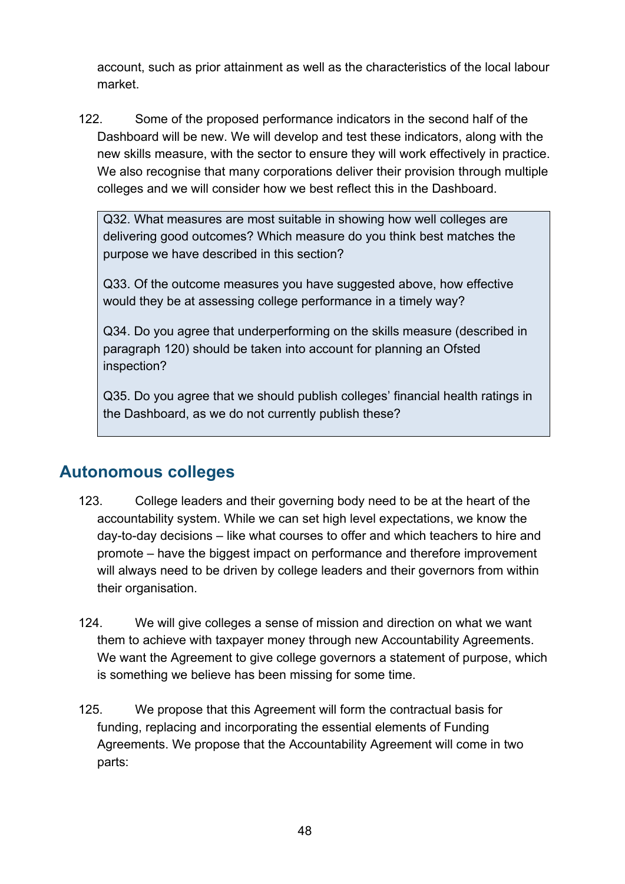account, such as prior attainment as well as the characteristics of the local labour market.

122. Some of the proposed performance indicators in the second half of the Dashboard will be new. We will develop and test these indicators, along with the new skills measure, with the sector to ensure they will work effectively in practice. We also recognise that many corporations deliver their provision through multiple colleges and we will consider how we best reflect this in the Dashboard.

> Q32. What measures are most suitable in showing how well colleges are delivering good outcomes? Which measure do you think best matches the purpose we have described in this section?
>
> Q33. Of the outcome measures you have suggested above, how effective would they be at assessing college performance in a timely way?
>
> Q34. Do you agree that underperforming on the skills measure (described in paragraph 120) should be taken into account for planning an Ofsted inspection?
>
> Q35. Do you agree that we should publish colleges' financial health ratings in the Dashboard, as we do not currently publish these?

## Autonomous colleges

123. College leaders and their governing body need to be at the heart of the accountability system. While we can set high level expectations, we know the day-to-day decisions – like what courses to offer and which teachers to hire and promote – have the biggest impact on performance and therefore improvement will always need to be driven by college leaders and their governors from within their organisation.

124. We will give colleges a sense of mission and direction on what we want them to achieve with taxpayer money through new Accountability Agreements. We want the Agreement to give college governors a statement of purpose, which is something we believe has been missing for some time.

125. We propose that this Agreement will form the contractual basis for funding, replacing and incorporating the essential elements of Funding Agreements. We propose that the Accountability Agreement will come in two parts: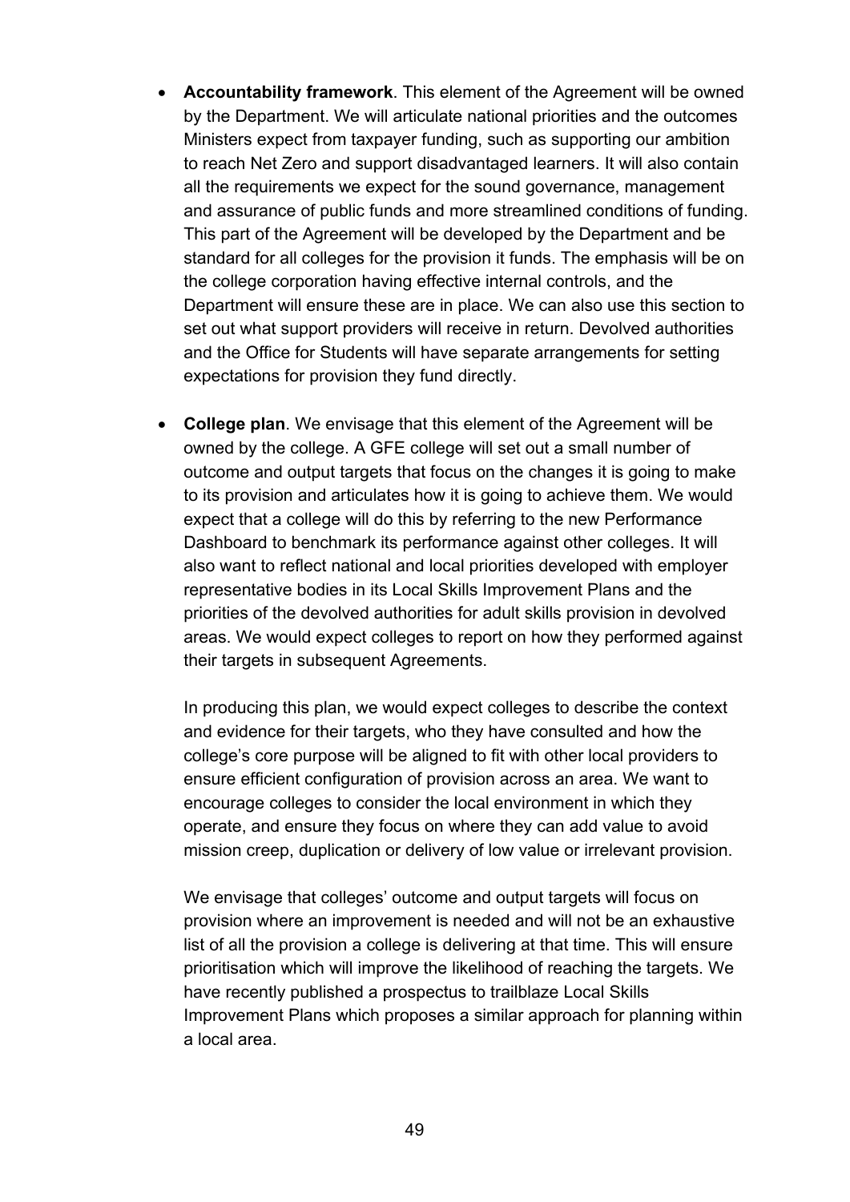- **Accountability framework**. This element of the Agreement will be owned by the Department. We will articulate national priorities and the outcomes Ministers expect from taxpayer funding, such as supporting our ambition to reach Net Zero and support disadvantaged learners. It will also contain all the requirements we expect for the sound governance, management and assurance of public funds and more streamlined conditions of funding. This part of the Agreement will be developed by the Department and be standard for all colleges for the provision it funds. The emphasis will be on the college corporation having effective internal controls, and the Department will ensure these are in place. We can also use this section to set out what support providers will receive in return. Devolved authorities and the Office for Students will have separate arrangements for setting expectations for provision they fund directly.

- **College plan**. We envisage that this element of the Agreement will be owned by the college. A GFE college will set out a small number of outcome and output targets that focus on the changes it is going to make to its provision and articulates how it is going to achieve them. We would expect that a college will do this by referring to the new Performance Dashboard to benchmark its performance against other colleges. It will also want to reflect national and local priorities developed with employer representative bodies in its Local Skills Improvement Plans and the priorities of the devolved authorities for adult skills provision in devolved areas. We would expect colleges to report on how they performed against their targets in subsequent Agreements.

  In producing this plan, we would expect colleges to describe the context and evidence for their targets, who they have consulted and how the college's core purpose will be aligned to fit with other local providers to ensure efficient configuration of provision across an area. We want to encourage colleges to consider the local environment in which they operate, and ensure they focus on where they can add value to avoid mission creep, duplication or delivery of low value or irrelevant provision.

  We envisage that colleges' outcome and output targets will focus on provision where an improvement is needed and will not be an exhaustive list of all the provision a college is delivering at that time. This will ensure prioritisation which will improve the likelihood of reaching the targets. We have recently published a prospectus to trailblaze Local Skills Improvement Plans which proposes a similar approach for planning within a local area.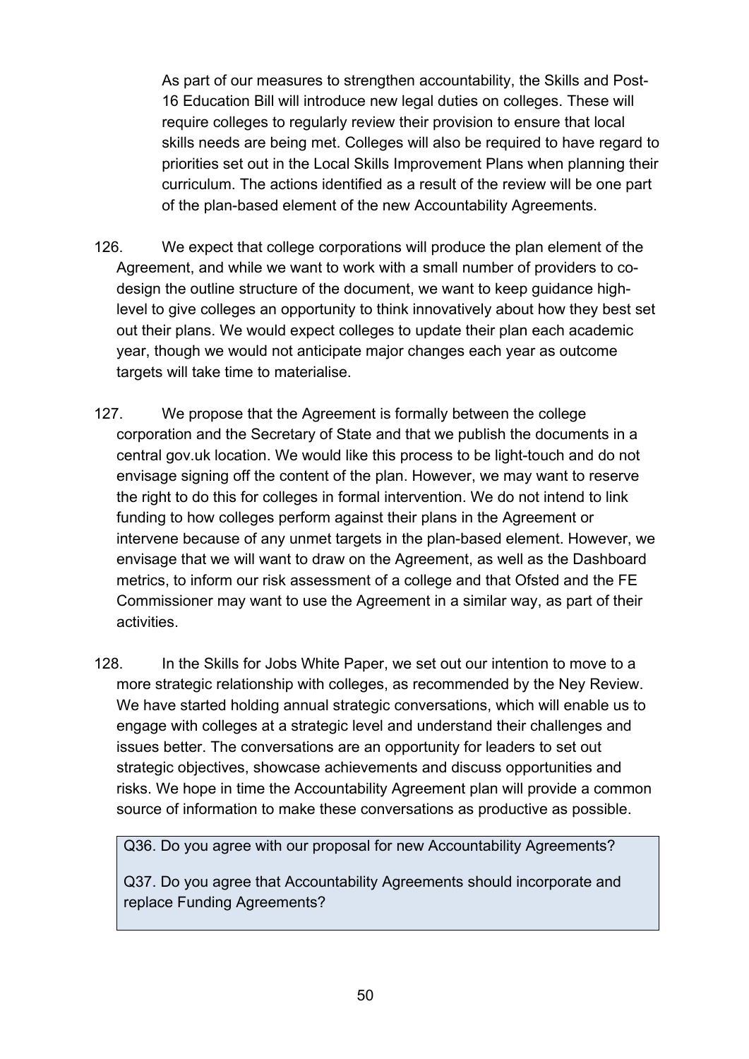As part of our measures to strengthen accountability, the Skills and Post-16 Education Bill will introduce new legal duties on colleges. These will require colleges to regularly review their provision to ensure that local skills needs are being met. Colleges will also be required to have regard to priorities set out in the Local Skills Improvement Plans when planning their curriculum. The actions identified as a result of the review will be one part of the plan-based element of the new Accountability Agreements.

126. We expect that college corporations will produce the plan element of the Agreement, and while we want to work with a small number of providers to co-design the outline structure of the document, we want to keep guidance high-level to give colleges an opportunity to think innovatively about how they best set out their plans. We would expect colleges to update their plan each academic year, though we would not anticipate major changes each year as outcome targets will take time to materialise.

127. We propose that the Agreement is formally between the college corporation and the Secretary of State and that we publish the documents in a central gov.uk location. We would like this process to be light-touch and do not envisage signing off the content of the plan. However, we may want to reserve the right to do this for colleges in formal intervention. We do not intend to link funding to how colleges perform against their plans in the Agreement or intervene because of any unmet targets in the plan-based element. However, we envisage that we will want to draw on the Agreement, as well as the Dashboard metrics, to inform our risk assessment of a college and that Ofsted and the FE Commissioner may want to use the Agreement in a similar way, as part of their activities.

128. In the Skills for Jobs White Paper, we set out our intention to move to a more strategic relationship with colleges, as recommended by the Ney Review. We have started holding annual strategic conversations, which will enable us to engage with colleges at a strategic level and understand their challenges and issues better. The conversations are an opportunity for leaders to set out strategic objectives, showcase achievements and discuss opportunities and risks. We hope in time the Accountability Agreement plan will provide a common source of information to make these conversations as productive as possible.

> Q36. Do you agree with our proposal for new Accountability Agreements?
>
> Q37. Do you agree that Accountability Agreements should incorporate and replace Funding Agreements?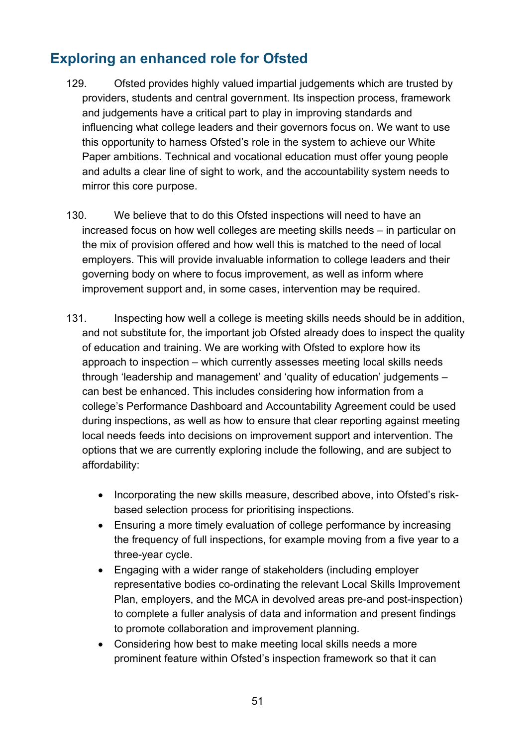## Exploring an enhanced role for Ofsted

129. Ofsted provides highly valued impartial judgements which are trusted by providers, students and central government. Its inspection process, framework and judgements have a critical part to play in improving standards and influencing what college leaders and their governors focus on. We want to use this opportunity to harness Ofsted's role in the system to achieve our White Paper ambitions. Technical and vocational education must offer young people and adults a clear line of sight to work, and the accountability system needs to mirror this core purpose.

130. We believe that to do this Ofsted inspections will need to have an increased focus on how well colleges are meeting skills needs – in particular on the mix of provision offered and how well this is matched to the need of local employers. This will provide invaluable information to college leaders and their governing body on where to focus improvement, as well as inform where improvement support and, in some cases, intervention may be required.

131. Inspecting how well a college is meeting skills needs should be in addition, and not substitute for, the important job Ofsted already does to inspect the quality of education and training. We are working with Ofsted to explore how its approach to inspection – which currently assesses meeting local skills needs through 'leadership and management' and 'quality of education' judgements – can best be enhanced. This includes considering how information from a college's Performance Dashboard and Accountability Agreement could be used during inspections, as well as how to ensure that clear reporting against meeting local needs feeds into decisions on improvement support and intervention. The options that we are currently exploring include the following, and are subject to affordability:

- Incorporating the new skills measure, described above, into Ofsted's risk-based selection process for prioritising inspections.
- Ensuring a more timely evaluation of college performance by increasing the frequency of full inspections, for example moving from a five year to a three-year cycle.
- Engaging with a wider range of stakeholders (including employer representative bodies co-ordinating the relevant Local Skills Improvement Plan, employers, and the MCA in devolved areas pre-and post-inspection) to complete a fuller analysis of data and information and present findings to promote collaboration and improvement planning.
- Considering how best to make meeting local skills needs a more prominent feature within Ofsted's inspection framework so that it can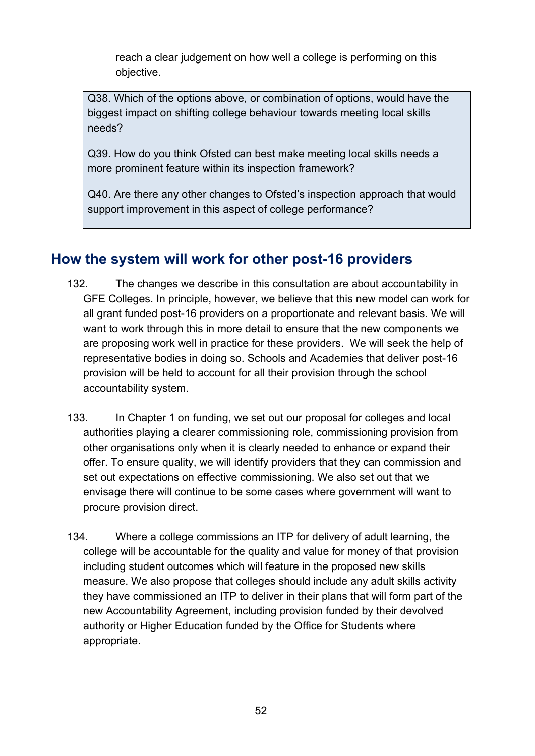reach a clear judgement on how well a college is performing on this objective.

> Q38. Which of the options above, or combination of options, would have the biggest impact on shifting college behaviour towards meeting local skills needs?
>
> Q39. How do you think Ofsted can best make meeting local skills needs a more prominent feature within its inspection framework?
>
> Q40. Are there any other changes to Ofsted's inspection approach that would support improvement in this aspect of college performance?

## How the system will work for other post-16 providers

132. The changes we describe in this consultation are about accountability in GFE Colleges. In principle, however, we believe that this new model can work for all grant funded post-16 providers on a proportionate and relevant basis. We will want to work through this in more detail to ensure that the new components we are proposing work well in practice for these providers. We will seek the help of representative bodies in doing so. Schools and Academies that deliver post-16 provision will be held to account for all their provision through the school accountability system.

133. In Chapter 1 on funding, we set out our proposal for colleges and local authorities playing a clearer commissioning role, commissioning provision from other organisations only when it is clearly needed to enhance or expand their offer. To ensure quality, we will identify providers that they can commission and set out expectations on effective commissioning. We also set out that we envisage there will continue to be some cases where government will want to procure provision direct.

134. Where a college commissions an ITP for delivery of adult learning, the college will be accountable for the quality and value for money of that provision including student outcomes which will feature in the proposed new skills measure. We also propose that colleges should include any adult skills activity they have commissioned an ITP to deliver in their plans that will form part of the new Accountability Agreement, including provision funded by their devolved authority or Higher Education funded by the Office for Students where appropriate.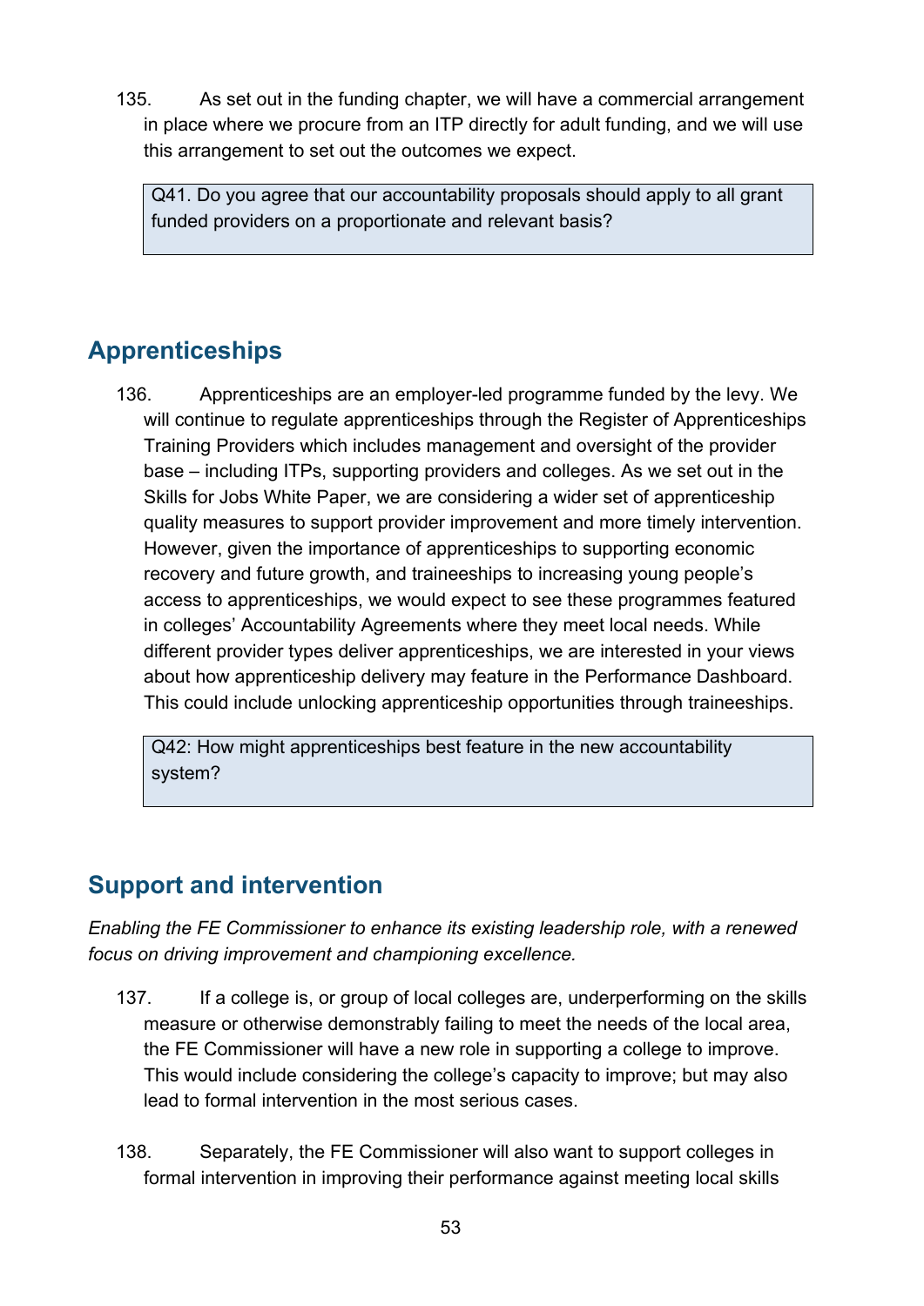135. As set out in the funding chapter, we will have a commercial arrangement in place where we procure from an ITP directly for adult funding, and we will use this arrangement to set out the outcomes we expect.

> Q41. Do you agree that our accountability proposals should apply to all grant funded providers on a proportionate and relevant basis?

## Apprenticeships

136. Apprenticeships are an employer-led programme funded by the levy. We will continue to regulate apprenticeships through the Register of Apprenticeships Training Providers which includes management and oversight of the provider base – including ITPs, supporting providers and colleges. As we set out in the Skills for Jobs White Paper, we are considering a wider set of apprenticeship quality measures to support provider improvement and more timely intervention. However, given the importance of apprenticeships to supporting economic recovery and future growth, and traineeships to increasing young people's access to apprenticeships, we would expect to see these programmes featured in colleges' Accountability Agreements where they meet local needs. While different provider types deliver apprenticeships, we are interested in your views about how apprenticeship delivery may feature in the Performance Dashboard. This could include unlocking apprenticeship opportunities through traineeships.

> Q42: How might apprenticeships best feature in the new accountability system?

## Support and intervention

*Enabling the FE Commissioner to enhance its existing leadership role, with a renewed focus on driving improvement and championing excellence.*

137. If a college is, or group of local colleges are, underperforming on the skills measure or otherwise demonstrably failing to meet the needs of the local area, the FE Commissioner will have a new role in supporting a college to improve. This would include considering the college's capacity to improve; but may also lead to formal intervention in the most serious cases.

138. Separately, the FE Commissioner will also want to support colleges in formal intervention in improving their performance against meeting local skills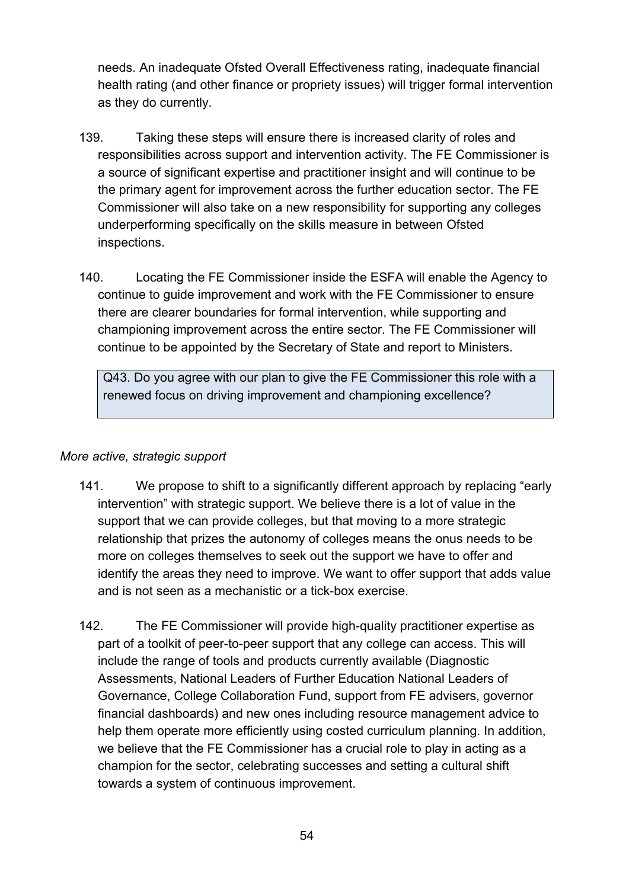needs. An inadequate Ofsted Overall Effectiveness rating, inadequate financial health rating (and other finance or propriety issues) will trigger formal intervention as they do currently.

139. Taking these steps will ensure there is increased clarity of roles and responsibilities across support and intervention activity. The FE Commissioner is a source of significant expertise and practitioner insight and will continue to be the primary agent for improvement across the further education sector. The FE Commissioner will also take on a new responsibility for supporting any colleges underperforming specifically on the skills measure in between Ofsted inspections.

140. Locating the FE Commissioner inside the ESFA will enable the Agency to continue to guide improvement and work with the FE Commissioner to ensure there are clearer boundaries for formal intervention, while supporting and championing improvement across the entire sector. The FE Commissioner will continue to be appointed by the Secretary of State and report to Ministers.

> Q43. Do you agree with our plan to give the FE Commissioner this role with a renewed focus on driving improvement and championing excellence?

*More active, strategic support*

141. We propose to shift to a significantly different approach by replacing "early intervention" with strategic support. We believe there is a lot of value in the support that we can provide colleges, but that moving to a more strategic relationship that prizes the autonomy of colleges means the onus needs to be more on colleges themselves to seek out the support we have to offer and identify the areas they need to improve. We want to offer support that adds value and is not seen as a mechanistic or a tick-box exercise.

142. The FE Commissioner will provide high-quality practitioner expertise as part of a toolkit of peer-to-peer support that any college can access. This will include the range of tools and products currently available (Diagnostic Assessments, National Leaders of Further Education National Leaders of Governance, College Collaboration Fund, support from FE advisers, governor financial dashboards) and new ones including resource management advice to help them operate more efficiently using costed curriculum planning. In addition, we believe that the FE Commissioner has a crucial role to play in acting as a champion for the sector, celebrating successes and setting a cultural shift towards a system of continuous improvement.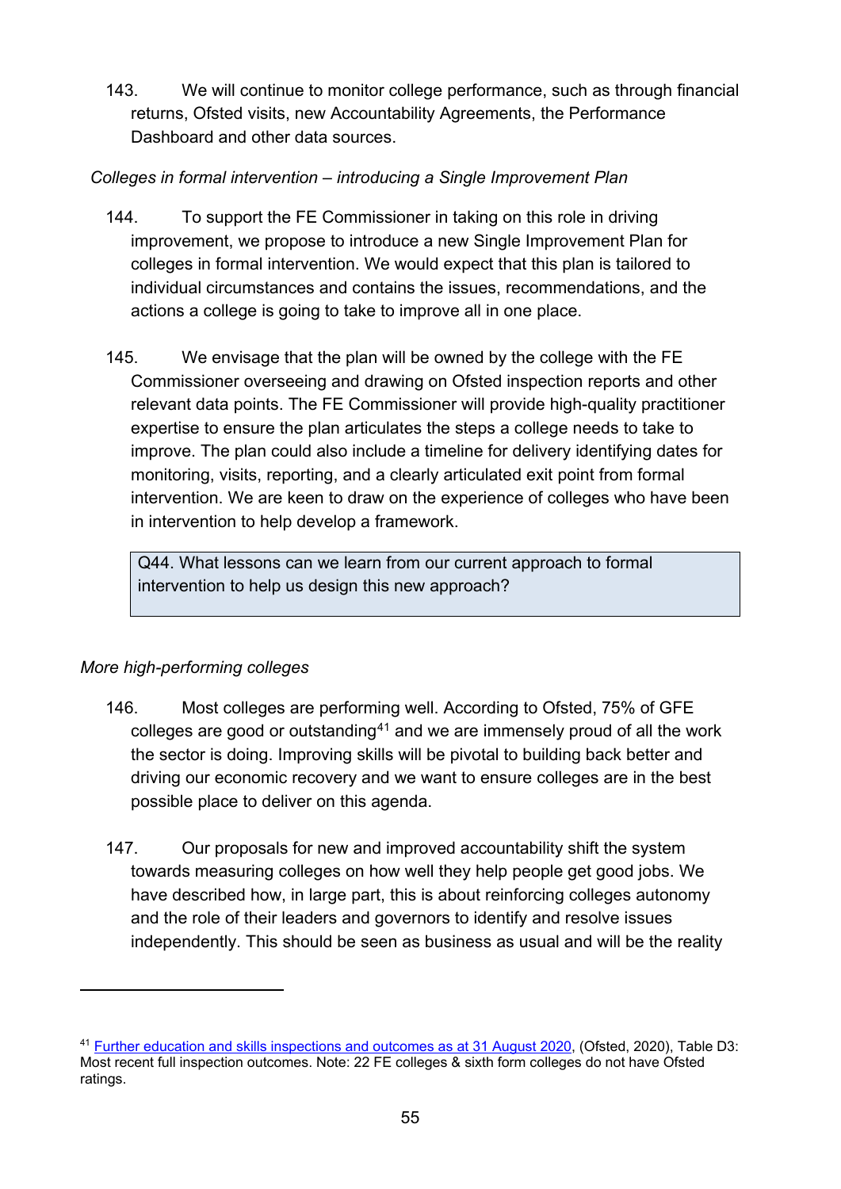143. We will continue to monitor college performance, such as through financial returns, Ofsted visits, new Accountability Agreements, the Performance Dashboard and other data sources.

*Colleges in formal intervention – introducing a Single Improvement Plan*

144. To support the FE Commissioner in taking on this role in driving improvement, we propose to introduce a new Single Improvement Plan for colleges in formal intervention. We would expect that this plan is tailored to individual circumstances and contains the issues, recommendations, and the actions a college is going to take to improve all in one place.

145. We envisage that the plan will be owned by the college with the FE Commissioner overseeing and drawing on Ofsted inspection reports and other relevant data points. The FE Commissioner will provide high-quality practitioner expertise to ensure the plan articulates the steps a college needs to take to improve. The plan could also include a timeline for delivery identifying dates for monitoring, visits, reporting, and a clearly articulated exit point from formal intervention. We are keen to draw on the experience of colleges who have been in intervention to help develop a framework.

> Q44. What lessons can we learn from our current approach to formal intervention to help us design this new approach?

*More high-performing colleges*

146. Most colleges are performing well. According to Ofsted, 75% of GFE colleges are good or outstanding[41] and we are immensely proud of all the work the sector is doing. Improving skills will be pivotal to building back better and driving our economic recovery and we want to ensure colleges are in the best possible place to deliver on this agenda.

147. Our proposals for new and improved accountability shift the system towards measuring colleges on how well they help people get good jobs. We have described how, in large part, this is about reinforcing colleges autonomy and the role of their leaders and governors to identify and resolve issues independently. This should be seen as business as usual and will be the reality

---

[41] Further education and skills inspections and outcomes as at 31 August 2020, (Ofsted, 2020), Table D3: Most recent full inspection outcomes. Note: 22 FE colleges & sixth form colleges do not have Ofsted ratings.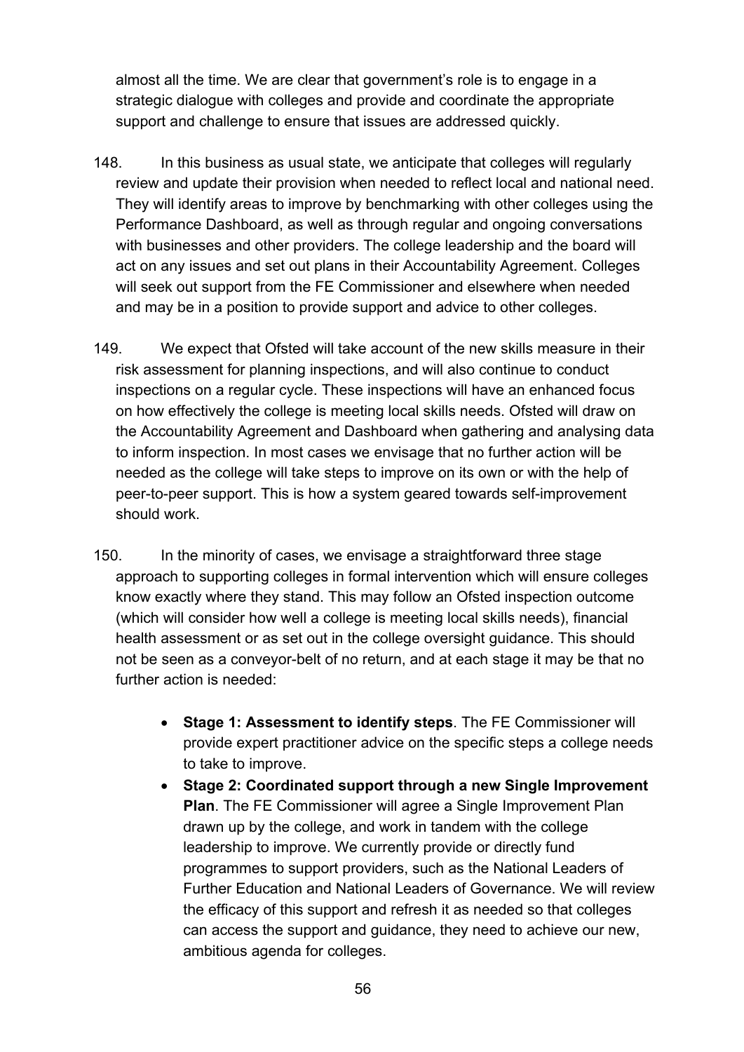almost all the time. We are clear that government's role is to engage in a strategic dialogue with colleges and provide and coordinate the appropriate support and challenge to ensure that issues are addressed quickly.

148. In this business as usual state, we anticipate that colleges will regularly review and update their provision when needed to reflect local and national need. They will identify areas to improve by benchmarking with other colleges using the Performance Dashboard, as well as through regular and ongoing conversations with businesses and other providers. The college leadership and the board will act on any issues and set out plans in their Accountability Agreement. Colleges will seek out support from the FE Commissioner and elsewhere when needed and may be in a position to provide support and advice to other colleges.

149. We expect that Ofsted will take account of the new skills measure in their risk assessment for planning inspections, and will also continue to conduct inspections on a regular cycle. These inspections will have an enhanced focus on how effectively the college is meeting local skills needs. Ofsted will draw on the Accountability Agreement and Dashboard when gathering and analysing data to inform inspection. In most cases we envisage that no further action will be needed as the college will take steps to improve on its own or with the help of peer-to-peer support. This is how a system geared towards self-improvement should work.

150. In the minority of cases, we envisage a straightforward three stage approach to supporting colleges in formal intervention which will ensure colleges know exactly where they stand. This may follow an Ofsted inspection outcome (which will consider how well a college is meeting local skills needs), financial health assessment or as set out in the college oversight guidance. This should not be seen as a conveyor-belt of no return, and at each stage it may be that no further action is needed:

- **Stage 1: Assessment to identify steps**. The FE Commissioner will provide expert practitioner advice on the specific steps a college needs to take to improve.
- **Stage 2: Coordinated support through a new Single Improvement Plan**. The FE Commissioner will agree a Single Improvement Plan drawn up by the college, and work in tandem with the college leadership to improve. We currently provide or directly fund programmes to support providers, such as the National Leaders of Further Education and National Leaders of Governance. We will review the efficacy of this support and refresh it as needed so that colleges can access the support and guidance, they need to achieve our new, ambitious agenda for colleges.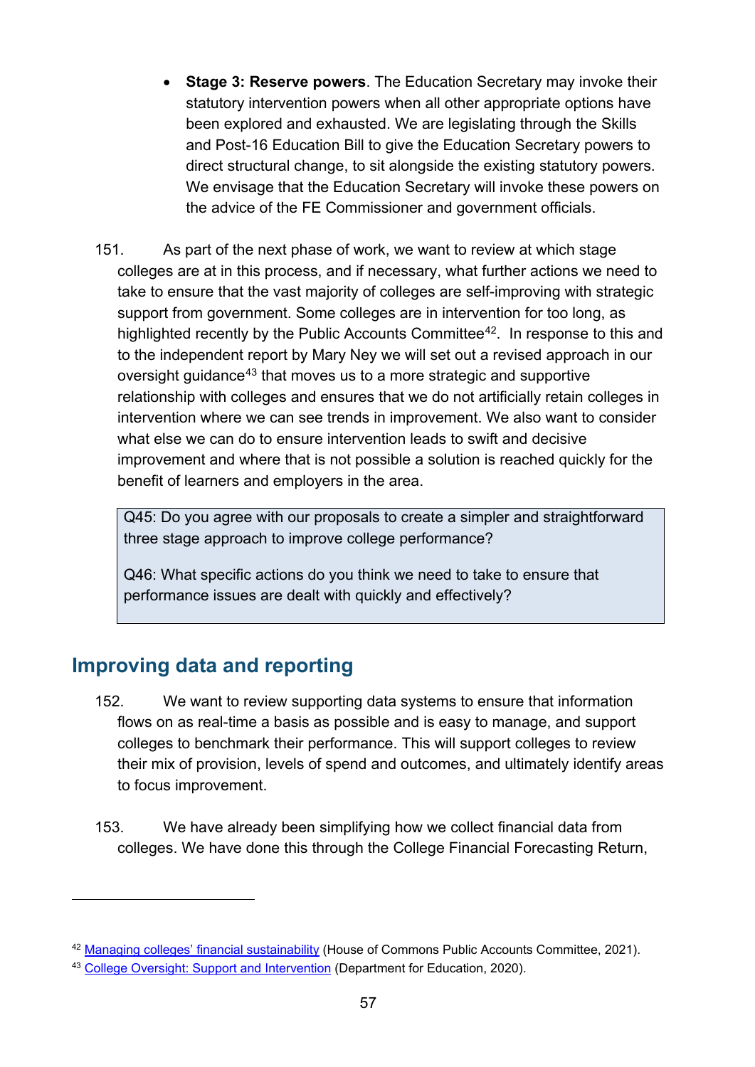- **Stage 3: Reserve powers**. The Education Secretary may invoke their statutory intervention powers when all other appropriate options have been explored and exhausted. We are legislating through the Skills and Post-16 Education Bill to give the Education Secretary powers to direct structural change, to sit alongside the existing statutory powers. We envisage that the Education Secretary will invoke these powers on the advice of the FE Commissioner and government officials.

151. As part of the next phase of work, we want to review at which stage colleges are at in this process, and if necessary, what further actions we need to take to ensure that the vast majority of colleges are self-improving with strategic support from government. Some colleges are in intervention for too long, as highlighted recently by the Public Accounts Committee[42]. In response to this and to the independent report by Mary Ney we will set out a revised approach in our oversight guidance[43] that moves us to a more strategic and supportive relationship with colleges and ensures that we do not artificially retain colleges in intervention where we can see trends in improvement. We also want to consider what else we can do to ensure intervention leads to swift and decisive improvement and where that is not possible a solution is reached quickly for the benefit of learners and employers in the area.

> Q45: Do you agree with our proposals to create a simpler and straightforward three stage approach to improve college performance?
>
> Q46: What specific actions do you think we need to take to ensure that performance issues are dealt with quickly and effectively?

## Improving data and reporting

152. We want to review supporting data systems to ensure that information flows on as real-time a basis as possible and is easy to manage, and support colleges to benchmark their performance. This will support colleges to review their mix of provision, levels of spend and outcomes, and ultimately identify areas to focus improvement.

153. We have already been simplifying how we collect financial data from colleges. We have done this through the College Financial Forecasting Return,

---

[42] Managing colleges' financial sustainability (House of Commons Public Accounts Committee, 2021).

[43] College Oversight: Support and Intervention (Department for Education, 2020).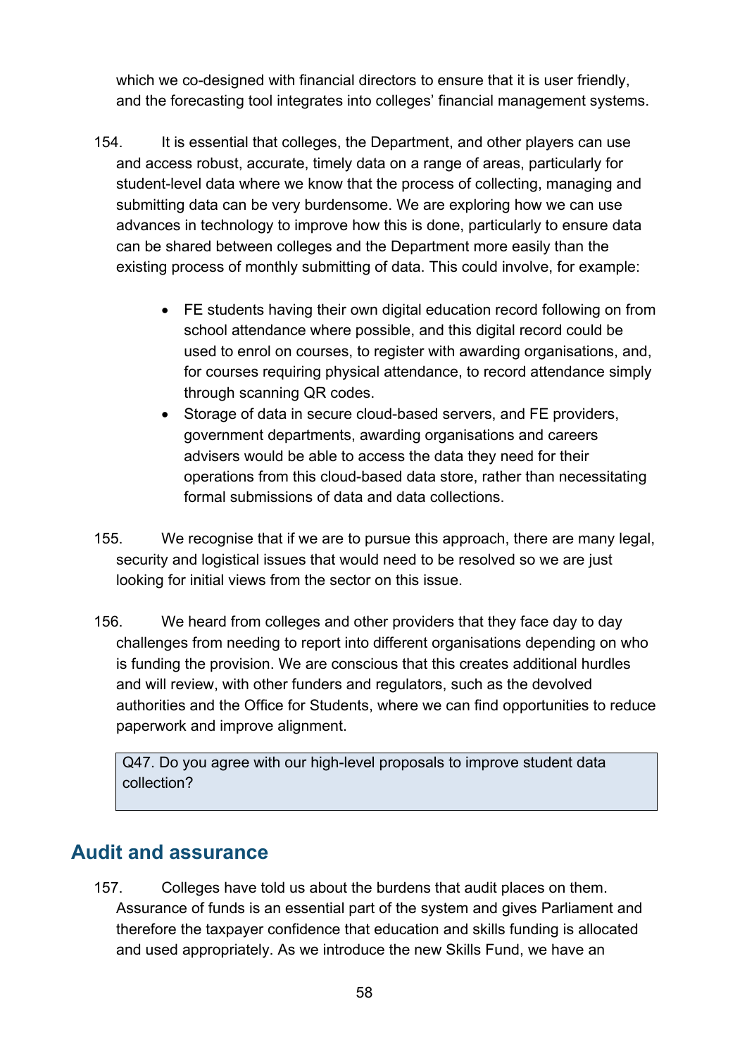which we co-designed with financial directors to ensure that it is user friendly, and the forecasting tool integrates into colleges' financial management systems.

154. It is essential that colleges, the Department, and other players can use and access robust, accurate, timely data on a range of areas, particularly for student-level data where we know that the process of collecting, managing and submitting data can be very burdensome. We are exploring how we can use advances in technology to improve how this is done, particularly to ensure data can be shared between colleges and the Department more easily than the existing process of monthly submitting of data. This could involve, for example:

- FE students having their own digital education record following on from school attendance where possible, and this digital record could be used to enrol on courses, to register with awarding organisations, and, for courses requiring physical attendance, to record attendance simply through scanning QR codes.
- Storage of data in secure cloud-based servers, and FE providers, government departments, awarding organisations and careers advisers would be able to access the data they need for their operations from this cloud-based data store, rather than necessitating formal submissions of data and data collections.

155. We recognise that if we are to pursue this approach, there are many legal, security and logistical issues that would need to be resolved so we are just looking for initial views from the sector on this issue.

156. We heard from colleges and other providers that they face day to day challenges from needing to report into different organisations depending on who is funding the provision. We are conscious that this creates additional hurdles and will review, with other funders and regulators, such as the devolved authorities and the Office for Students, where we can find opportunities to reduce paperwork and improve alignment.

> Q47. Do you agree with our high-level proposals to improve student data collection?

## Audit and assurance

157. Colleges have told us about the burdens that audit places on them. Assurance of funds is an essential part of the system and gives Parliament and therefore the taxpayer confidence that education and skills funding is allocated and used appropriately. As we introduce the new Skills Fund, we have an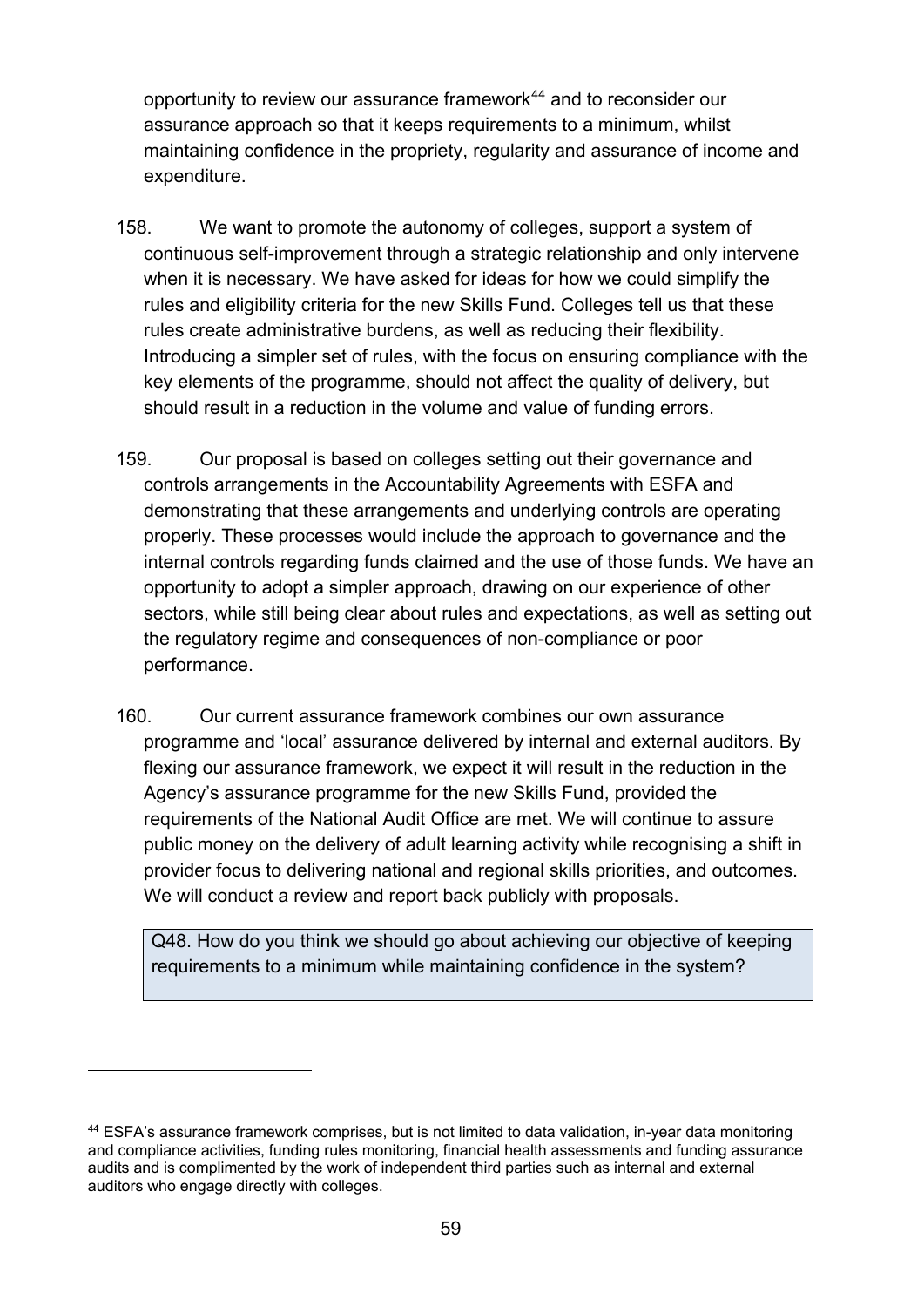opportunity to review our assurance framework[44] and to reconsider our assurance approach so that it keeps requirements to a minimum, whilst maintaining confidence in the propriety, regularity and assurance of income and expenditure.

158. We want to promote the autonomy of colleges, support a system of continuous self-improvement through a strategic relationship and only intervene when it is necessary. We have asked for ideas for how we could simplify the rules and eligibility criteria for the new Skills Fund. Colleges tell us that these rules create administrative burdens, as well as reducing their flexibility. Introducing a simpler set of rules, with the focus on ensuring compliance with the key elements of the programme, should not affect the quality of delivery, but should result in a reduction in the volume and value of funding errors.

159. Our proposal is based on colleges setting out their governance and controls arrangements in the Accountability Agreements with ESFA and demonstrating that these arrangements and underlying controls are operating properly. These processes would include the approach to governance and the internal controls regarding funds claimed and the use of those funds. We have an opportunity to adopt a simpler approach, drawing on our experience of other sectors, while still being clear about rules and expectations, as well as setting out the regulatory regime and consequences of non-compliance or poor performance.

160. Our current assurance framework combines our own assurance programme and 'local' assurance delivered by internal and external auditors. By flexing our assurance framework, we expect it will result in the reduction in the Agency's assurance programme for the new Skills Fund, provided the requirements of the National Audit Office are met. We will continue to assure public money on the delivery of adult learning activity while recognising a shift in provider focus to delivering national and regional skills priorities, and outcomes. We will conduct a review and report back publicly with proposals.

> Q48. How do you think we should go about achieving our objective of keeping requirements to a minimum while maintaining confidence in the system?

---

[44] ESFA's assurance framework comprises, but is not limited to data validation, in-year data monitoring and compliance activities, funding rules monitoring, financial health assessments and funding assurance audits and is complimented by the work of independent third parties such as internal and external auditors who engage directly with colleges.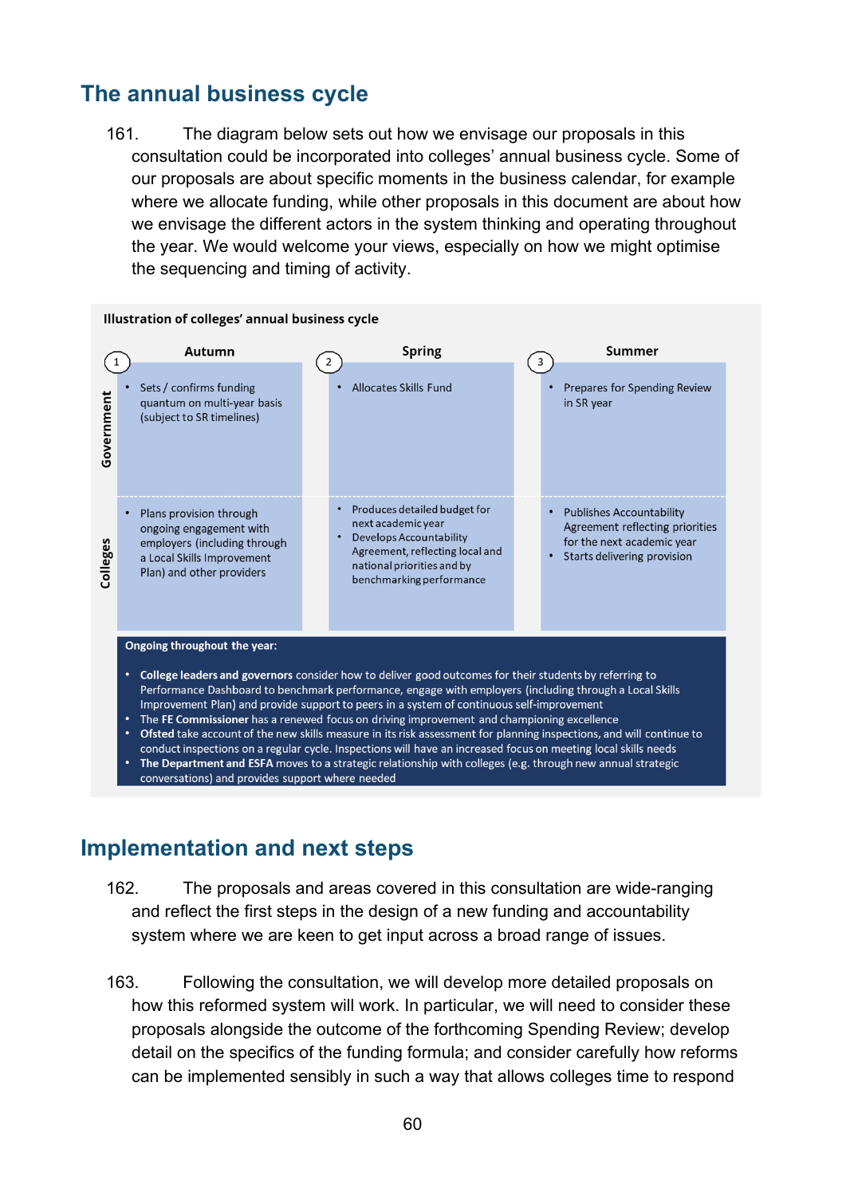## The annual business cycle

161. The diagram below sets out how we envisage our proposals in this consultation could be incorporated into colleges' annual business cycle. Some of our proposals are about specific moments in the business calendar, for example where we allocate funding, while other proposals in this document are about how we envisage the different actors in the system thinking and operating throughout the year. We would welcome your views, especially on how we might optimise the sequencing and timing of activity.

**Illustration of colleges' annual business cycle**

| | 1 Autumn | 2 Spring | 3 Summer |
|---|---|---|---|
| **Government** | • Sets / confirms funding quantum on multi-year basis (subject to SR timelines) | • Allocates Skills Fund | • Prepares for Spending Review in SR year |
| **Colleges** | • Plans provision through ongoing engagement with employers (including through a Local Skills Improvement Plan) and other providers | • Produces detailed budget for next academic year<br>• Develops Accountability Agreement, reflecting local and national priorities and by benchmarking performance | • Publishes Accountability Agreement reflecting priorities for the next academic year<br>• Starts delivering provision |

**Ongoing throughout the year:**

- **College leaders and governors** consider how to deliver good outcomes for their students by referring to Performance Dashboard to benchmark performance, engage with employers (including through a Local Skills Improvement Plan) and provide support to peers in a system of continuous self-improvement
- The **FE Commissioner** has a renewed focus on driving improvement and championing excellence
- **Ofsted** take account of the new skills measure in its risk assessment for planning inspections, and will continue to conduct inspections on a regular cycle. Inspections will have an increased focus on meeting local skills needs
- **The Department and ESFA** moves to a strategic relationship with colleges (e.g. through new annual strategic conversations) and provides support where needed

## Implementation and next steps

162. The proposals and areas covered in this consultation are wide-ranging and reflect the first steps in the design of a new funding and accountability system where we are keen to get input across a broad range of issues.

163. Following the consultation, we will develop more detailed proposals on how this reformed system will work. In particular, we will need to consider these proposals alongside the outcome of the forthcoming Spending Review; develop detail on the specifics of the funding formula; and consider carefully how reforms can be implemented sensibly in such a way that allows colleges time to respond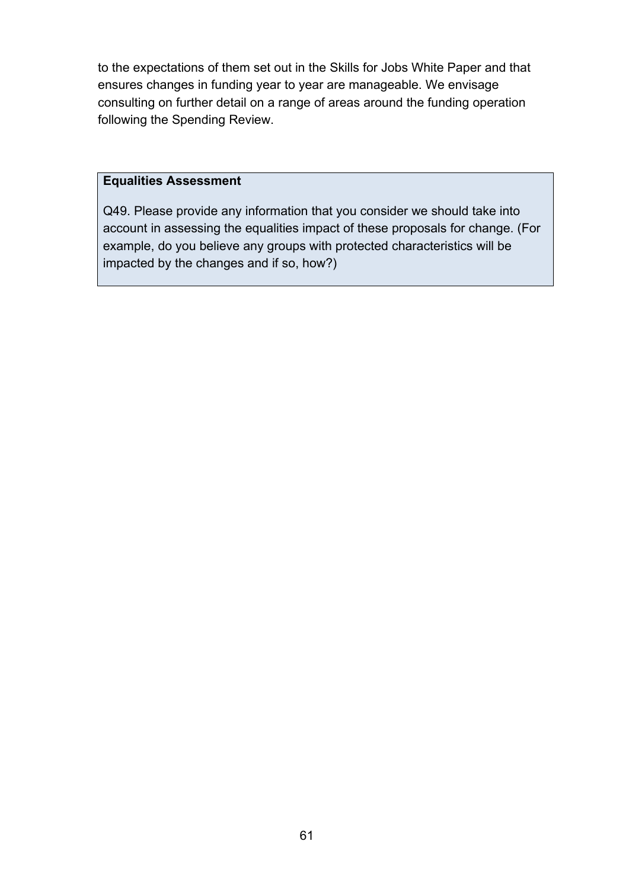to the expectations of them set out in the Skills for Jobs White Paper and that ensures changes in funding year to year are manageable. We envisage consulting on further detail on a range of areas around the funding operation following the Spending Review.

**Equalities Assessment**

Q49. Please provide any information that you consider we should take into account in assessing the equalities impact of these proposals for change. (For example, do you believe any groups with protected characteristics will be impacted by the changes and if so, how?)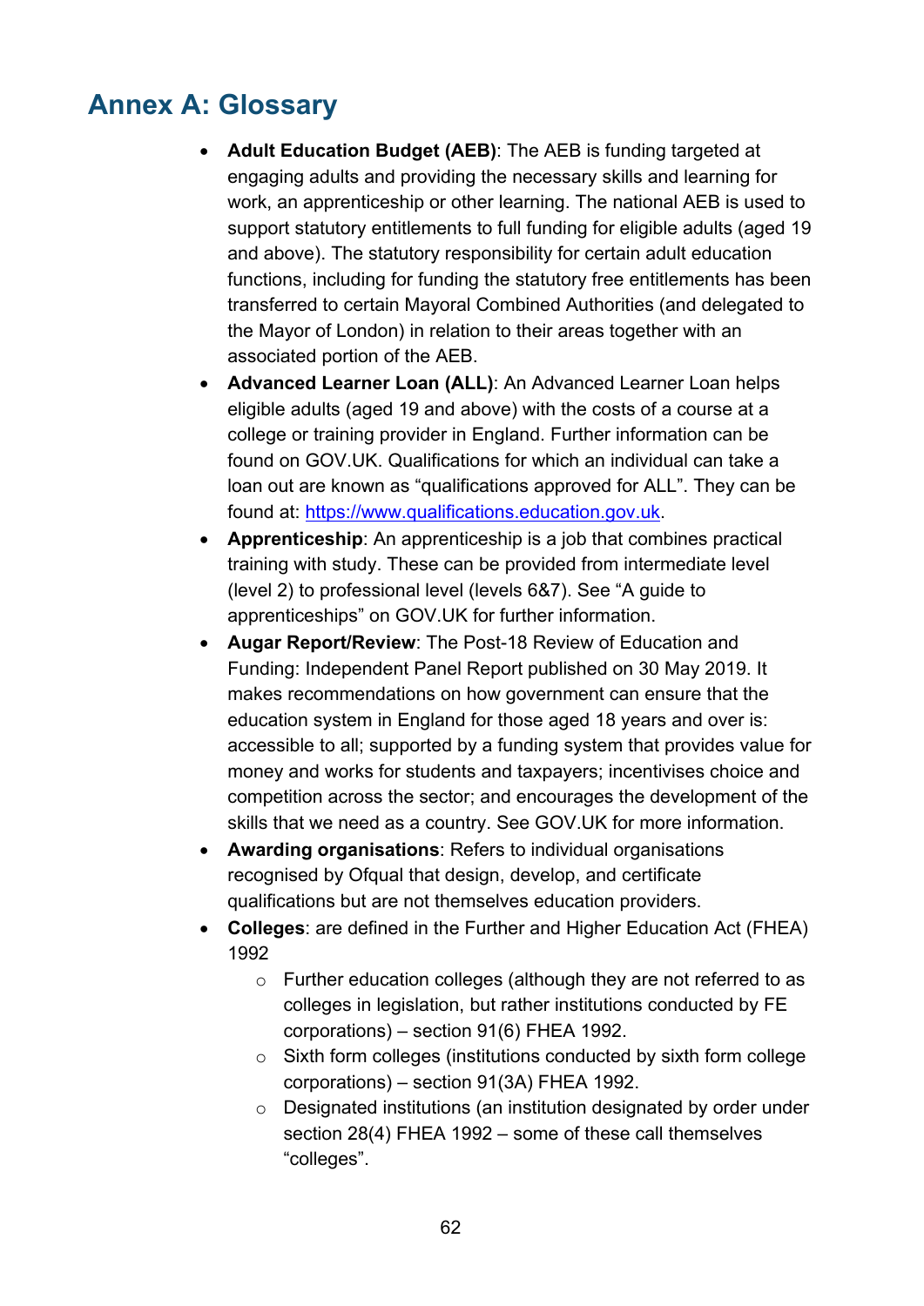# Annex A: Glossary

- **Adult Education Budget (AEB)**: The AEB is funding targeted at engaging adults and providing the necessary skills and learning for work, an apprenticeship or other learning. The national AEB is used to support statutory entitlements to full funding for eligible adults (aged 19 and above). The statutory responsibility for certain adult education functions, including for funding the statutory free entitlements has been transferred to certain Mayoral Combined Authorities (and delegated to the Mayor of London) in relation to their areas together with an associated portion of the AEB.
- **Advanced Learner Loan (ALL)**: An Advanced Learner Loan helps eligible adults (aged 19 and above) with the costs of a course at a college or training provider in England. Further information can be found on GOV.UK. Qualifications for which an individual can take a loan out are known as "qualifications approved for ALL". They can be found at: https://www.qualifications.education.gov.uk.
- **Apprenticeship**: An apprenticeship is a job that combines practical training with study. These can be provided from intermediate level (level 2) to professional level (levels 6&7). See "A guide to apprenticeships" on GOV.UK for further information.
- **Augar Report/Review**: The Post-18 Review of Education and Funding: Independent Panel Report published on 30 May 2019. It makes recommendations on how government can ensure that the education system in England for those aged 18 years and over is: accessible to all; supported by a funding system that provides value for money and works for students and taxpayers; incentivises choice and competition across the sector; and encourages the development of the skills that we need as a country. See GOV.UK for more information.
- **Awarding organisations**: Refers to individual organisations recognised by Ofqual that design, develop, and certificate qualifications but are not themselves education providers.
- **Colleges**: are defined in the Further and Higher Education Act (FHEA) 1992
  - Further education colleges (although they are not referred to as colleges in legislation, but rather institutions conducted by FE corporations) – section 91(6) FHEA 1992.
  - Sixth form colleges (institutions conducted by sixth form college corporations) – section 91(3A) FHEA 1992.
  - Designated institutions (an institution designated by order under section 28(4) FHEA 1992 – some of these call themselves "colleges".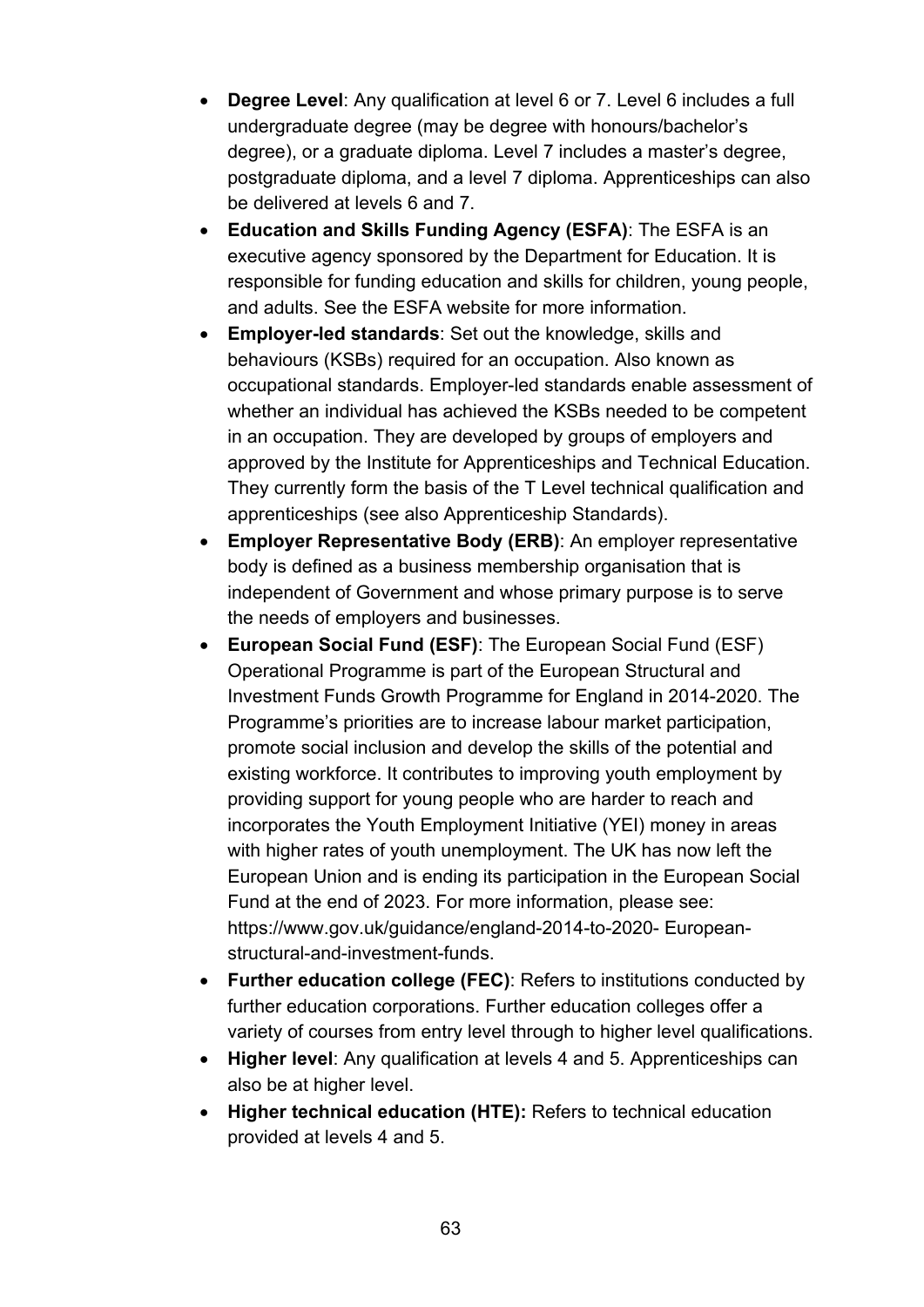- **Degree Level**: Any qualification at level 6 or 7. Level 6 includes a full undergraduate degree (may be degree with honours/bachelor's degree), or a graduate diploma. Level 7 includes a master's degree, postgraduate diploma, and a level 7 diploma. Apprenticeships can also be delivered at levels 6 and 7.
- **Education and Skills Funding Agency (ESFA)**: The ESFA is an executive agency sponsored by the Department for Education. It is responsible for funding education and skills for children, young people, and adults. See the ESFA website for more information.
- **Employer-led standards**: Set out the knowledge, skills and behaviours (KSBs) required for an occupation. Also known as occupational standards. Employer-led standards enable assessment of whether an individual has achieved the KSBs needed to be competent in an occupation. They are developed by groups of employers and approved by the Institute for Apprenticeships and Technical Education. They currently form the basis of the T Level technical qualification and apprenticeships (see also Apprenticeship Standards).
- **Employer Representative Body (ERB)**: An employer representative body is defined as a business membership organisation that is independent of Government and whose primary purpose is to serve the needs of employers and businesses.
- **European Social Fund (ESF)**: The European Social Fund (ESF) Operational Programme is part of the European Structural and Investment Funds Growth Programme for England in 2014-2020. The Programme's priorities are to increase labour market participation, promote social inclusion and develop the skills of the potential and existing workforce. It contributes to improving youth employment by providing support for young people who are harder to reach and incorporates the Youth Employment Initiative (YEI) money in areas with higher rates of youth unemployment. The UK has now left the European Union and is ending its participation in the European Social Fund at the end of 2023. For more information, please see: https://www.gov.uk/guidance/england-2014-to-2020- European-structural-and-investment-funds.
- **Further education college (FEC)**: Refers to institutions conducted by further education corporations. Further education colleges offer a variety of courses from entry level through to higher level qualifications.
- **Higher level**: Any qualification at levels 4 and 5. Apprenticeships can also be at higher level.
- **Higher technical education (HTE):** Refers to technical education provided at levels 4 and 5.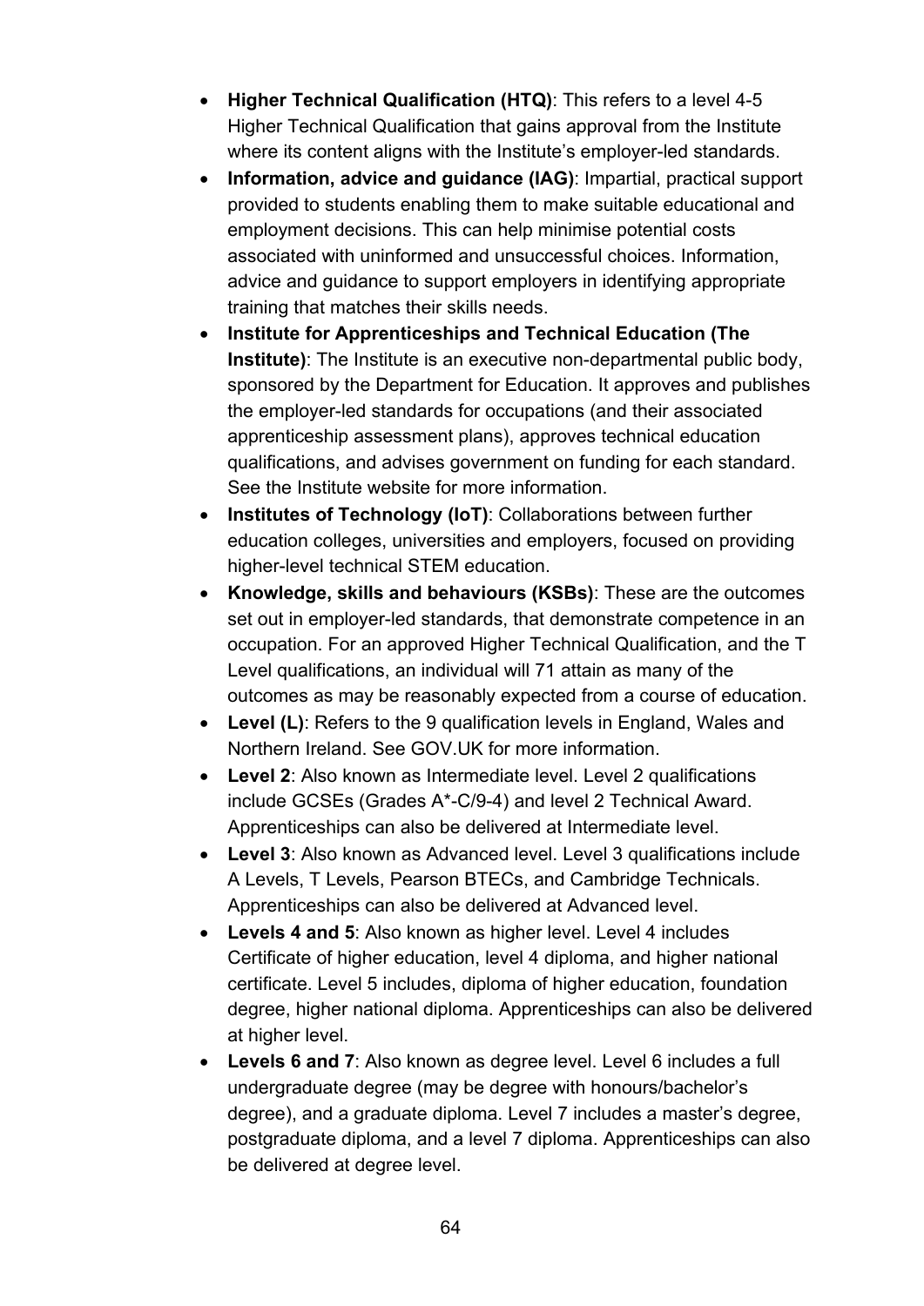- **Higher Technical Qualification (HTQ)**: This refers to a level 4-5 Higher Technical Qualification that gains approval from the Institute where its content aligns with the Institute's employer-led standards.
- **Information, advice and guidance (IAG)**: Impartial, practical support provided to students enabling them to make suitable educational and employment decisions. This can help minimise potential costs associated with uninformed and unsuccessful choices. Information, advice and guidance to support employers in identifying appropriate training that matches their skills needs.
- **Institute for Apprenticeships and Technical Education (The Institute)**: The Institute is an executive non-departmental public body, sponsored by the Department for Education. It approves and publishes the employer-led standards for occupations (and their associated apprenticeship assessment plans), approves technical education qualifications, and advises government on funding for each standard. See the Institute website for more information.
- **Institutes of Technology (IoT)**: Collaborations between further education colleges, universities and employers, focused on providing higher-level technical STEM education.
- **Knowledge, skills and behaviours (KSBs)**: These are the outcomes set out in employer-led standards, that demonstrate competence in an occupation. For an approved Higher Technical Qualification, and the T Level qualifications, an individual will 71 attain as many of the outcomes as may be reasonably expected from a course of education.
- **Level (L)**: Refers to the 9 qualification levels in England, Wales and Northern Ireland. See GOV.UK for more information.
- **Level 2**: Also known as Intermediate level. Level 2 qualifications include GCSEs (Grades A*-C/9-4) and level 2 Technical Award. Apprenticeships can also be delivered at Intermediate level.
- **Level 3**: Also known as Advanced level. Level 3 qualifications include A Levels, T Levels, Pearson BTECs, and Cambridge Technicals. Apprenticeships can also be delivered at Advanced level.
- **Levels 4 and 5**: Also known as higher level. Level 4 includes Certificate of higher education, level 4 diploma, and higher national certificate. Level 5 includes, diploma of higher education, foundation degree, higher national diploma. Apprenticeships can also be delivered at higher level.
- **Levels 6 and 7**: Also known as degree level. Level 6 includes a full undergraduate degree (may be degree with honours/bachelor's degree), and a graduate diploma. Level 7 includes a master's degree, postgraduate diploma, and a level 7 diploma. Apprenticeships can also be delivered at degree level.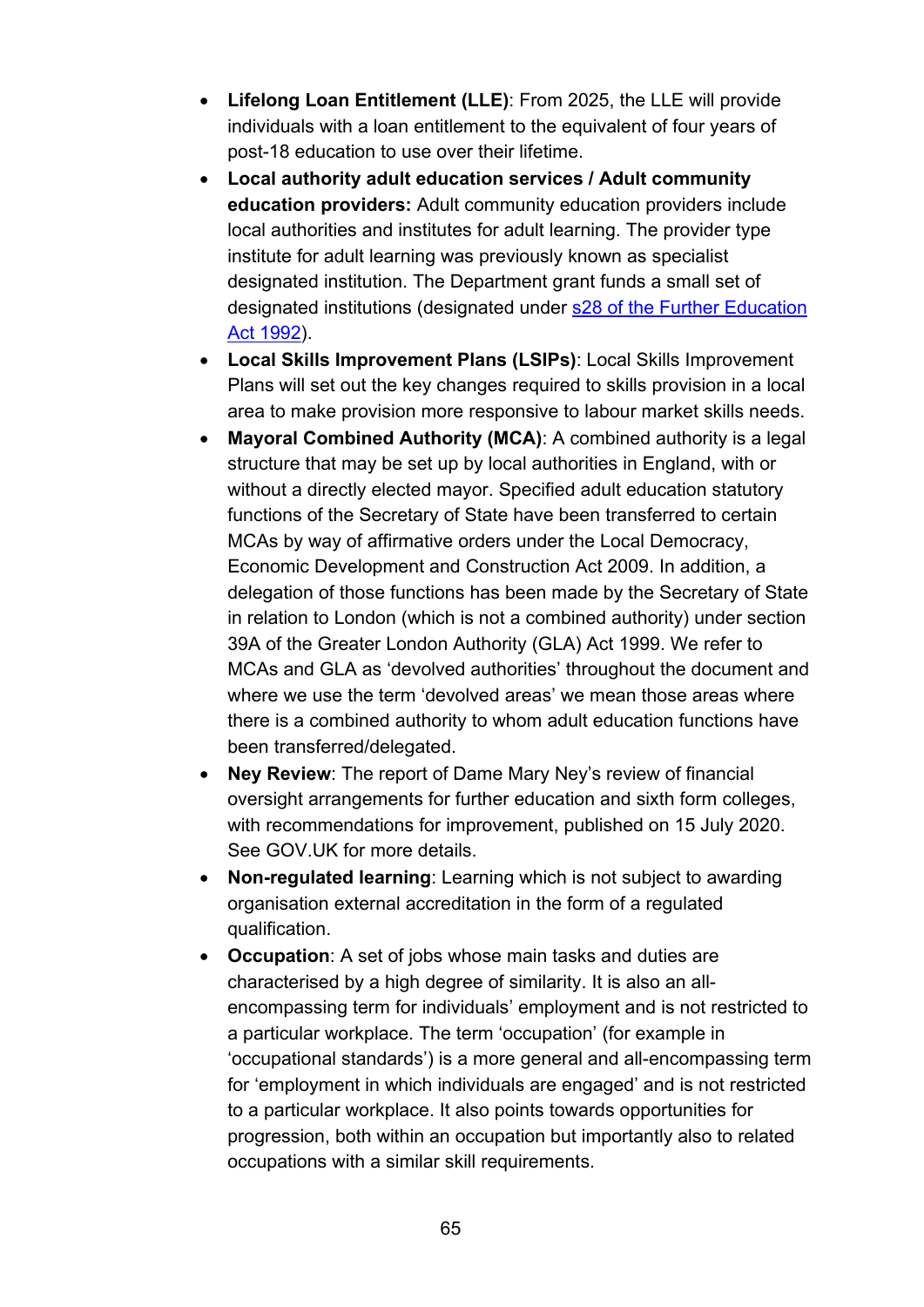- **Lifelong Loan Entitlement (LLE)**: From 2025, the LLE will provide individuals with a loan entitlement to the equivalent of four years of post-18 education to use over their lifetime.
- **Local authority adult education services / Adult community education providers:** Adult community education providers include local authorities and institutes for adult learning. The provider type institute for adult learning was previously known as specialist designated institution. The Department grant funds a small set of designated institutions (designated under [s28 of the Further Education Act 1992](s28 of the Further Education Act 1992)).
- **Local Skills Improvement Plans (LSIPs)**: Local Skills Improvement Plans will set out the key changes required to skills provision in a local area to make provision more responsive to labour market skills needs.
- **Mayoral Combined Authority (MCA)**: A combined authority is a legal structure that may be set up by local authorities in England, with or without a directly elected mayor. Specified adult education statutory functions of the Secretary of State have been transferred to certain MCAs by way of affirmative orders under the Local Democracy, Economic Development and Construction Act 2009. In addition, a delegation of those functions has been made by the Secretary of State in relation to London (which is not a combined authority) under section 39A of the Greater London Authority (GLA) Act 1999. We refer to MCAs and GLA as 'devolved authorities' throughout the document and where we use the term 'devolved areas' we mean those areas where there is a combined authority to whom adult education functions have been transferred/delegated.
- **Ney Review**: The report of Dame Mary Ney's review of financial oversight arrangements for further education and sixth form colleges, with recommendations for improvement, published on 15 July 2020. See GOV.UK for more details.
- **Non-regulated learning**: Learning which is not subject to awarding organisation external accreditation in the form of a regulated qualification.
- **Occupation**: A set of jobs whose main tasks and duties are characterised by a high degree of similarity. It is also an all-encompassing term for individuals' employment and is not restricted to a particular workplace. The term 'occupation' (for example in 'occupational standards') is a more general and all-encompassing term for 'employment in which individuals are engaged' and is not restricted to a particular workplace. It also points towards opportunities for progression, both within an occupation but importantly also to related occupations with a similar skill requirements.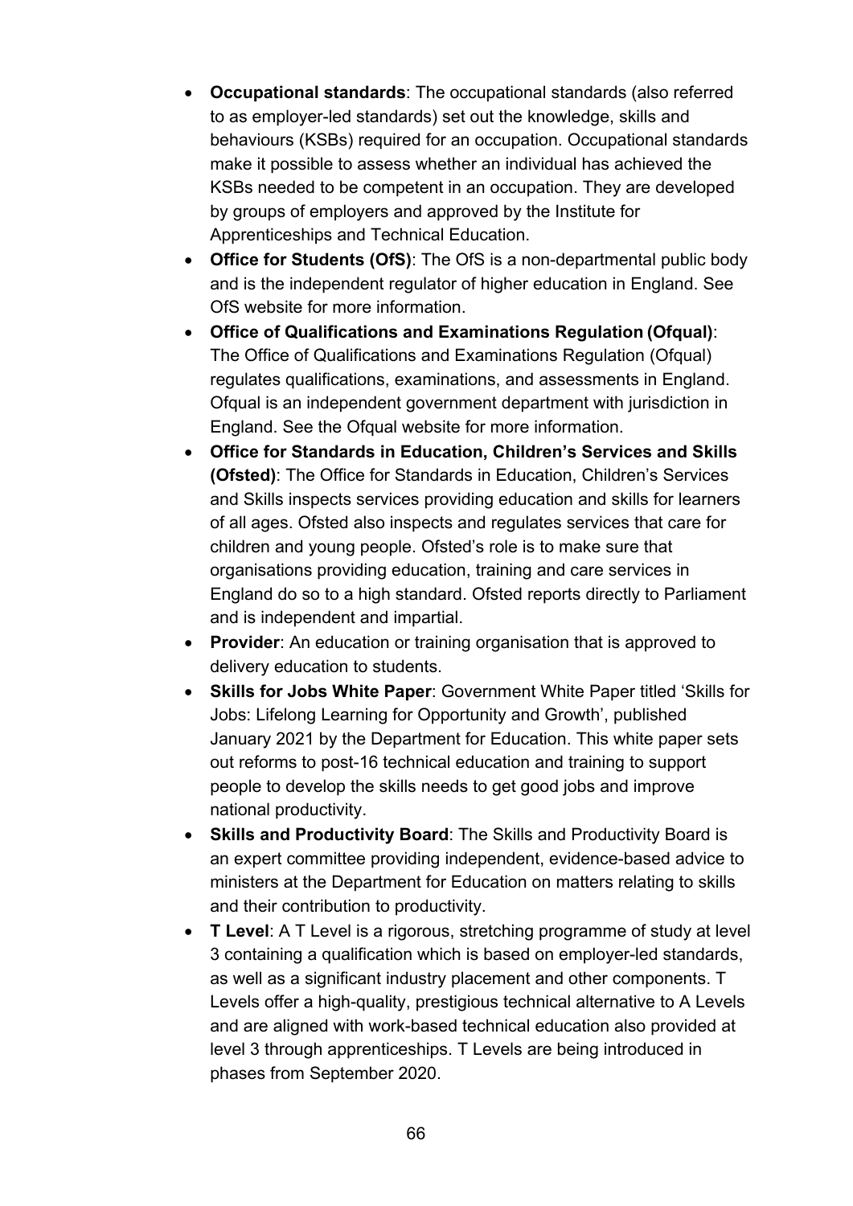- **Occupational standards**: The occupational standards (also referred to as employer-led standards) set out the knowledge, skills and behaviours (KSBs) required for an occupation. Occupational standards make it possible to assess whether an individual has achieved the KSBs needed to be competent in an occupation. They are developed by groups of employers and approved by the Institute for Apprenticeships and Technical Education.
- **Office for Students (OfS)**: The OfS is a non-departmental public body and is the independent regulator of higher education in England. See OfS website for more information.
- **Office of Qualifications and Examinations Regulation (Ofqual)**: The Office of Qualifications and Examinations Regulation (Ofqual) regulates qualifications, examinations, and assessments in England. Ofqual is an independent government department with jurisdiction in England. See the Ofqual website for more information.
- **Office for Standards in Education, Children's Services and Skills (Ofsted)**: The Office for Standards in Education, Children's Services and Skills inspects services providing education and skills for learners of all ages. Ofsted also inspects and regulates services that care for children and young people. Ofsted's role is to make sure that organisations providing education, training and care services in England do so to a high standard. Ofsted reports directly to Parliament and is independent and impartial.
- **Provider**: An education or training organisation that is approved to delivery education to students.
- **Skills for Jobs White Paper**: Government White Paper titled 'Skills for Jobs: Lifelong Learning for Opportunity and Growth', published January 2021 by the Department for Education. This white paper sets out reforms to post-16 technical education and training to support people to develop the skills needs to get good jobs and improve national productivity.
- **Skills and Productivity Board**: The Skills and Productivity Board is an expert committee providing independent, evidence-based advice to ministers at the Department for Education on matters relating to skills and their contribution to productivity.
- **T Level**: A T Level is a rigorous, stretching programme of study at level 3 containing a qualification which is based on employer-led standards, as well as a significant industry placement and other components. T Levels offer a high-quality, prestigious technical alternative to A Levels and are aligned with work-based technical education also provided at level 3 through apprenticeships. T Levels are being introduced in phases from September 2020.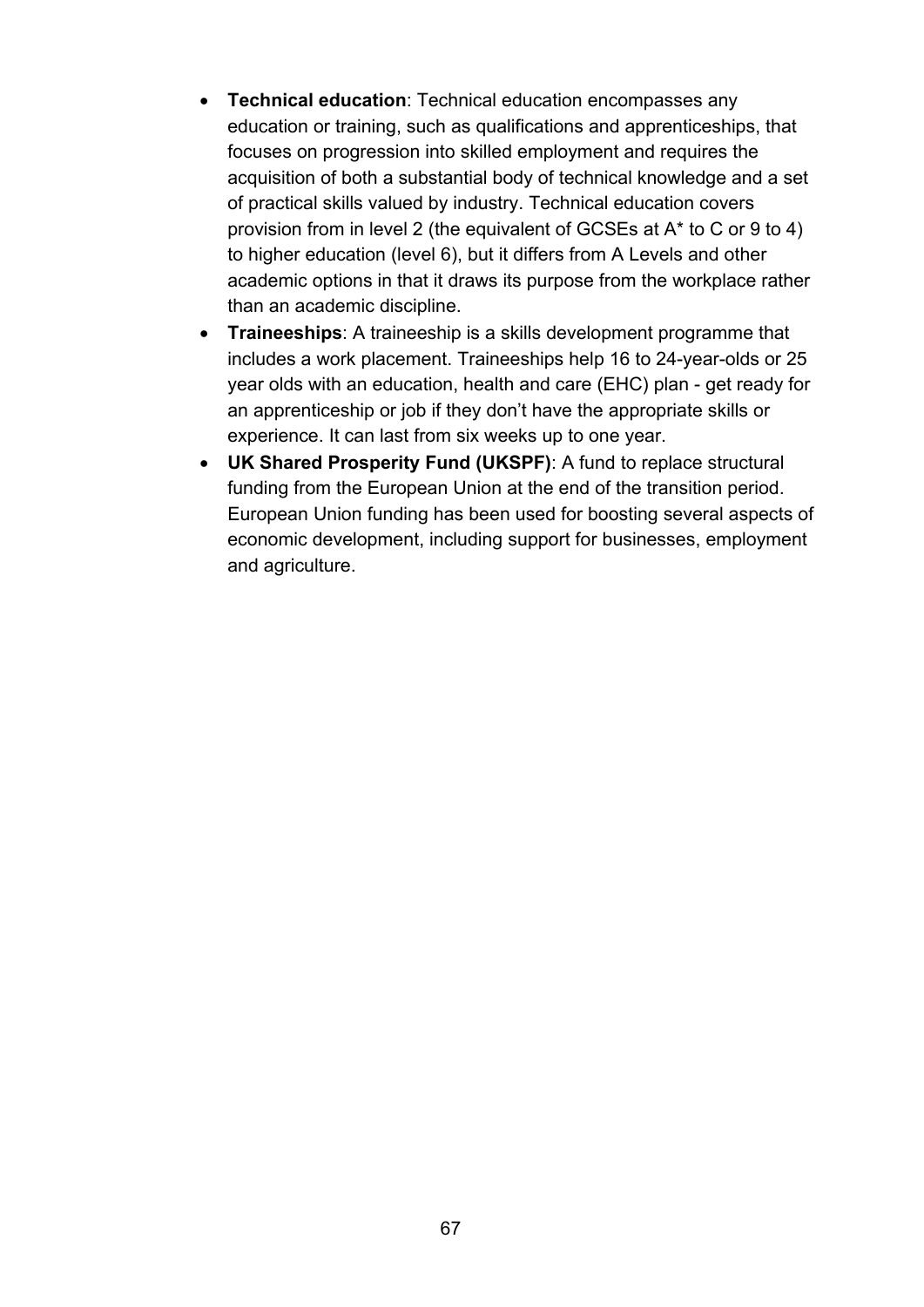- **Technical education**: Technical education encompasses any education or training, such as qualifications and apprenticeships, that focuses on progression into skilled employment and requires the acquisition of both a substantial body of technical knowledge and a set of practical skills valued by industry. Technical education covers provision from in level 2 (the equivalent of GCSEs at A* to C or 9 to 4) to higher education (level 6), but it differs from A Levels and other academic options in that it draws its purpose from the workplace rather than an academic discipline.
- **Traineeships**: A traineeship is a skills development programme that includes a work placement. Traineeships help 16 to 24-year-olds or 25 year olds with an education, health and care (EHC) plan - get ready for an apprenticeship or job if they don't have the appropriate skills or experience. It can last from six weeks up to one year.
- **UK Shared Prosperity Fund (UKSPF)**: A fund to replace structural funding from the European Union at the end of the transition period. European Union funding has been used for boosting several aspects of economic development, including support for businesses, employment and agriculture.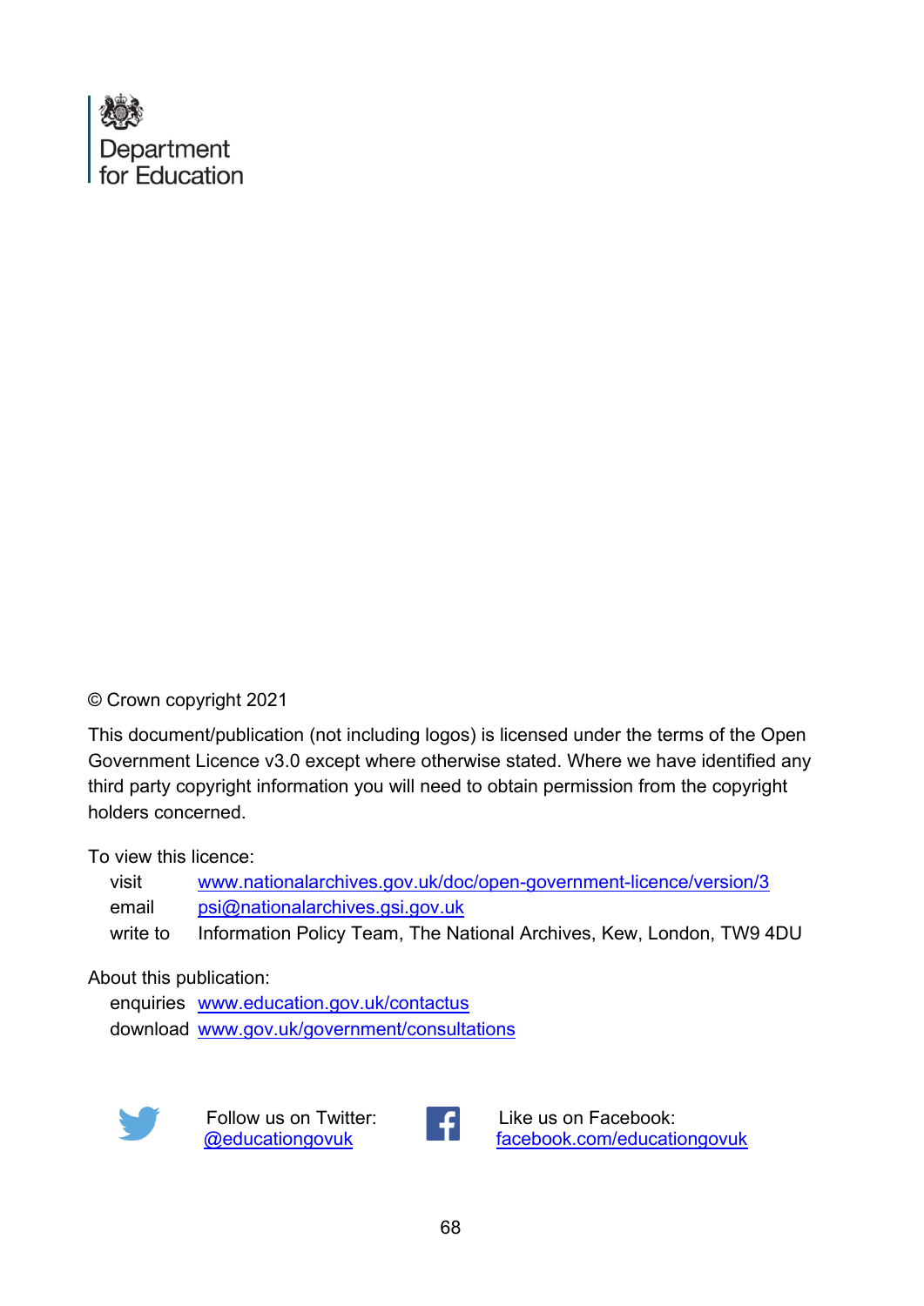Department for Education

© Crown copyright 2021

This document/publication (not including logos) is licensed under the terms of the Open Government Licence v3.0 except where otherwise stated. Where we have identified any third party copyright information you will need to obtain permission from the copyright holders concerned.

To view this licence:

visit www.nationalarchives.gov.uk/doc/open-government-licence/version/3
email psi@nationalarchives.gsi.gov.uk
write to Information Policy Team, The National Archives, Kew, London, TW9 4DU

About this publication:

enquiries www.education.gov.uk/contactus
download www.gov.uk/government/consultations

Follow us on Twitter: @educationgovuk

Like us on Facebook: facebook.com/educationgovuk